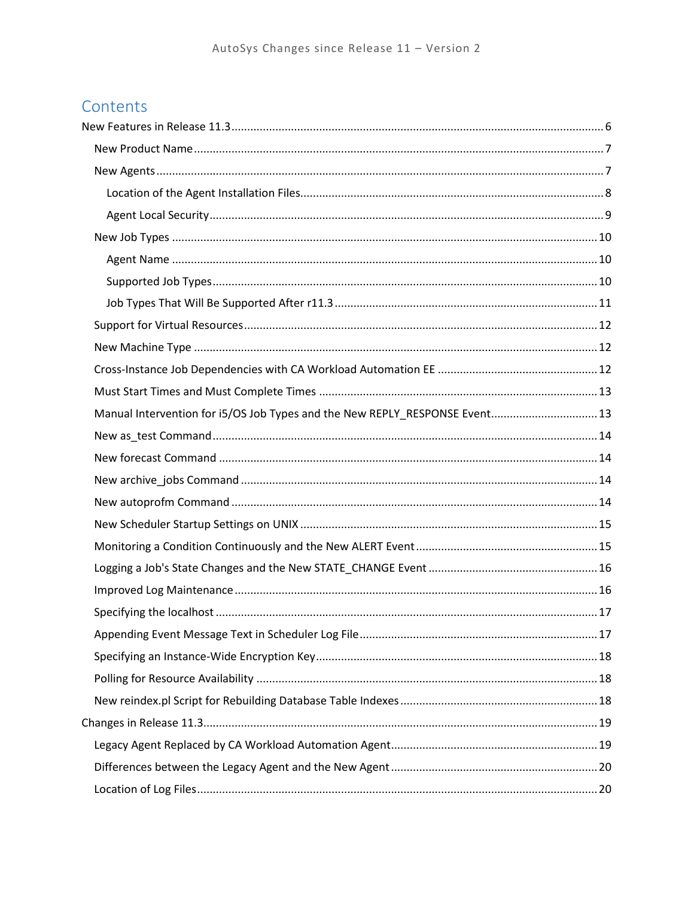# Contents

- New Features in Release 11.3 ..... 6
  - New Product Name ..... 7
  - New Agents ..... 7
    - Location of the Agent Installation Files ..... 8
    - Agent Local Security ..... 9
  - New Job Types ..... 10
    - Agent Name ..... 10
    - Supported Job Types ..... 10
    - Job Types That Will Be Supported After r11.3 ..... 11
  - Support for Virtual Resources ..... 12
  - New Machine Type ..... 12
  - Cross-Instance Job Dependencies with CA Workload Automation EE ..... 12
  - Must Start Times and Must Complete Times ..... 13
  - Manual Intervention for i5/OS Job Types and the New REPLY_RESPONSE Event ..... 13
  - New as_test Command ..... 14
  - New forecast Command ..... 14
  - New archive_jobs Command ..... 14
  - New autoprofm Command ..... 14
  - New Scheduler Startup Settings on UNIX ..... 15
  - Monitoring a Condition Continuously and the New ALERT Event ..... 15
  - Logging a Job's State Changes and the New STATE_CHANGE Event ..... 16
  - Improved Log Maintenance ..... 16
  - Specifying the localhost ..... 17
  - Appending Event Message Text in Scheduler Log File ..... 17
  - Specifying an Instance-Wide Encryption Key ..... 18
  - Polling for Resource Availability ..... 18
  - New reindex.pl Script for Rebuilding Database Table Indexes ..... 18
- Changes in Release 11.3 ..... 19
  - Legacy Agent Replaced by CA Workload Automation Agent ..... 19
  - Differences between the Legacy Agent and the New Agent ..... 20
  - Location of Log Files ..... 20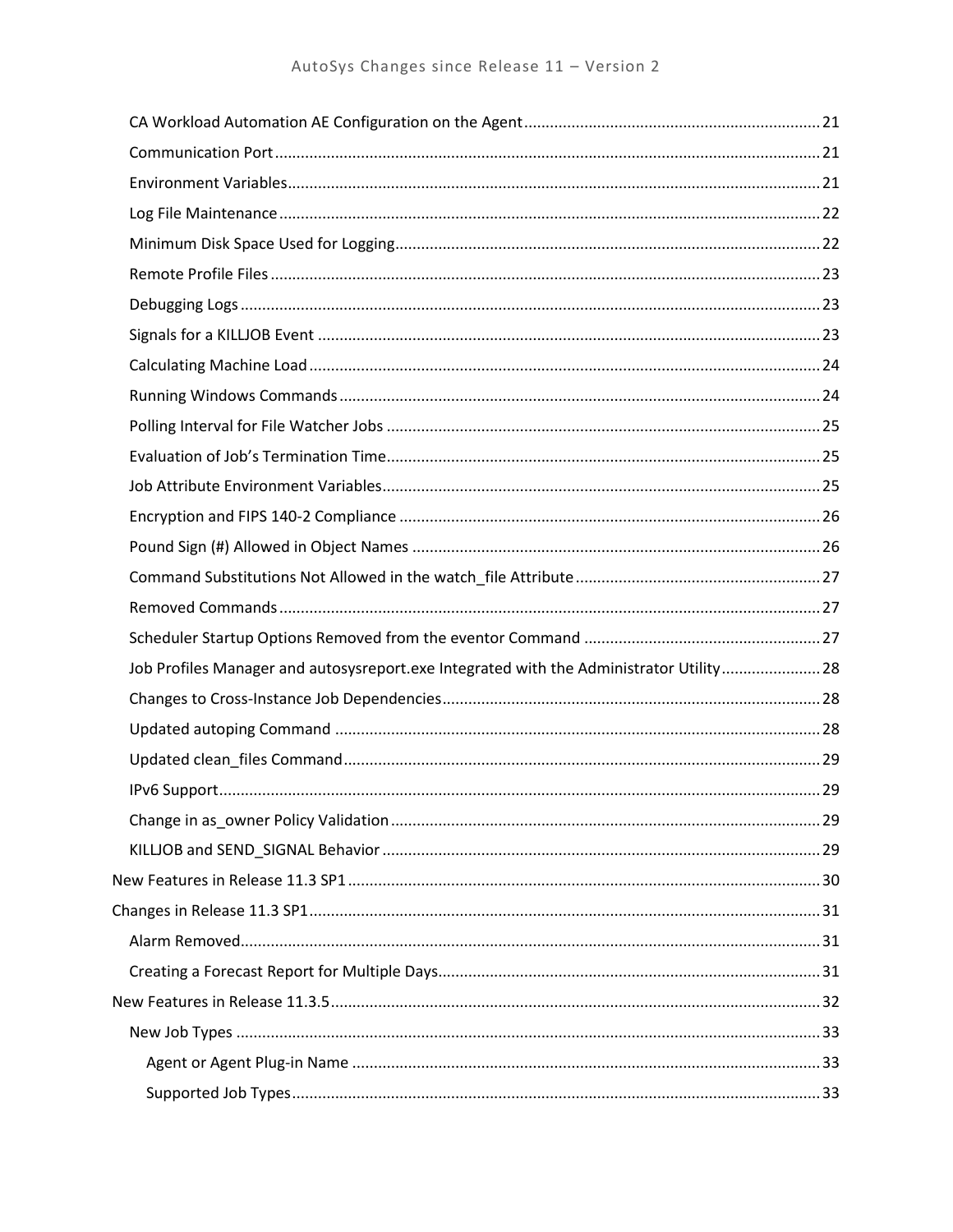- CA Workload Automation AE Configuration on the Agent ... 21
- Communication Port ... 21
- Environment Variables ... 21
- Log File Maintenance ... 22
- Minimum Disk Space Used for Logging ... 22
- Remote Profile Files ... 23
- Debugging Logs ... 23
- Signals for a KILLJOB Event ... 23
- Calculating Machine Load ... 24
- Running Windows Commands ... 24
- Polling Interval for File Watcher Jobs ... 25
- Evaluation of Job's Termination Time ... 25
- Job Attribute Environment Variables ... 25
- Encryption and FIPS 140-2 Compliance ... 26
- Pound Sign (#) Allowed in Object Names ... 26
- Command Substitutions Not Allowed in the watch_file Attribute ... 27
- Removed Commands ... 27
- Scheduler Startup Options Removed from the eventor Command ... 27
- Job Profiles Manager and autosysreport.exe Integrated with the Administrator Utility ... 28
- Changes to Cross-Instance Job Dependencies ... 28
- Updated autoping Command ... 28
- Updated clean_files Command ... 29
- IPv6 Support ... 29
- Change in as_owner Policy Validation ... 29
- KILLJOB and SEND_SIGNAL Behavior ... 29

New Features in Release 11.3 SP1 ... 30

Changes in Release 11.3 SP1 ... 31
- Alarm Removed ... 31
- Creating a Forecast Report for Multiple Days ... 31

New Features in Release 11.3.5 ... 32
- New Job Types ... 33
  - Agent or Agent Plug-in Name ... 33
  - Supported Job Types ... 33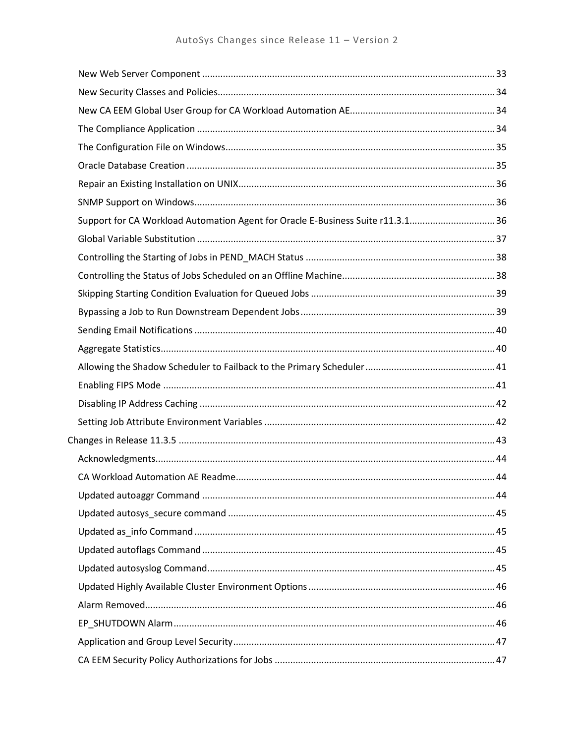- New Web Server Component ... 33
- New Security Classes and Policies ... 34
- New CA EEM Global User Group for CA Workload Automation AE ... 34
- The Compliance Application ... 34
- The Configuration File on Windows ... 35
- Oracle Database Creation ... 35
- Repair an Existing Installation on UNIX ... 36
- SNMP Support on Windows ... 36
- Support for CA Workload Automation Agent for Oracle E-Business Suite r11.3.1 ... 36
- Global Variable Substitution ... 37
- Controlling the Starting of Jobs in PEND_MACH Status ... 38
- Controlling the Status of Jobs Scheduled on an Offline Machine ... 38
- Skipping Starting Condition Evaluation for Queued Jobs ... 39
- Bypassing a Job to Run Downstream Dependent Jobs ... 39
- Sending Email Notifications ... 40
- Aggregate Statistics ... 40
- Allowing the Shadow Scheduler to Failback to the Primary Scheduler ... 41
- Enabling FIPS Mode ... 41
- Disabling IP Address Caching ... 42
- Setting Job Attribute Environment Variables ... 42

Changes in Release 11.3.5 ... 43

- Acknowledgments ... 44
- CA Workload Automation AE Readme ... 44
- Updated autoaggr Command ... 44
- Updated autosys_secure command ... 45
- Updated as_info Command ... 45
- Updated autoflags Command ... 45
- Updated autosyslog Command ... 45
- Updated Highly Available Cluster Environment Options ... 46
- Alarm Removed ... 46
- EP_SHUTDOWN Alarm ... 46
- Application and Group Level Security ... 47
- CA EEM Security Policy Authorizations for Jobs ... 47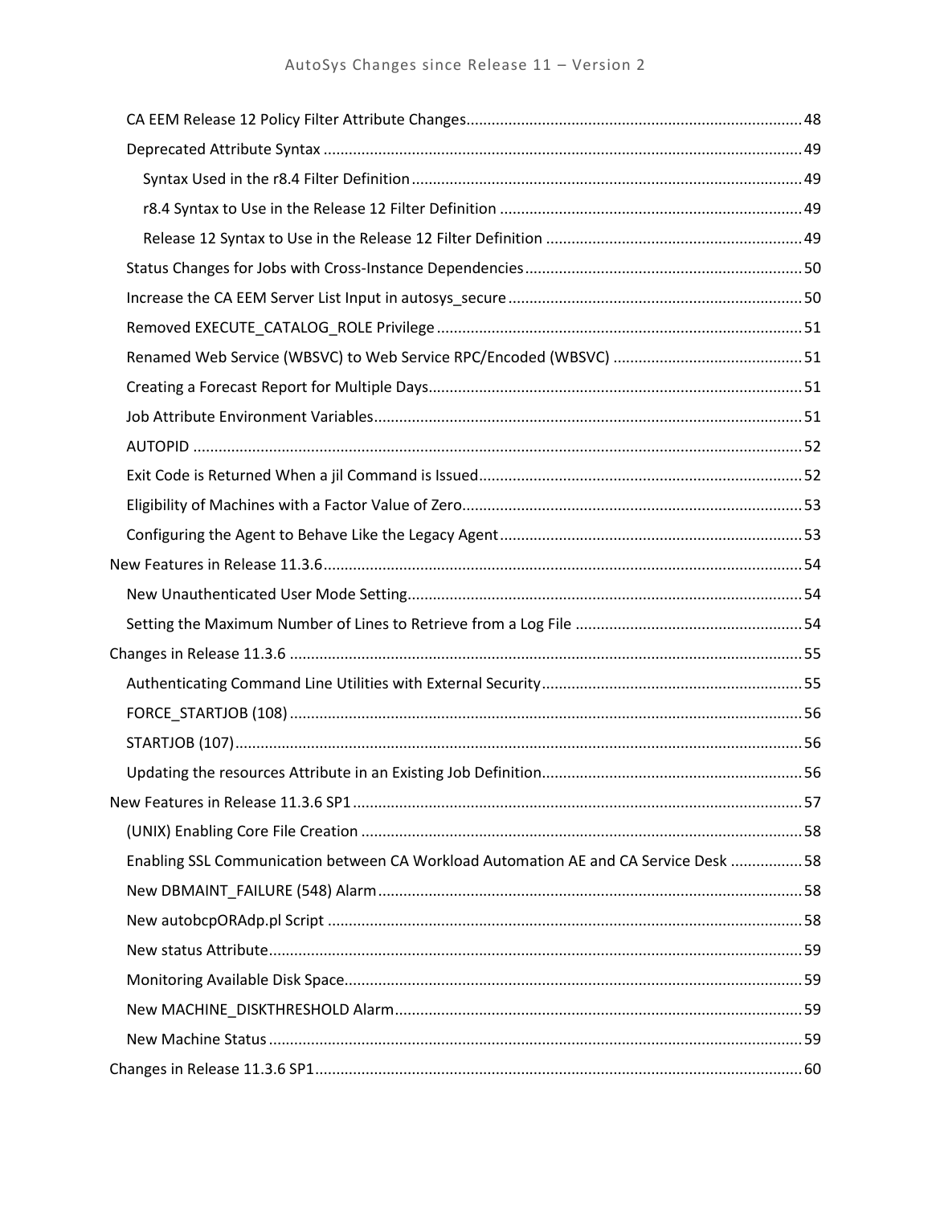- CA EEM Release 12 Policy Filter Attribute Changes ........ 48
- Deprecated Attribute Syntax ........ 49
  - Syntax Used in the r8.4 Filter Definition ........ 49
  - r8.4 Syntax to Use in the Release 12 Filter Definition ........ 49
  - Release 12 Syntax to Use in the Release 12 Filter Definition ........ 49
- Status Changes for Jobs with Cross-Instance Dependencies ........ 50
- Increase the CA EEM Server List Input in autosys_secure ........ 50
- Removed EXECUTE_CATALOG_ROLE Privilege ........ 51
- Renamed Web Service (WBSVC) to Web Service RPC/Encoded (WBSVC) ........ 51
- Creating a Forecast Report for Multiple Days ........ 51
- Job Attribute Environment Variables ........ 51
- AUTOPID ........ 52
- Exit Code is Returned When a jil Command is Issued ........ 52
- Eligibility of Machines with a Factor Value of Zero ........ 53
- Configuring the Agent to Behave Like the Legacy Agent ........ 53

New Features in Release 11.3.6 ........ 54

- New Unauthenticated User Mode Setting ........ 54
- Setting the Maximum Number of Lines to Retrieve from a Log File ........ 54

Changes in Release 11.3.6 ........ 55

- Authenticating Command Line Utilities with External Security ........ 55
- FORCE_STARTJOB (108) ........ 56
- STARTJOB (107) ........ 56
- Updating the resources Attribute in an Existing Job Definition ........ 56

New Features in Release 11.3.6 SP1 ........ 57

- (UNIX) Enabling Core File Creation ........ 58
- Enabling SSL Communication between CA Workload Automation AE and CA Service Desk ........ 58
- New DBMAINT_FAILURE (548) Alarm ........ 58
- New autobcpORAdp.pl Script ........ 58
- New status Attribute ........ 59
- Monitoring Available Disk Space ........ 59
- New MACHINE_DISKTHRESHOLD Alarm ........ 59
- New Machine Status ........ 59

Changes in Release 11.3.6 SP1 ........ 60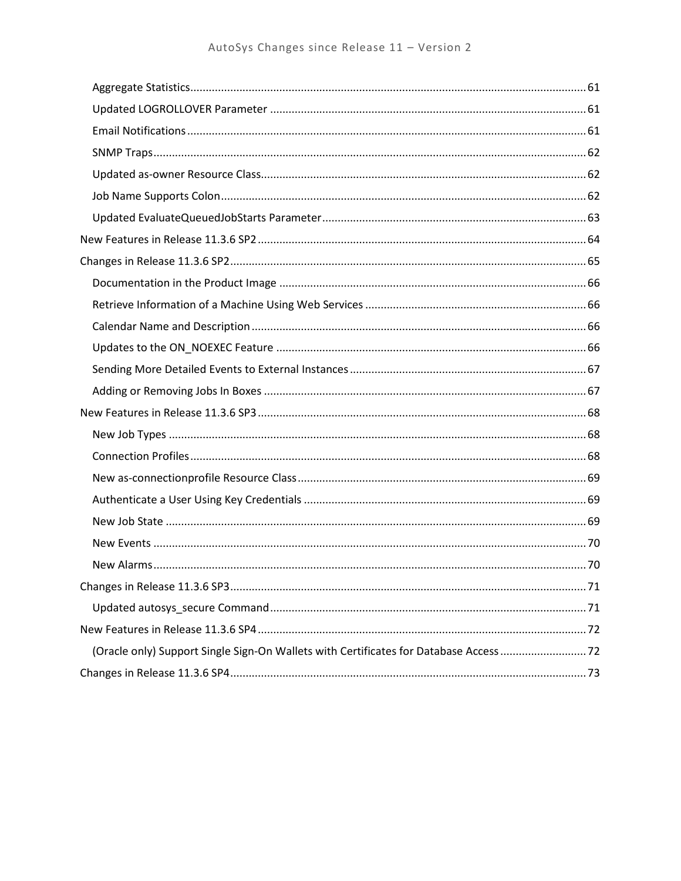- Aggregate Statistics ........ 61
- Updated LOGROLLOVER Parameter ........ 61
- Email Notifications ........ 61
- SNMP Traps ........ 62
- Updated as-owner Resource Class ........ 62
- Job Name Supports Colon ........ 62
- Updated EvaluateQueuedJobStarts Parameter ........ 63

New Features in Release 11.3.6 SP2 ........ 64

Changes in Release 11.3.6 SP2 ........ 65

- Documentation in the Product Image ........ 66
- Retrieve Information of a Machine Using Web Services ........ 66
- Calendar Name and Description ........ 66
- Updates to the ON_NOEXEC Feature ........ 66
- Sending More Detailed Events to External Instances ........ 67
- Adding or Removing Jobs In Boxes ........ 67

New Features in Release 11.3.6 SP3 ........ 68

- New Job Types ........ 68
- Connection Profiles ........ 68
- New as-connectionprofile Resource Class ........ 69
- Authenticate a User Using Key Credentials ........ 69
- New Job State ........ 69
- New Events ........ 70
- New Alarms ........ 70

Changes in Release 11.3.6 SP3 ........ 71

- Updated autosys_secure Command ........ 71

New Features in Release 11.3.6 SP4 ........ 72

- (Oracle only) Support Single Sign-On Wallets with Certificates for Database Access ........ 72

Changes in Release 11.3.6 SP4 ........ 73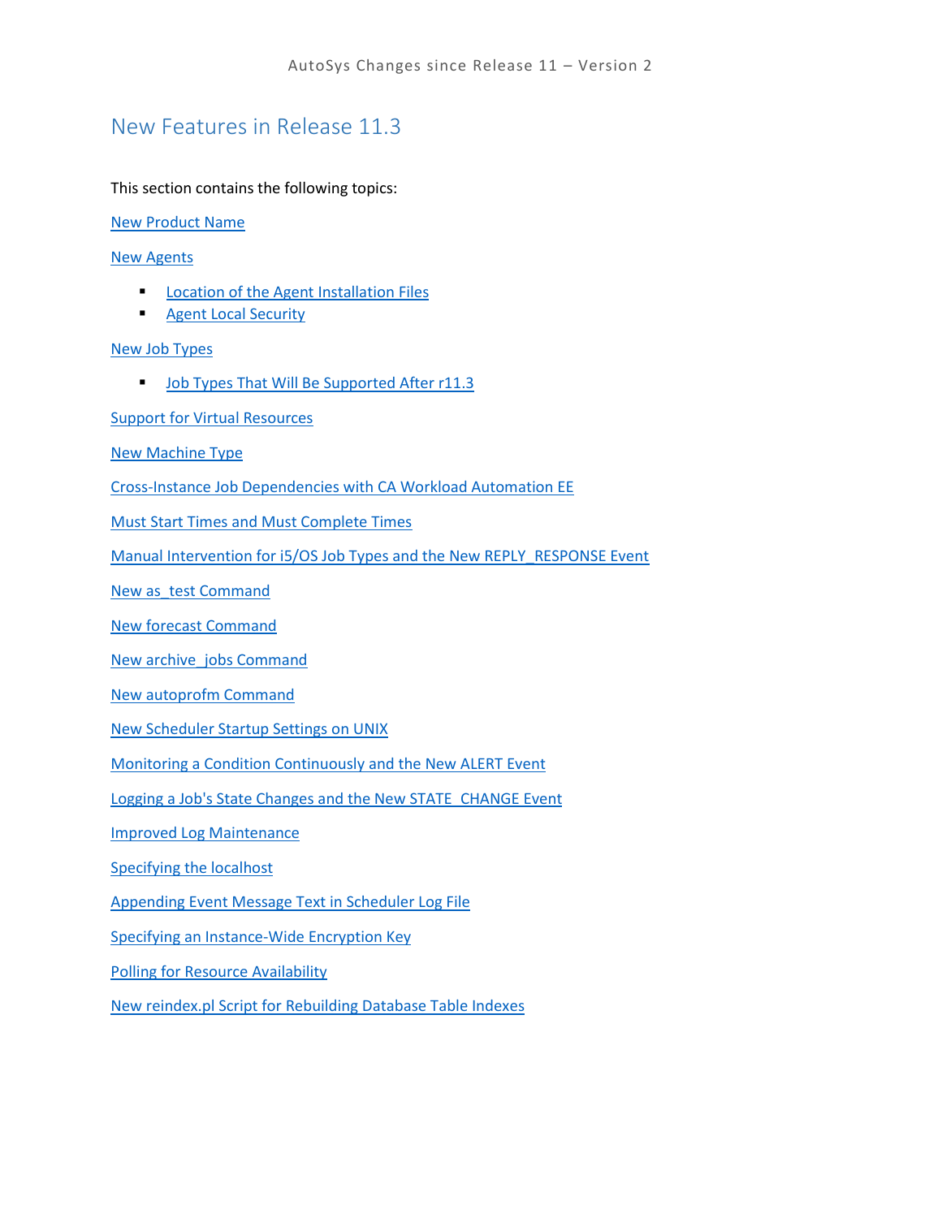# New Features in Release 11.3

This section contains the following topics:

New Product Name

New Agents

- Location of the Agent Installation Files
- Agent Local Security

New Job Types

- Job Types That Will Be Supported After r11.3

Support for Virtual Resources

New Machine Type

Cross-Instance Job Dependencies with CA Workload Automation EE

Must Start Times and Must Complete Times

Manual Intervention for i5/OS Job Types and the New REPLY_RESPONSE Event

New as_test Command

New forecast Command

New archive_jobs Command

New autoprofm Command

New Scheduler Startup Settings on UNIX

Monitoring a Condition Continuously and the New ALERT Event

Logging a Job's State Changes and the New STATE_CHANGE Event

Improved Log Maintenance

Specifying the localhost

Appending Event Message Text in Scheduler Log File

Specifying an Instance-Wide Encryption Key

Polling for Resource Availability

New reindex.pl Script for Rebuilding Database Table Indexes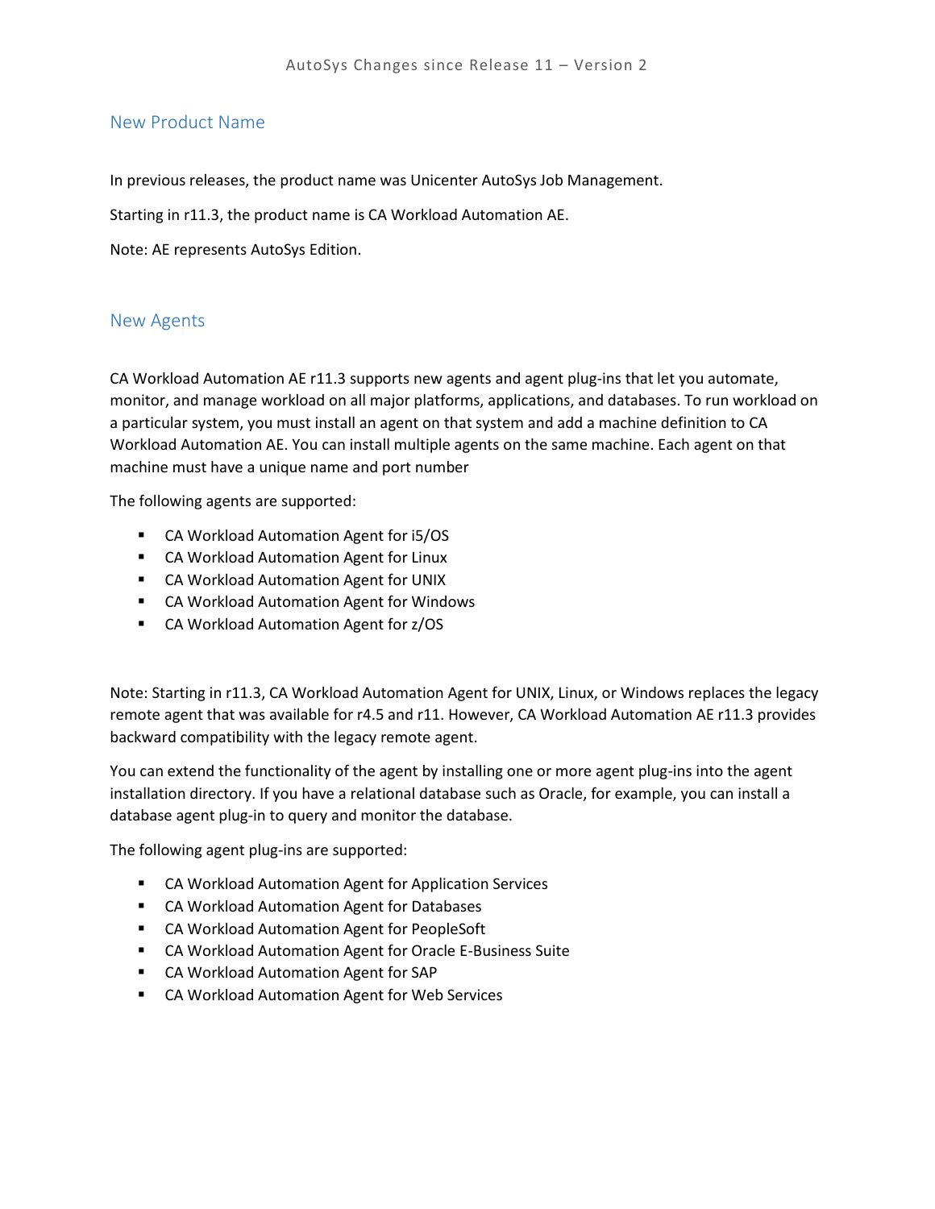## New Product Name

In previous releases, the product name was Unicenter AutoSys Job Management.

Starting in r11.3, the product name is CA Workload Automation AE.

Note: AE represents AutoSys Edition.

## New Agents

CA Workload Automation AE r11.3 supports new agents and agent plug-ins that let you automate, monitor, and manage workload on all major platforms, applications, and databases. To run workload on a particular system, you must install an agent on that system and add a machine definition to CA Workload Automation AE. You can install multiple agents on the same machine. Each agent on that machine must have a unique name and port number

The following agents are supported:

- CA Workload Automation Agent for i5/OS
- CA Workload Automation Agent for Linux
- CA Workload Automation Agent for UNIX
- CA Workload Automation Agent for Windows
- CA Workload Automation Agent for z/OS

Note: Starting in r11.3, CA Workload Automation Agent for UNIX, Linux, or Windows replaces the legacy remote agent that was available for r4.5 and r11. However, CA Workload Automation AE r11.3 provides backward compatibility with the legacy remote agent.

You can extend the functionality of the agent by installing one or more agent plug-ins into the agent installation directory. If you have a relational database such as Oracle, for example, you can install a database agent plug-in to query and monitor the database.

The following agent plug-ins are supported:

- CA Workload Automation Agent for Application Services
- CA Workload Automation Agent for Databases
- CA Workload Automation Agent for PeopleSoft
- CA Workload Automation Agent for Oracle E-Business Suite
- CA Workload Automation Agent for SAP
- CA Workload Automation Agent for Web Services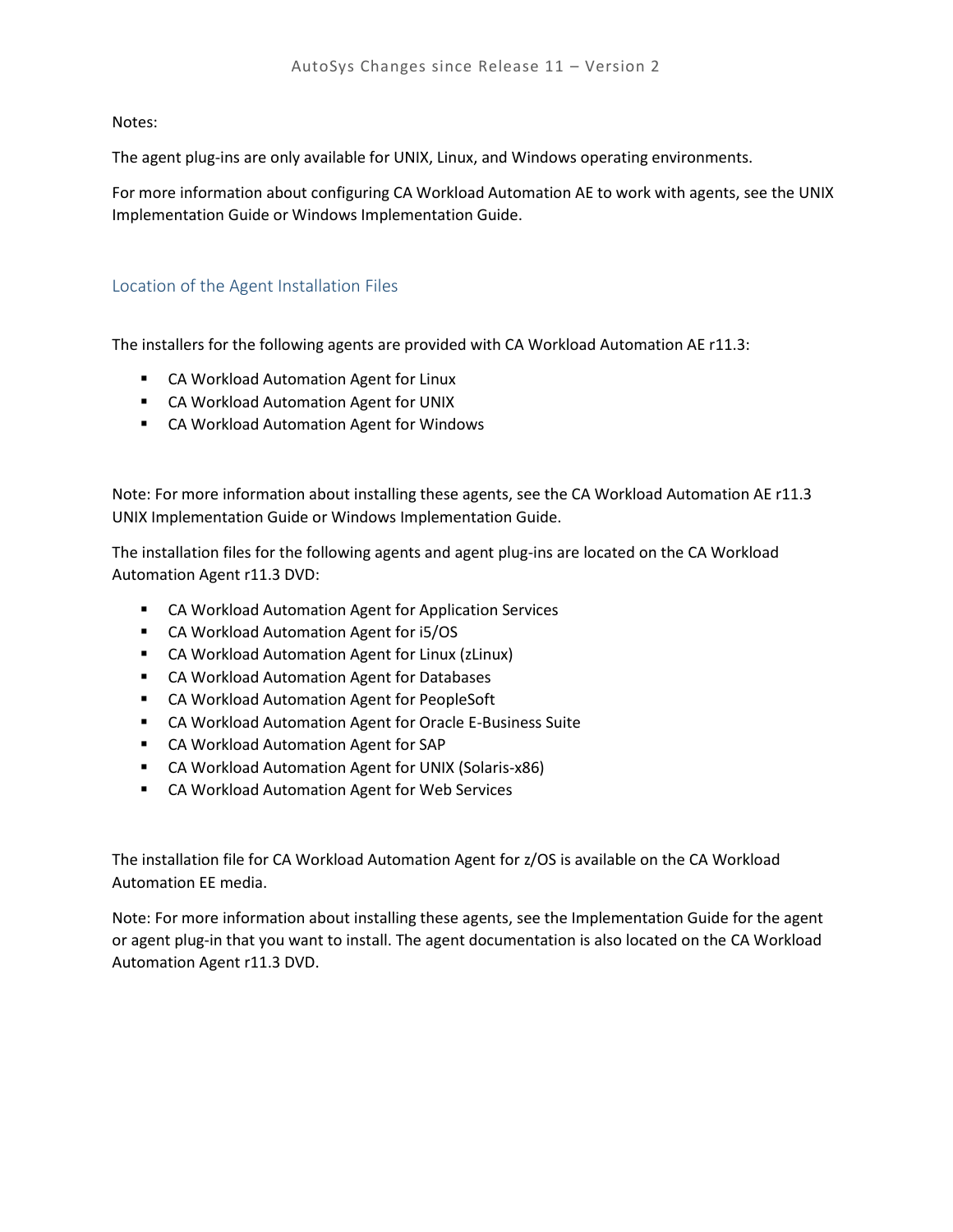Notes:

The agent plug-ins are only available for UNIX, Linux, and Windows operating environments.

For more information about configuring CA Workload Automation AE to work with agents, see the UNIX Implementation Guide or Windows Implementation Guide.

## Location of the Agent Installation Files

The installers for the following agents are provided with CA Workload Automation AE r11.3:

- CA Workload Automation Agent for Linux
- CA Workload Automation Agent for UNIX
- CA Workload Automation Agent for Windows

Note: For more information about installing these agents, see the CA Workload Automation AE r11.3 UNIX Implementation Guide or Windows Implementation Guide.

The installation files for the following agents and agent plug-ins are located on the CA Workload Automation Agent r11.3 DVD:

- CA Workload Automation Agent for Application Services
- CA Workload Automation Agent for i5/OS
- CA Workload Automation Agent for Linux (zLinux)
- CA Workload Automation Agent for Databases
- CA Workload Automation Agent for PeopleSoft
- CA Workload Automation Agent for Oracle E-Business Suite
- CA Workload Automation Agent for SAP
- CA Workload Automation Agent for UNIX (Solaris-x86)
- CA Workload Automation Agent for Web Services

The installation file for CA Workload Automation Agent for z/OS is available on the CA Workload Automation EE media.

Note: For more information about installing these agents, see the Implementation Guide for the agent or agent plug-in that you want to install. The agent documentation is also located on the CA Workload Automation Agent r11.3 DVD.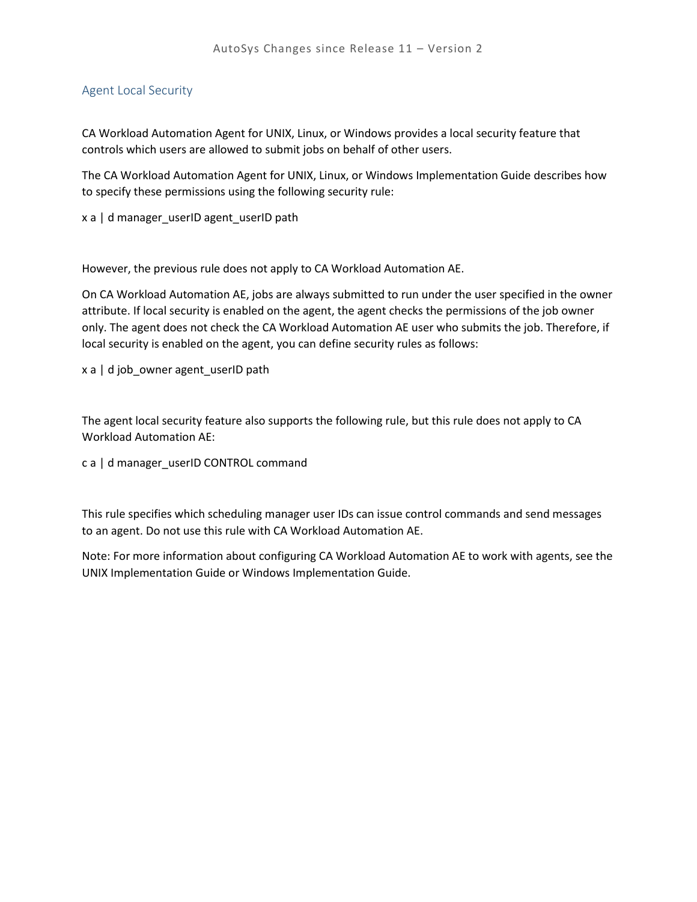## Agent Local Security

CA Workload Automation Agent for UNIX, Linux, or Windows provides a local security feature that controls which users are allowed to submit jobs on behalf of other users.

The CA Workload Automation Agent for UNIX, Linux, or Windows Implementation Guide describes how to specify these permissions using the following security rule:

x a | d manager_userID agent_userID path

However, the previous rule does not apply to CA Workload Automation AE.

On CA Workload Automation AE, jobs are always submitted to run under the user specified in the owner attribute. If local security is enabled on the agent, the agent checks the permissions of the job owner only. The agent does not check the CA Workload Automation AE user who submits the job. Therefore, if local security is enabled on the agent, you can define security rules as follows:

x a | d job_owner agent_userID path

The agent local security feature also supports the following rule, but this rule does not apply to CA Workload Automation AE:

c a | d manager_userID CONTROL command

This rule specifies which scheduling manager user IDs can issue control commands and send messages to an agent. Do not use this rule with CA Workload Automation AE.

Note: For more information about configuring CA Workload Automation AE to work with agents, see the UNIX Implementation Guide or Windows Implementation Guide.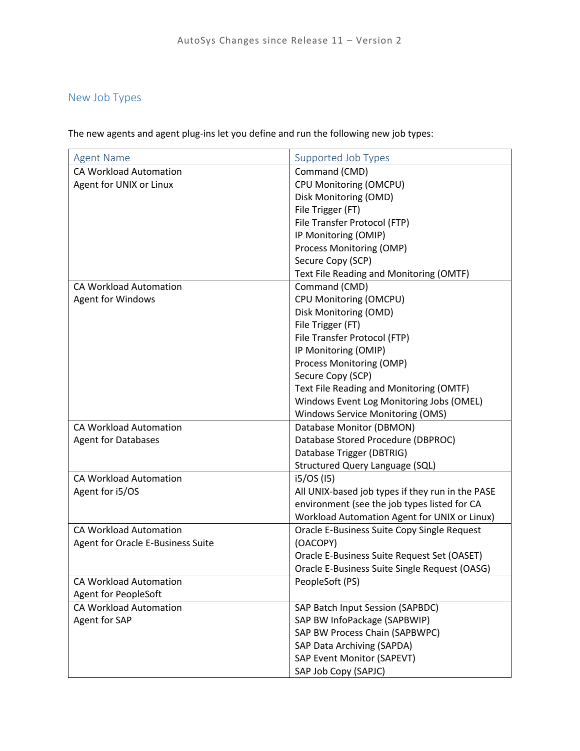## New Job Types

The new agents and agent plug-ins let you define and run the following new job types:

| Agent Name | Supported Job Types |
|---|---|
| CA Workload Automation Agent for UNIX or Linux | Command (CMD)<br>CPU Monitoring (OMCPU)<br>Disk Monitoring (OMD)<br>File Trigger (FT)<br>File Transfer Protocol (FTP)<br>IP Monitoring (OMIP)<br>Process Monitoring (OMP)<br>Secure Copy (SCP)<br>Text File Reading and Monitoring (OMTF) |
| CA Workload Automation Agent for Windows | Command (CMD)<br>CPU Monitoring (OMCPU)<br>Disk Monitoring (OMD)<br>File Trigger (FT)<br>File Transfer Protocol (FTP)<br>IP Monitoring (OMIP)<br>Process Monitoring (OMP)<br>Secure Copy (SCP)<br>Text File Reading and Monitoring (OMTF)<br>Windows Event Log Monitoring Jobs (OMEL)<br>Windows Service Monitoring (OMS) |
| CA Workload Automation Agent for Databases | Database Monitor (DBMON)<br>Database Stored Procedure (DBPROC)<br>Database Trigger (DBTRIG)<br>Structured Query Language (SQL) |
| CA Workload Automation Agent for i5/OS | i5/OS (I5)<br>All UNIX-based job types if they run in the PASE environment (see the job types listed for CA Workload Automation Agent for UNIX or Linux) |
| CA Workload Automation Agent for Oracle E-Business Suite | Oracle E-Business Suite Copy Single Request (OACOPY)<br>Oracle E-Business Suite Request Set (OASET)<br>Oracle E-Business Suite Single Request (OASG) |
| CA Workload Automation Agent for PeopleSoft | PeopleSoft (PS) |
| CA Workload Automation Agent for SAP | SAP Batch Input Session (SAPBDC)<br>SAP BW InfoPackage (SAPBWIP)<br>SAP BW Process Chain (SAPBWPC)<br>SAP Data Archiving (SAPDA)<br>SAP Event Monitor (SAPEVT)<br>SAP Job Copy (SAPJC) |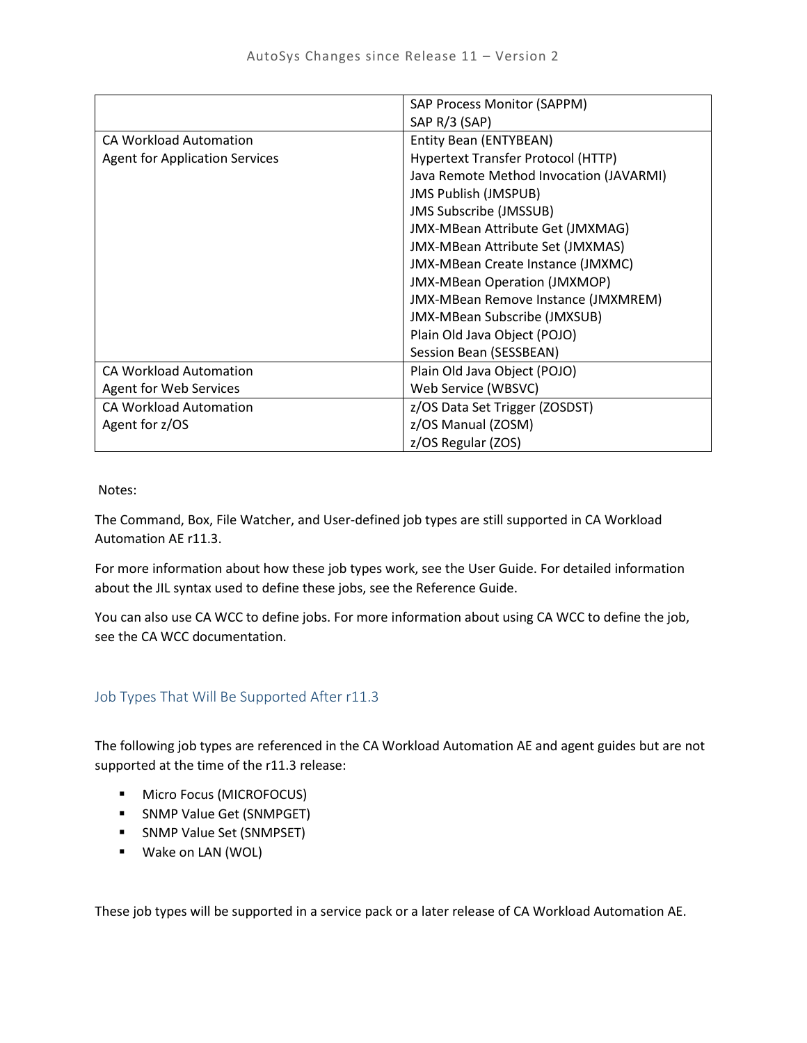| | |
|---|---|
| | SAP Process Monitor (SAPPM)<br>SAP R/3 (SAP) |
| CA Workload Automation<br>Agent for Application Services | Entity Bean (ENTYBEAN)<br>Hypertext Transfer Protocol (HTTP)<br>Java Remote Method Invocation (JAVARMI)<br>JMS Publish (JMSPUB)<br>JMS Subscribe (JMSSUB)<br>JMX-MBean Attribute Get (JMXMAG)<br>JMX-MBean Attribute Set (JMXMAS)<br>JMX-MBean Create Instance (JMXMC)<br>JMX-MBean Operation (JMXMOP)<br>JMX-MBean Remove Instance (JMXMREM)<br>JMX-MBean Subscribe (JMXSUB)<br>Plain Old Java Object (POJO)<br>Session Bean (SESSBEAN) |
| CA Workload Automation<br>Agent for Web Services | Plain Old Java Object (POJO)<br>Web Service (WBSVC) |
| CA Workload Automation<br>Agent for z/OS | z/OS Data Set Trigger (ZOSDST)<br>z/OS Manual (ZOSM)<br>z/OS Regular (ZOS) |

Notes:

The Command, Box, File Watcher, and User-defined job types are still supported in CA Workload Automation AE r11.3.

For more information about how these job types work, see the User Guide. For detailed information about the JIL syntax used to define these jobs, see the Reference Guide.

You can also use CA WCC to define jobs. For more information about using CA WCC to define the job, see the CA WCC documentation.

## Job Types That Will Be Supported After r11.3

The following job types are referenced in the CA Workload Automation AE and agent guides but are not supported at the time of the r11.3 release:

- Micro Focus (MICROFOCUS)
- SNMP Value Get (SNMPGET)
- SNMP Value Set (SNMPSET)
- Wake on LAN (WOL)

These job types will be supported in a service pack or a later release of CA Workload Automation AE.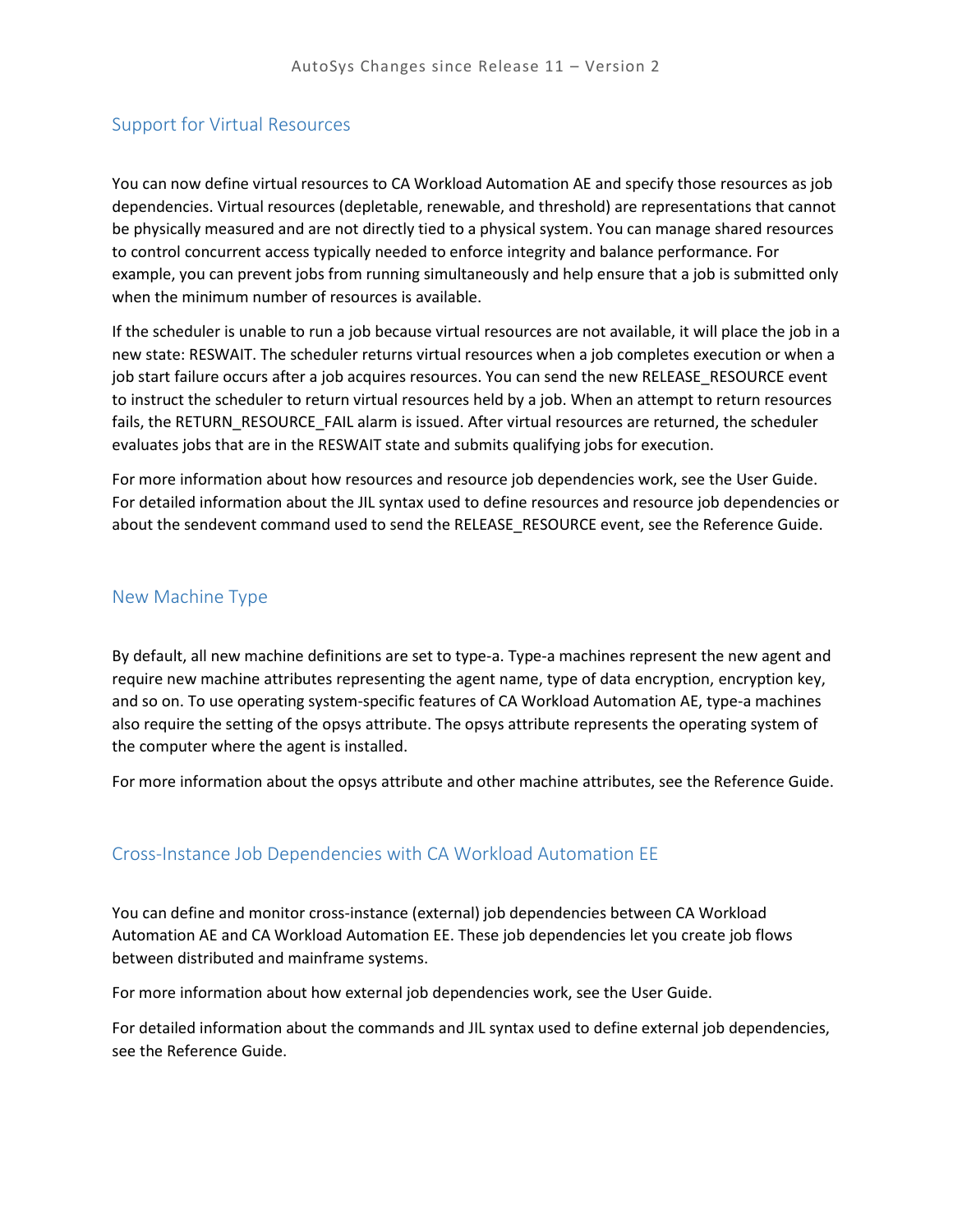## Support for Virtual Resources

You can now define virtual resources to CA Workload Automation AE and specify those resources as job dependencies. Virtual resources (depletable, renewable, and threshold) are representations that cannot be physically measured and are not directly tied to a physical system. You can manage shared resources to control concurrent access typically needed to enforce integrity and balance performance. For example, you can prevent jobs from running simultaneously and help ensure that a job is submitted only when the minimum number of resources is available.

If the scheduler is unable to run a job because virtual resources are not available, it will place the job in a new state: RESWAIT. The scheduler returns virtual resources when a job completes execution or when a job start failure occurs after a job acquires resources. You can send the new RELEASE_RESOURCE event to instruct the scheduler to return virtual resources held by a job. When an attempt to return resources fails, the RETURN_RESOURCE_FAIL alarm is issued. After virtual resources are returned, the scheduler evaluates jobs that are in the RESWAIT state and submits qualifying jobs for execution.

For more information about how resources and resource job dependencies work, see the User Guide. For detailed information about the JIL syntax used to define resources and resource job dependencies or about the sendevent command used to send the RELEASE_RESOURCE event, see the Reference Guide.

## New Machine Type

By default, all new machine definitions are set to type-a. Type-a machines represent the new agent and require new machine attributes representing the agent name, type of data encryption, encryption key, and so on. To use operating system-specific features of CA Workload Automation AE, type-a machines also require the setting of the opsys attribute. The opsys attribute represents the operating system of the computer where the agent is installed.

For more information about the opsys attribute and other machine attributes, see the Reference Guide.

## Cross-Instance Job Dependencies with CA Workload Automation EE

You can define and monitor cross-instance (external) job dependencies between CA Workload Automation AE and CA Workload Automation EE. These job dependencies let you create job flows between distributed and mainframe systems.

For more information about how external job dependencies work, see the User Guide.

For detailed information about the commands and JIL syntax used to define external job dependencies, see the Reference Guide.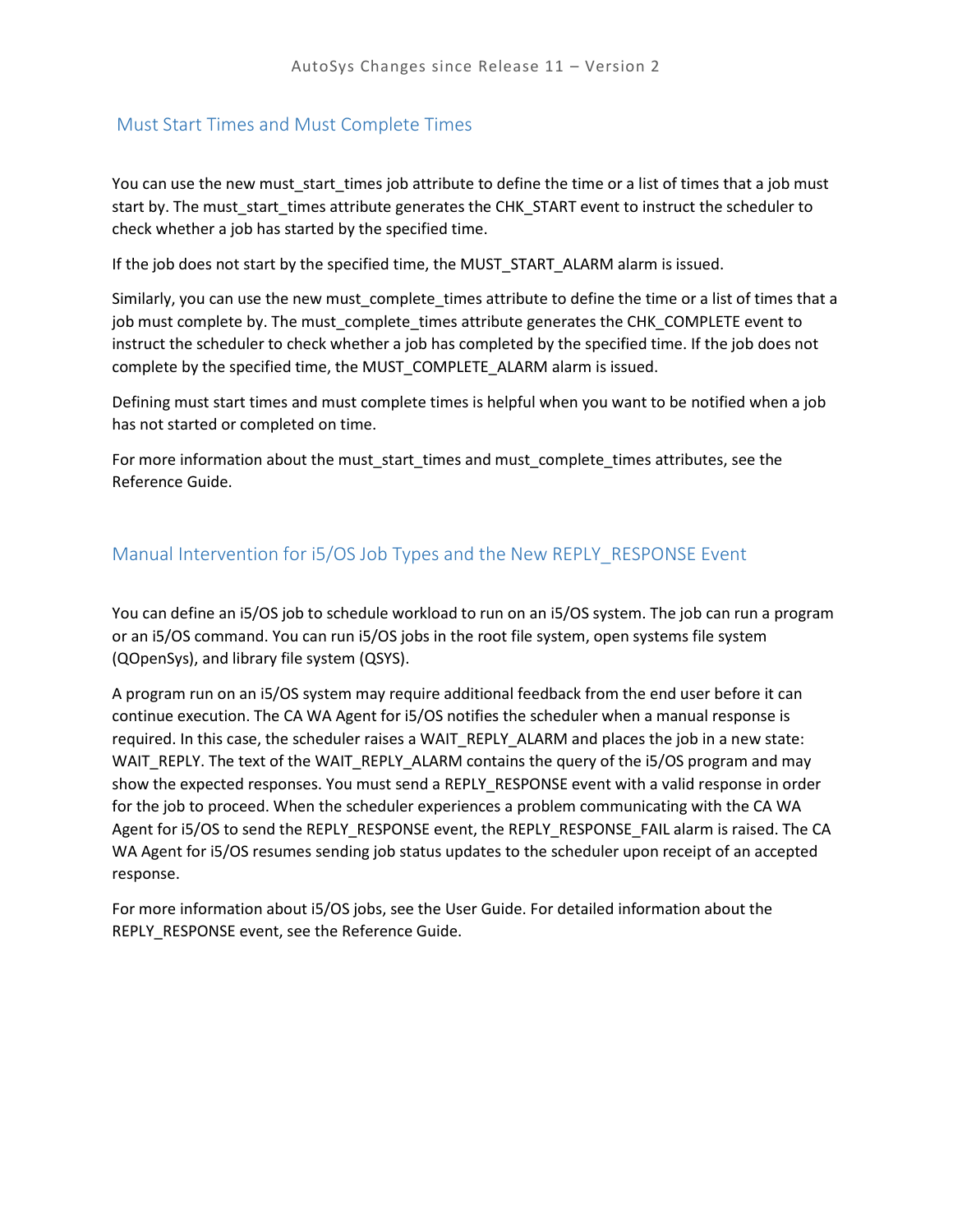## Must Start Times and Must Complete Times

You can use the new must_start_times job attribute to define the time or a list of times that a job must start by. The must_start_times attribute generates the CHK_START event to instruct the scheduler to check whether a job has started by the specified time.

If the job does not start by the specified time, the MUST_START_ALARM alarm is issued.

Similarly, you can use the new must_complete_times attribute to define the time or a list of times that a job must complete by. The must_complete_times attribute generates the CHK_COMPLETE event to instruct the scheduler to check whether a job has completed by the specified time. If the job does not complete by the specified time, the MUST_COMPLETE_ALARM alarm is issued.

Defining must start times and must complete times is helpful when you want to be notified when a job has not started or completed on time.

For more information about the must_start_times and must_complete_times attributes, see the Reference Guide.

## Manual Intervention for i5/OS Job Types and the New REPLY_RESPONSE Event

You can define an i5/OS job to schedule workload to run on an i5/OS system. The job can run a program or an i5/OS command. You can run i5/OS jobs in the root file system, open systems file system (QOpenSys), and library file system (QSYS).

A program run on an i5/OS system may require additional feedback from the end user before it can continue execution. The CA WA Agent for i5/OS notifies the scheduler when a manual response is required. In this case, the scheduler raises a WAIT_REPLY_ALARM and places the job in a new state: WAIT_REPLY. The text of the WAIT_REPLY_ALARM contains the query of the i5/OS program and may show the expected responses. You must send a REPLY_RESPONSE event with a valid response in order for the job to proceed. When the scheduler experiences a problem communicating with the CA WA Agent for i5/OS to send the REPLY_RESPONSE event, the REPLY_RESPONSE_FAIL alarm is raised. The CA WA Agent for i5/OS resumes sending job status updates to the scheduler upon receipt of an accepted response.

For more information about i5/OS jobs, see the User Guide. For detailed information about the REPLY_RESPONSE event, see the Reference Guide.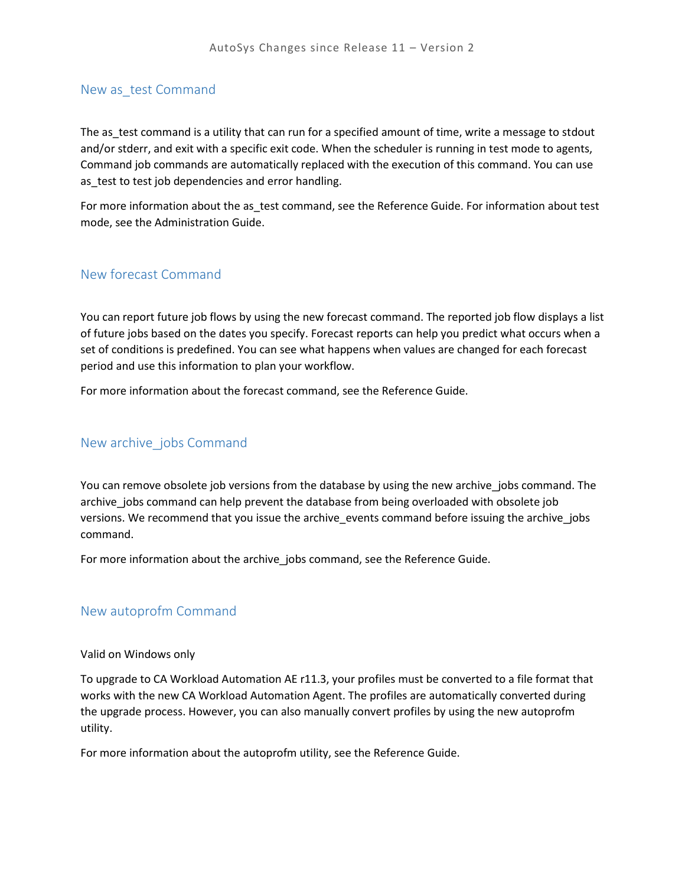## New as_test Command

The as_test command is a utility that can run for a specified amount of time, write a message to stdout and/or stderr, and exit with a specific exit code. When the scheduler is running in test mode to agents, Command job commands are automatically replaced with the execution of this command. You can use as_test to test job dependencies and error handling.

For more information about the as_test command, see the Reference Guide. For information about test mode, see the Administration Guide.

## New forecast Command

You can report future job flows by using the new forecast command. The reported job flow displays a list of future jobs based on the dates you specify. Forecast reports can help you predict what occurs when a set of conditions is predefined. You can see what happens when values are changed for each forecast period and use this information to plan your workflow.

For more information about the forecast command, see the Reference Guide.

## New archive_jobs Command

You can remove obsolete job versions from the database by using the new archive_jobs command. The archive_jobs command can help prevent the database from being overloaded with obsolete job versions. We recommend that you issue the archive_events command before issuing the archive_jobs command.

For more information about the archive_jobs command, see the Reference Guide.

## New autoprofm Command

Valid on Windows only

To upgrade to CA Workload Automation AE r11.3, your profiles must be converted to a file format that works with the new CA Workload Automation Agent. The profiles are automatically converted during the upgrade process. However, you can also manually convert profiles by using the new autoprofm utility.

For more information about the autoprofm utility, see the Reference Guide.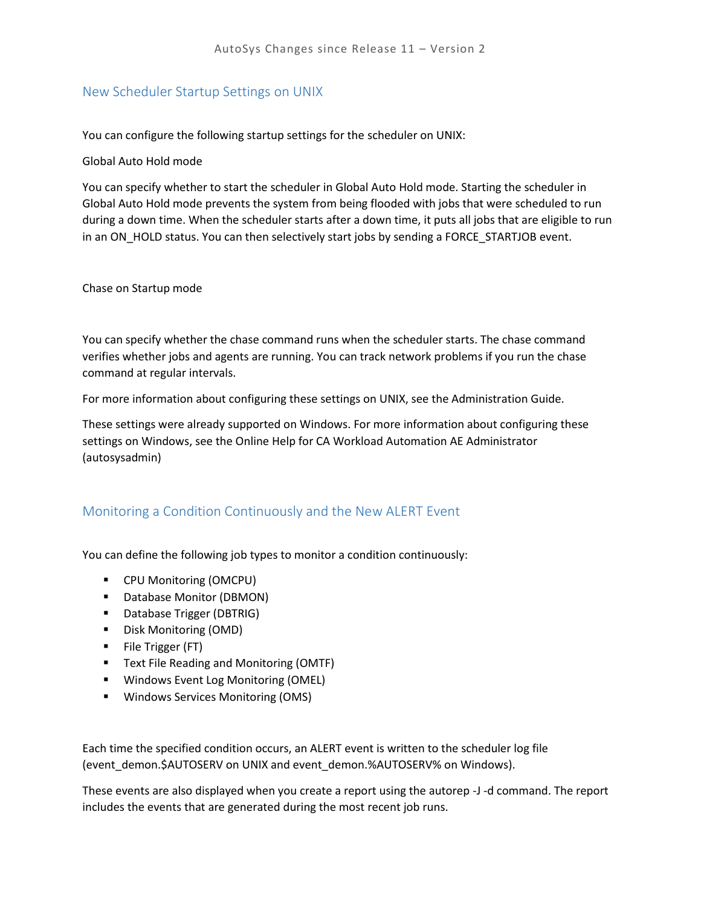## New Scheduler Startup Settings on UNIX

You can configure the following startup settings for the scheduler on UNIX:

Global Auto Hold mode

You can specify whether to start the scheduler in Global Auto Hold mode. Starting the scheduler in Global Auto Hold mode prevents the system from being flooded with jobs that were scheduled to run during a down time. When the scheduler starts after a down time, it puts all jobs that are eligible to run in an ON_HOLD status. You can then selectively start jobs by sending a FORCE_STARTJOB event.

Chase on Startup mode

You can specify whether the chase command runs when the scheduler starts. The chase command verifies whether jobs and agents are running. You can track network problems if you run the chase command at regular intervals.

For more information about configuring these settings on UNIX, see the Administration Guide.

These settings were already supported on Windows. For more information about configuring these settings on Windows, see the Online Help for CA Workload Automation AE Administrator (autosysadmin)

## Monitoring a Condition Continuously and the New ALERT Event

You can define the following job types to monitor a condition continuously:

- CPU Monitoring (OMCPU)
- Database Monitor (DBMON)
- Database Trigger (DBTRIG)
- Disk Monitoring (OMD)
- File Trigger (FT)
- Text File Reading and Monitoring (OMTF)
- Windows Event Log Monitoring (OMEL)
- Windows Services Monitoring (OMS)

Each time the specified condition occurs, an ALERT event is written to the scheduler log file (event_demon.$AUTOSERV on UNIX and event_demon.%AUTOSERV% on Windows).

These events are also displayed when you create a report using the autorep -J -d command. The report includes the events that are generated during the most recent job runs.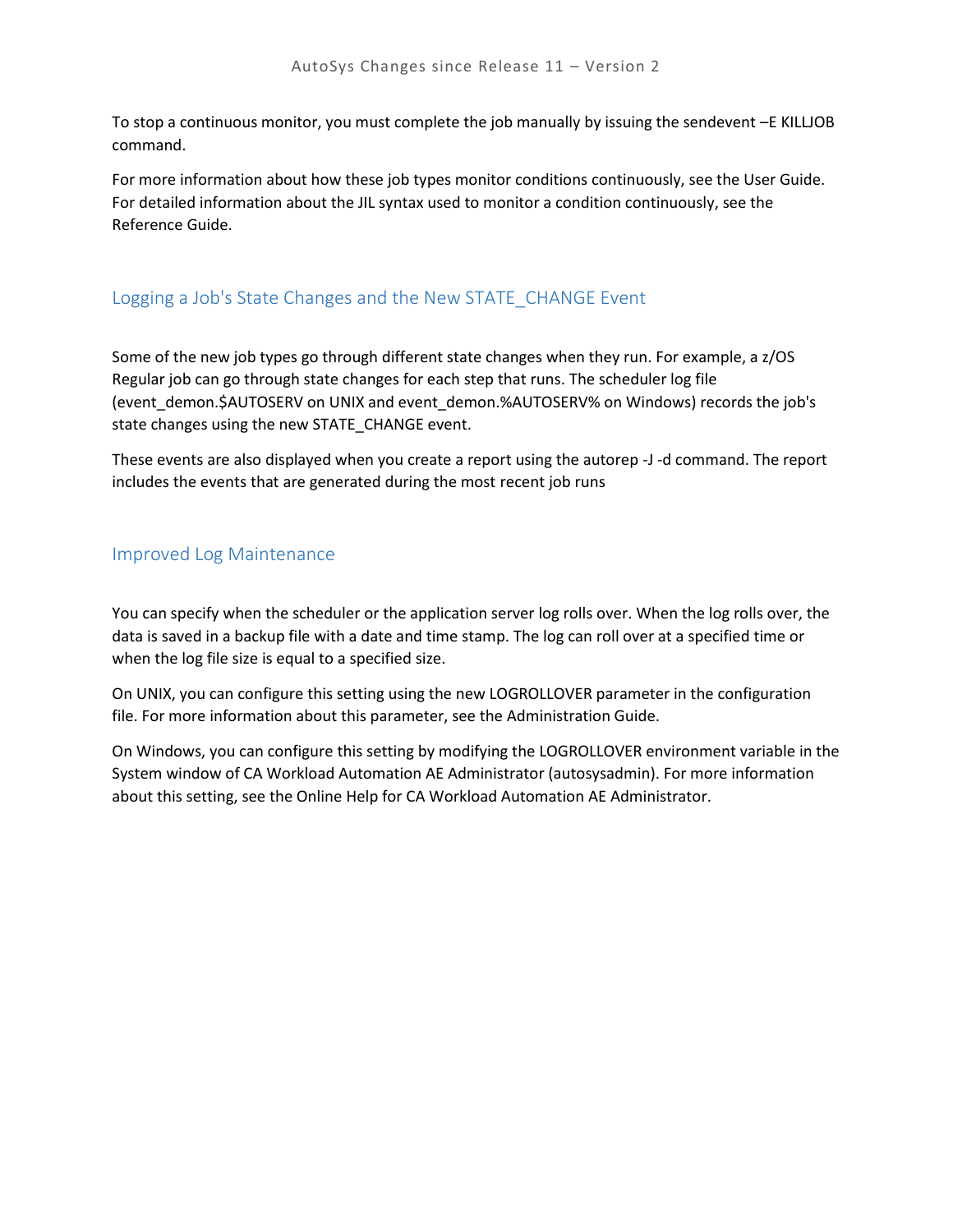To stop a continuous monitor, you must complete the job manually by issuing the sendevent –E KILLJOB command.

For more information about how these job types monitor conditions continuously, see the User Guide. For detailed information about the JIL syntax used to monitor a condition continuously, see the Reference Guide.

## Logging a Job's State Changes and the New STATE_CHANGE Event

Some of the new job types go through different state changes when they run. For example, a z/OS Regular job can go through state changes for each step that runs. The scheduler log file (event_demon.$AUTOSERV on UNIX and event_demon.%AUTOSERV% on Windows) records the job's state changes using the new STATE_CHANGE event.

These events are also displayed when you create a report using the autorep -J -d command. The report includes the events that are generated during the most recent job runs

## Improved Log Maintenance

You can specify when the scheduler or the application server log rolls over. When the log rolls over, the data is saved in a backup file with a date and time stamp. The log can roll over at a specified time or when the log file size is equal to a specified size.

On UNIX, you can configure this setting using the new LOGROLLOVER parameter in the configuration file. For more information about this parameter, see the Administration Guide.

On Windows, you can configure this setting by modifying the LOGROLLOVER environment variable in the System window of CA Workload Automation AE Administrator (autosysadmin). For more information about this setting, see the Online Help for CA Workload Automation AE Administrator.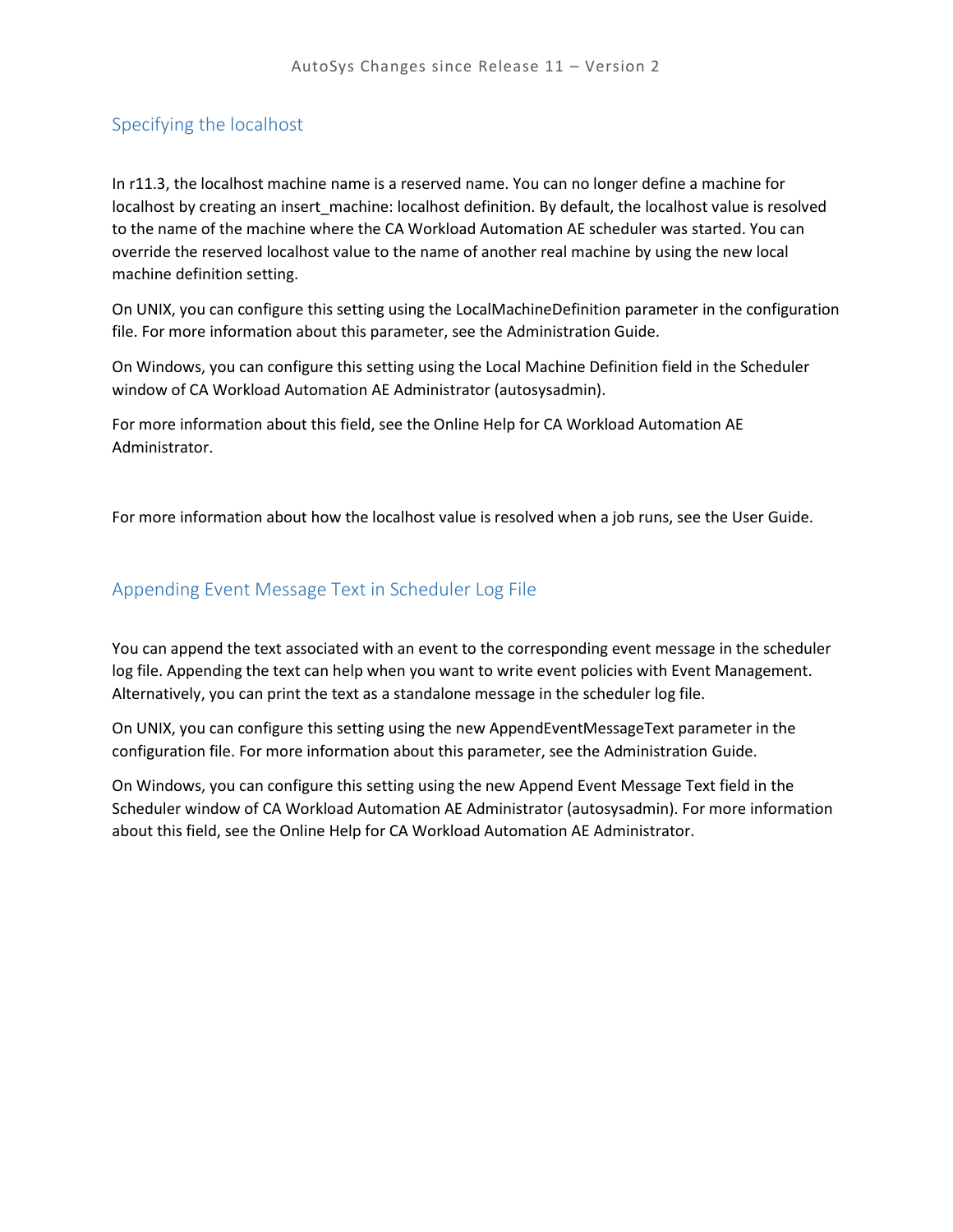## Specifying the localhost

In r11.3, the localhost machine name is a reserved name. You can no longer define a machine for localhost by creating an insert_machine: localhost definition. By default, the localhost value is resolved to the name of the machine where the CA Workload Automation AE scheduler was started. You can override the reserved localhost value to the name of another real machine by using the new local machine definition setting.

On UNIX, you can configure this setting using the LocalMachineDefinition parameter in the configuration file. For more information about this parameter, see the Administration Guide.

On Windows, you can configure this setting using the Local Machine Definition field in the Scheduler window of CA Workload Automation AE Administrator (autosysadmin).

For more information about this field, see the Online Help for CA Workload Automation AE Administrator.

For more information about how the localhost value is resolved when a job runs, see the User Guide.

## Appending Event Message Text in Scheduler Log File

You can append the text associated with an event to the corresponding event message in the scheduler log file. Appending the text can help when you want to write event policies with Event Management. Alternatively, you can print the text as a standalone message in the scheduler log file.

On UNIX, you can configure this setting using the new AppendEventMessageText parameter in the configuration file. For more information about this parameter, see the Administration Guide.

On Windows, you can configure this setting using the new Append Event Message Text field in the Scheduler window of CA Workload Automation AE Administrator (autosysadmin). For more information about this field, see the Online Help for CA Workload Automation AE Administrator.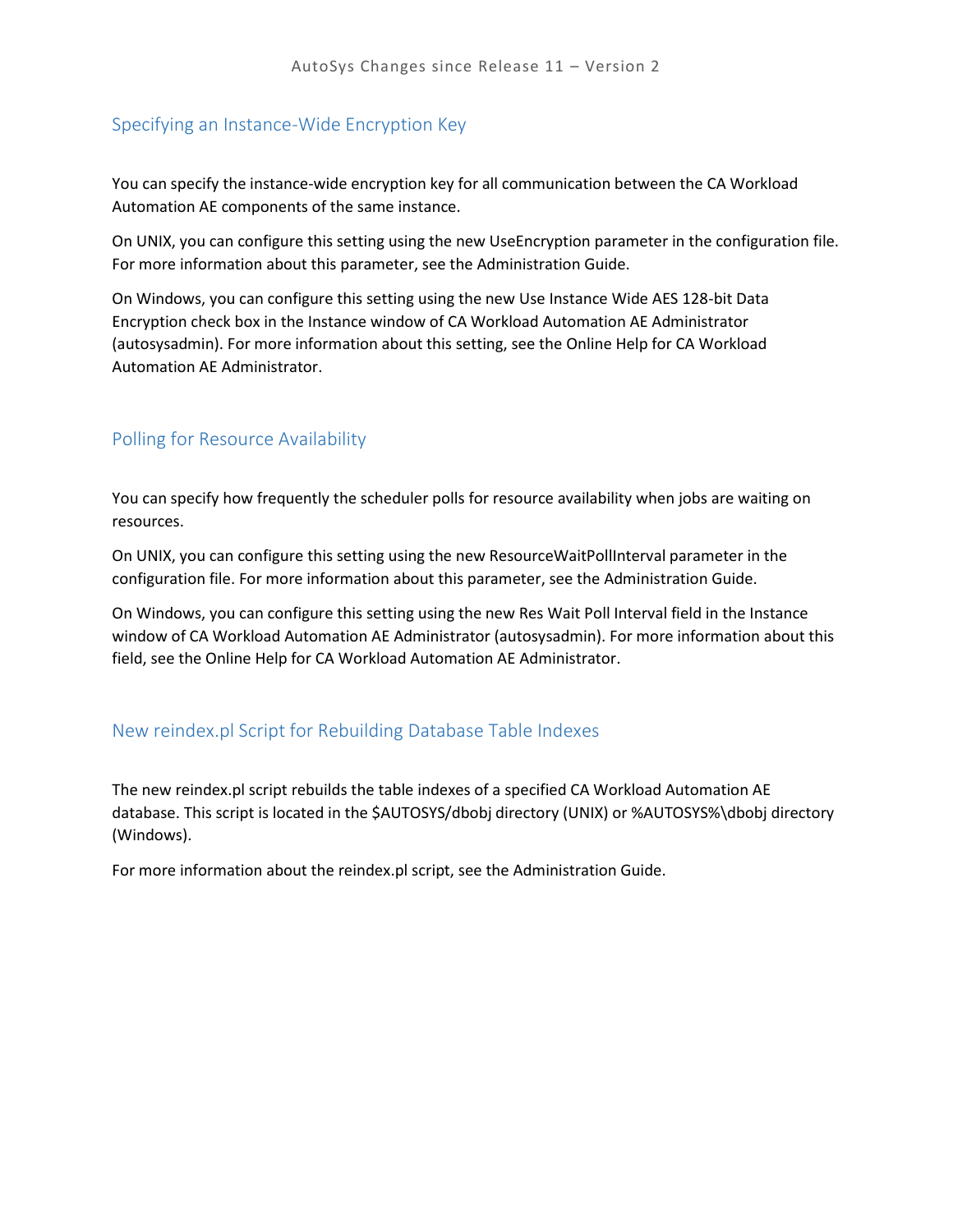## Specifying an Instance-Wide Encryption Key

You can specify the instance-wide encryption key for all communication between the CA Workload Automation AE components of the same instance.

On UNIX, you can configure this setting using the new UseEncryption parameter in the configuration file. For more information about this parameter, see the Administration Guide.

On Windows, you can configure this setting using the new Use Instance Wide AES 128-bit Data Encryption check box in the Instance window of CA Workload Automation AE Administrator (autosysadmin). For more information about this setting, see the Online Help for CA Workload Automation AE Administrator.

## Polling for Resource Availability

You can specify how frequently the scheduler polls for resource availability when jobs are waiting on resources.

On UNIX, you can configure this setting using the new ResourceWaitPollInterval parameter in the configuration file. For more information about this parameter, see the Administration Guide.

On Windows, you can configure this setting using the new Res Wait Poll Interval field in the Instance window of CA Workload Automation AE Administrator (autosysadmin). For more information about this field, see the Online Help for CA Workload Automation AE Administrator.

## New reindex.pl Script for Rebuilding Database Table Indexes

The new reindex.pl script rebuilds the table indexes of a specified CA Workload Automation AE database. This script is located in the $AUTOSYS/dbobj directory (UNIX) or %AUTOSYS%\dbobj directory (Windows).

For more information about the reindex.pl script, see the Administration Guide.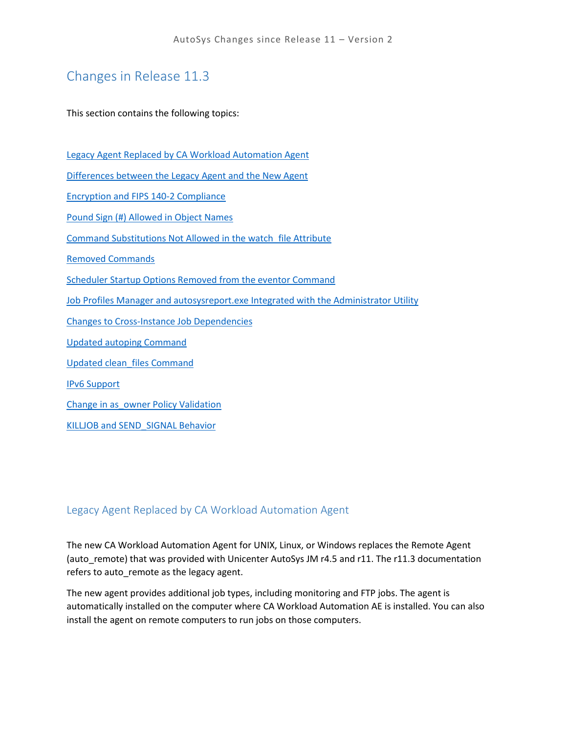# Changes in Release 11.3

This section contains the following topics:

Legacy Agent Replaced by CA Workload Automation Agent

Differences between the Legacy Agent and the New Agent

Encryption and FIPS 140-2 Compliance

Pound Sign (#) Allowed in Object Names

Command Substitutions Not Allowed in the watch_file Attribute

Removed Commands

Scheduler Startup Options Removed from the eventor Command

Job Profiles Manager and autosysreport.exe Integrated with the Administrator Utility

Changes to Cross-Instance Job Dependencies

Updated autoping Command

Updated clean_files Command

IPv6 Support

Change in as_owner Policy Validation

KILLJOB and SEND_SIGNAL Behavior

## Legacy Agent Replaced by CA Workload Automation Agent

The new CA Workload Automation Agent for UNIX, Linux, or Windows replaces the Remote Agent (auto_remote) that was provided with Unicenter AutoSys JM r4.5 and r11. The r11.3 documentation refers to auto_remote as the legacy agent.

The new agent provides additional job types, including monitoring and FTP jobs. The agent is automatically installed on the computer where CA Workload Automation AE is installed. You can also install the agent on remote computers to run jobs on those computers.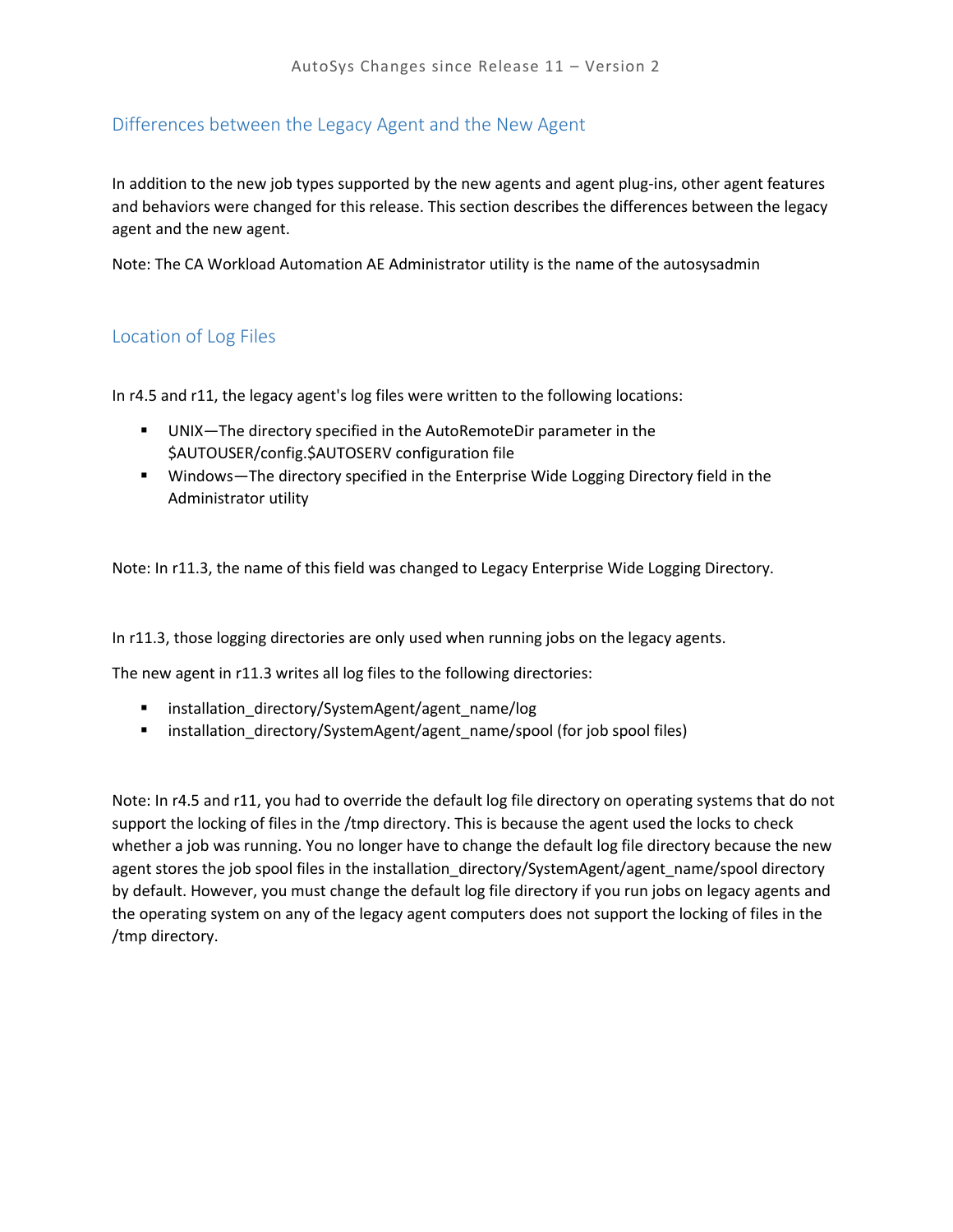## Differences between the Legacy Agent and the New Agent

In addition to the new job types supported by the new agents and agent plug-ins, other agent features and behaviors were changed for this release. This section describes the differences between the legacy agent and the new agent.

Note: The CA Workload Automation AE Administrator utility is the name of the autosysadmin

## Location of Log Files

In r4.5 and r11, the legacy agent's log files were written to the following locations:

- UNIX—The directory specified in the AutoRemoteDir parameter in the $AUTOUSER/config.$AUTOSERV configuration file
- Windows—The directory specified in the Enterprise Wide Logging Directory field in the Administrator utility

Note: In r11.3, the name of this field was changed to Legacy Enterprise Wide Logging Directory.

In r11.3, those logging directories are only used when running jobs on the legacy agents.

The new agent in r11.3 writes all log files to the following directories:

- installation_directory/SystemAgent/agent_name/log
- installation_directory/SystemAgent/agent_name/spool (for job spool files)

Note: In r4.5 and r11, you had to override the default log file directory on operating systems that do not support the locking of files in the /tmp directory. This is because the agent used the locks to check whether a job was running. You no longer have to change the default log file directory because the new agent stores the job spool files in the installation_directory/SystemAgent/agent_name/spool directory by default. However, you must change the default log file directory if you run jobs on legacy agents and the operating system on any of the legacy agent computers does not support the locking of files in the /tmp directory.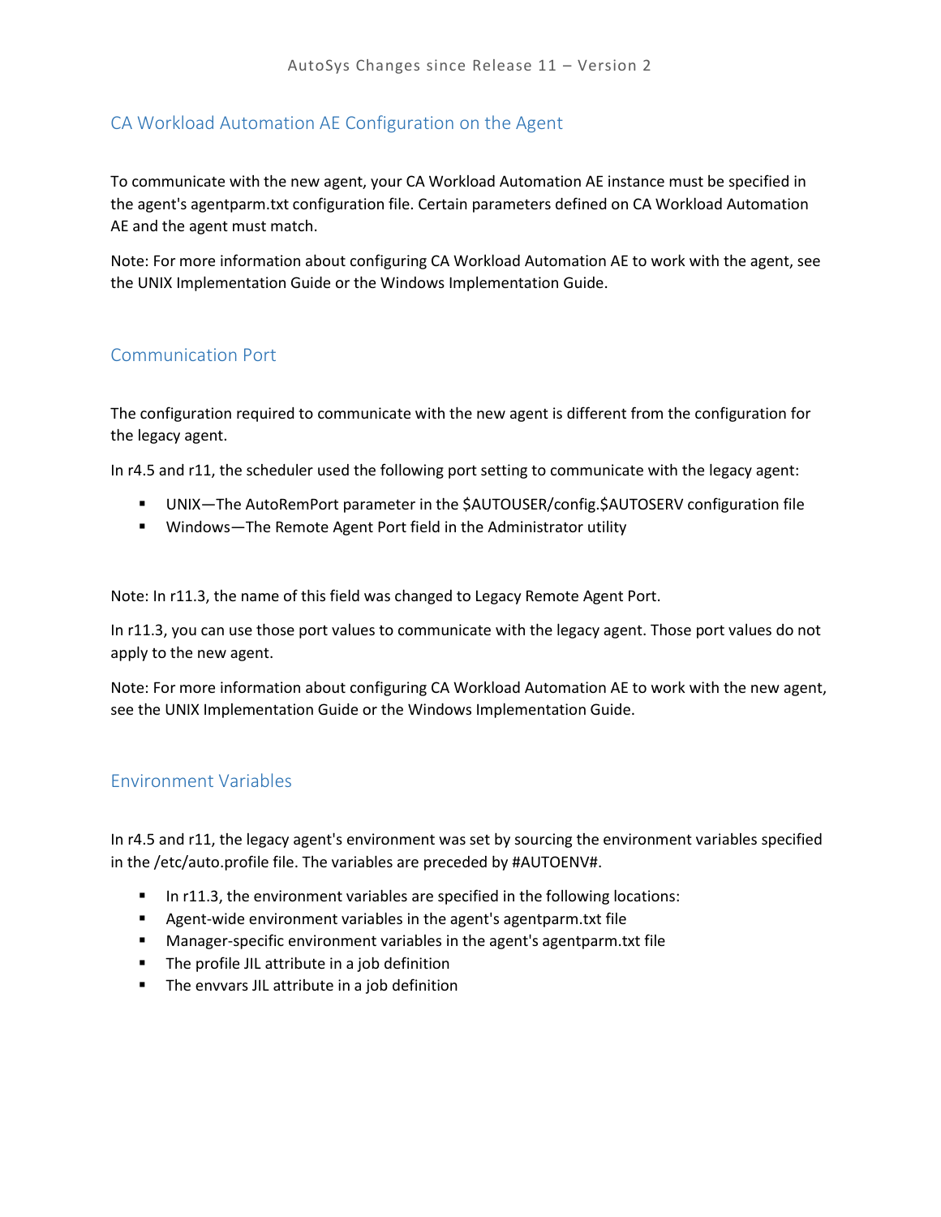## CA Workload Automation AE Configuration on the Agent

To communicate with the new agent, your CA Workload Automation AE instance must be specified in the agent's agentparm.txt configuration file. Certain parameters defined on CA Workload Automation AE and the agent must match.

Note: For more information about configuring CA Workload Automation AE to work with the agent, see the UNIX Implementation Guide or the Windows Implementation Guide.

## Communication Port

The configuration required to communicate with the new agent is different from the configuration for the legacy agent.

In r4.5 and r11, the scheduler used the following port setting to communicate with the legacy agent:

- UNIX—The AutoRemPort parameter in the $AUTOUSER/config.$AUTOSERV configuration file
- Windows—The Remote Agent Port field in the Administrator utility

Note: In r11.3, the name of this field was changed to Legacy Remote Agent Port.

In r11.3, you can use those port values to communicate with the legacy agent. Those port values do not apply to the new agent.

Note: For more information about configuring CA Workload Automation AE to work with the new agent, see the UNIX Implementation Guide or the Windows Implementation Guide.

## Environment Variables

In r4.5 and r11, the legacy agent's environment was set by sourcing the environment variables specified in the /etc/auto.profile file. The variables are preceded by #AUTOENV#.

- In r11.3, the environment variables are specified in the following locations:
- Agent-wide environment variables in the agent's agentparm.txt file
- Manager-specific environment variables in the agent's agentparm.txt file
- The profile JIL attribute in a job definition
- The envvars JIL attribute in a job definition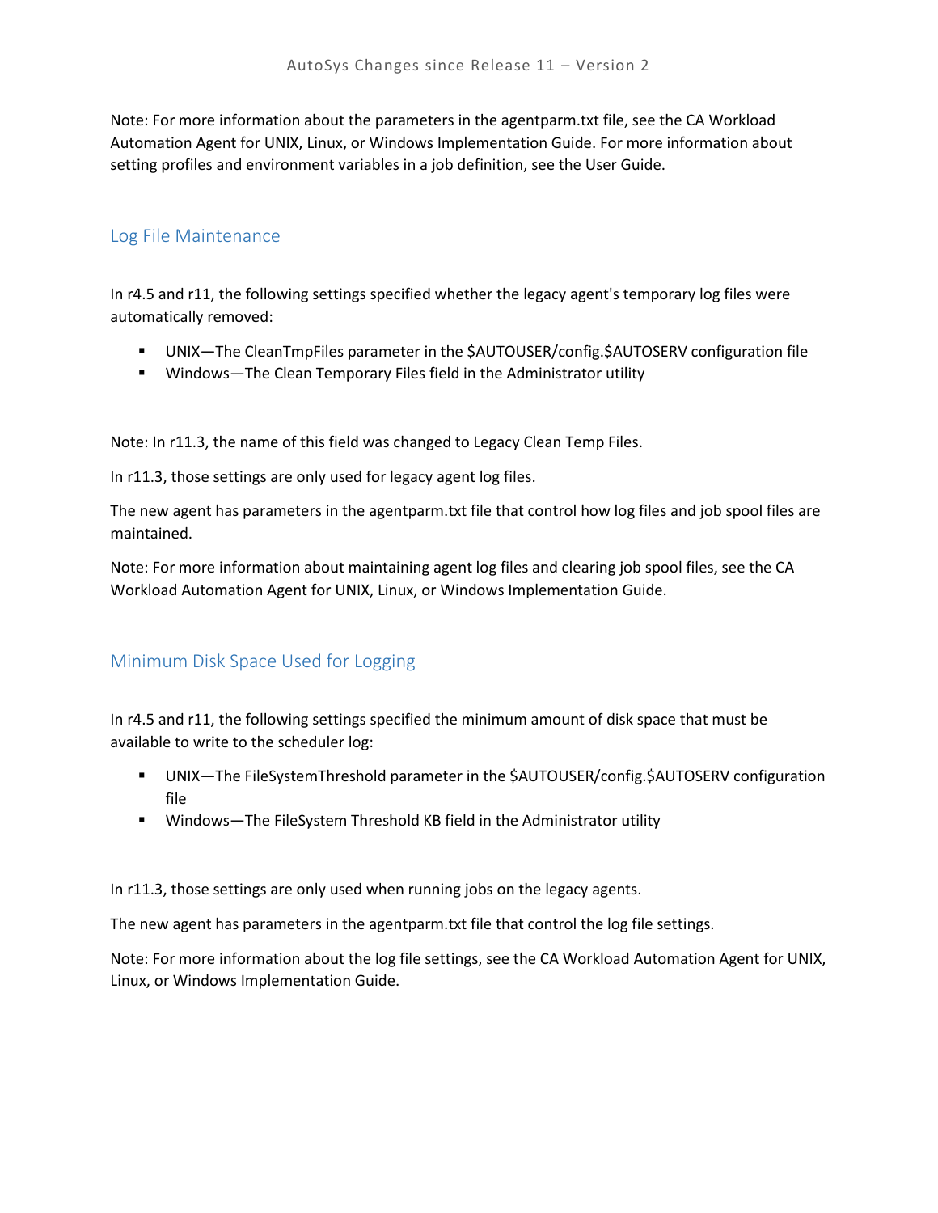Note: For more information about the parameters in the agentparm.txt file, see the CA Workload Automation Agent for UNIX, Linux, or Windows Implementation Guide. For more information about setting profiles and environment variables in a job definition, see the User Guide.

## Log File Maintenance

In r4.5 and r11, the following settings specified whether the legacy agent's temporary log files were automatically removed:

- UNIX—The CleanTmpFiles parameter in the $AUTOUSER/config.$AUTOSERV configuration file
- Windows—The Clean Temporary Files field in the Administrator utility

Note: In r11.3, the name of this field was changed to Legacy Clean Temp Files.

In r11.3, those settings are only used for legacy agent log files.

The new agent has parameters in the agentparm.txt file that control how log files and job spool files are maintained.

Note: For more information about maintaining agent log files and clearing job spool files, see the CA Workload Automation Agent for UNIX, Linux, or Windows Implementation Guide.

## Minimum Disk Space Used for Logging

In r4.5 and r11, the following settings specified the minimum amount of disk space that must be available to write to the scheduler log:

- UNIX—The FileSystemThreshold parameter in the $AUTOUSER/config.$AUTOSERV configuration file
- Windows—The FileSystem Threshold KB field in the Administrator utility

In r11.3, those settings are only used when running jobs on the legacy agents.

The new agent has parameters in the agentparm.txt file that control the log file settings.

Note: For more information about the log file settings, see the CA Workload Automation Agent for UNIX, Linux, or Windows Implementation Guide.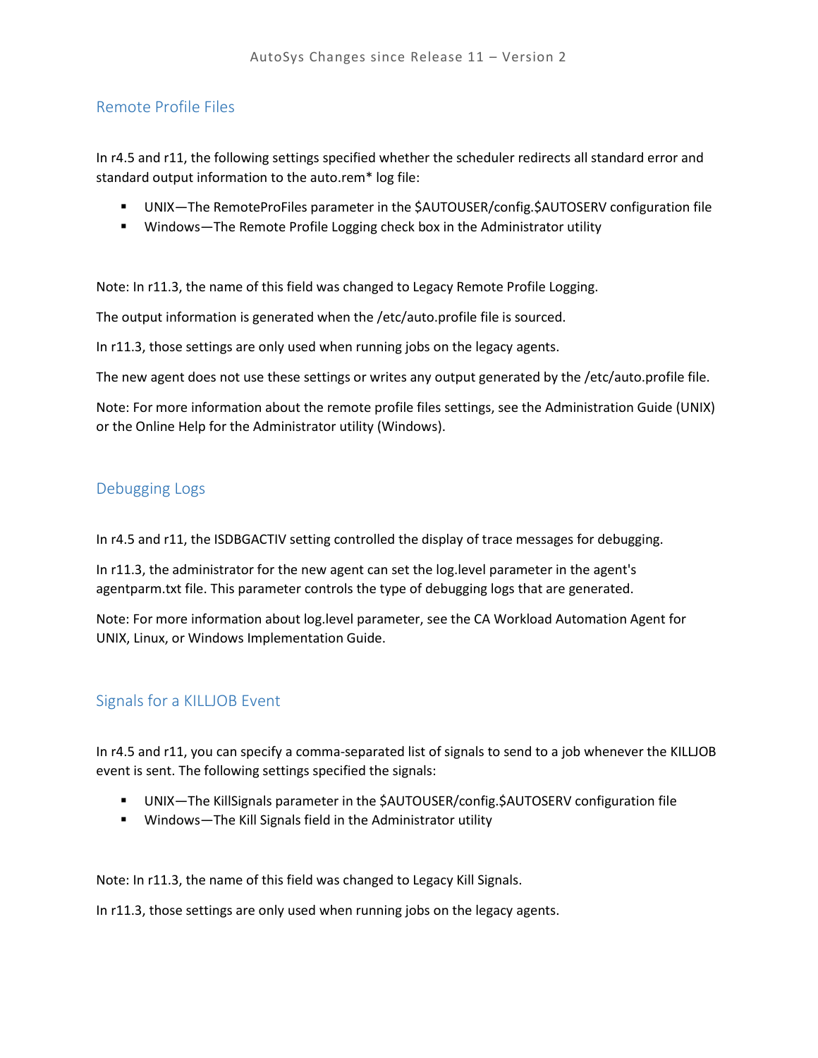## Remote Profile Files

In r4.5 and r11, the following settings specified whether the scheduler redirects all standard error and standard output information to the auto.rem* log file:

- UNIX—The RemoteProFiles parameter in the $AUTOUSER/config.$AUTOSERV configuration file
- Windows—The Remote Profile Logging check box in the Administrator utility

Note: In r11.3, the name of this field was changed to Legacy Remote Profile Logging.

The output information is generated when the /etc/auto.profile file is sourced.

In r11.3, those settings are only used when running jobs on the legacy agents.

The new agent does not use these settings or writes any output generated by the /etc/auto.profile file.

Note: For more information about the remote profile files settings, see the Administration Guide (UNIX) or the Online Help for the Administrator utility (Windows).

## Debugging Logs

In r4.5 and r11, the ISDBGACTIV setting controlled the display of trace messages for debugging.

In r11.3, the administrator for the new agent can set the log.level parameter in the agent's agentparm.txt file. This parameter controls the type of debugging logs that are generated.

Note: For more information about log.level parameter, see the CA Workload Automation Agent for UNIX, Linux, or Windows Implementation Guide.

## Signals for a KILLJOB Event

In r4.5 and r11, you can specify a comma-separated list of signals to send to a job whenever the KILLJOB event is sent. The following settings specified the signals:

- UNIX—The KillSignals parameter in the $AUTOUSER/config.$AUTOSERV configuration file
- Windows—The Kill Signals field in the Administrator utility

Note: In r11.3, the name of this field was changed to Legacy Kill Signals.

In r11.3, those settings are only used when running jobs on the legacy agents.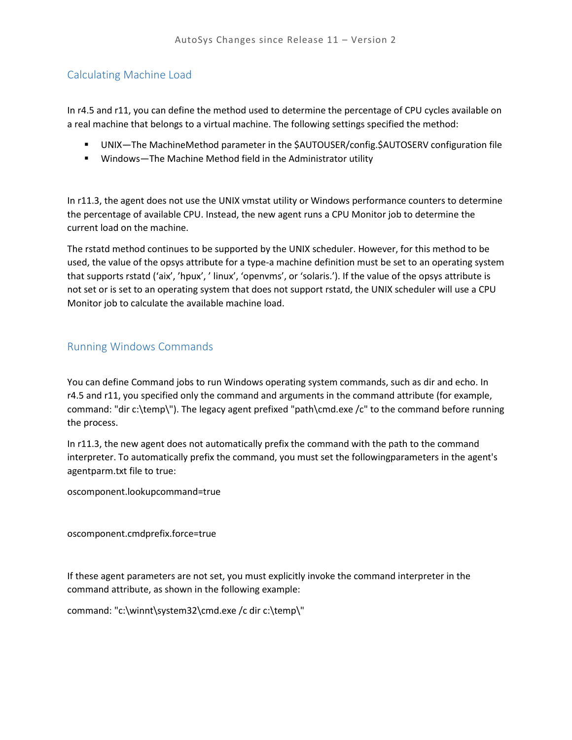## Calculating Machine Load

In r4.5 and r11, you can define the method used to determine the percentage of CPU cycles available on a real machine that belongs to a virtual machine. The following settings specified the method:

- UNIX—The MachineMethod parameter in the $AUTOUSER/config.$AUTOSERV configuration file
- Windows—The Machine Method field in the Administrator utility

In r11.3, the agent does not use the UNIX vmstat utility or Windows performance counters to determine the percentage of available CPU. Instead, the new agent runs a CPU Monitor job to determine the current load on the machine.

The rstatd method continues to be supported by the UNIX scheduler. However, for this method to be used, the value of the opsys attribute for a type-a machine definition must be set to an operating system that supports rstatd ('aix', 'hpux', ' linux', 'openvms', or 'solaris.'). If the value of the opsys attribute is not set or is set to an operating system that does not support rstatd, the UNIX scheduler will use a CPU Monitor job to calculate the available machine load.

## Running Windows Commands

You can define Command jobs to run Windows operating system commands, such as dir and echo. In r4.5 and r11, you specified only the command and arguments in the command attribute (for example, command: "dir c:\temp\"). The legacy agent prefixed "path\cmd.exe /c" to the command before running the process.

In r11.3, the new agent does not automatically prefix the command with the path to the command interpreter. To automatically prefix the command, you must set the followingparameters in the agent's agentparm.txt file to true:

oscomponent.lookupcommand=true

oscomponent.cmdprefix.force=true

If these agent parameters are not set, you must explicitly invoke the command interpreter in the command attribute, as shown in the following example:

command: "c:\winnt\system32\cmd.exe /c dir c:\temp\"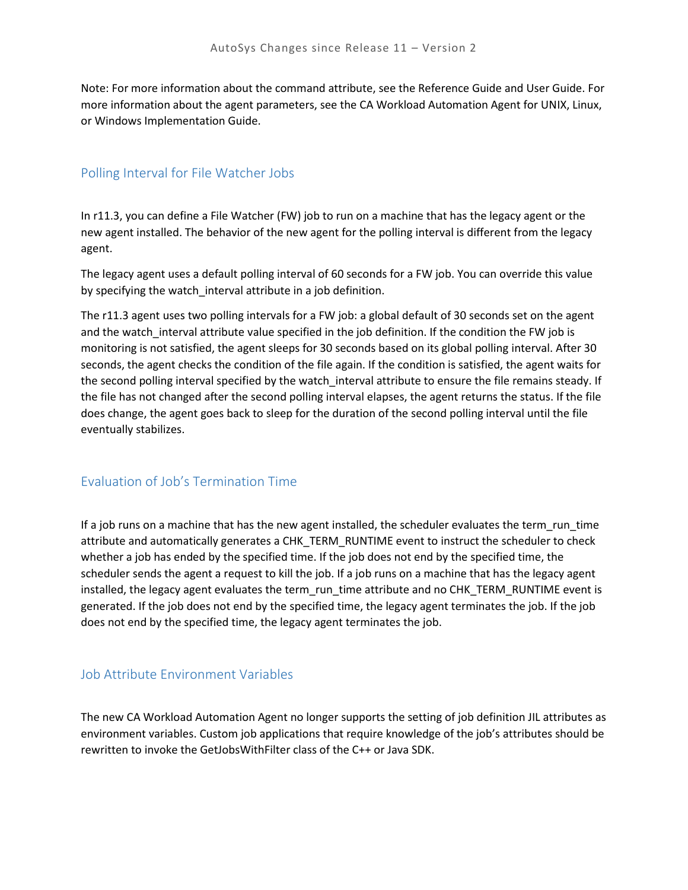Note: For more information about the command attribute, see the Reference Guide and User Guide. For more information about the agent parameters, see the CA Workload Automation Agent for UNIX, Linux, or Windows Implementation Guide.

## Polling Interval for File Watcher Jobs

In r11.3, you can define a File Watcher (FW) job to run on a machine that has the legacy agent or the new agent installed. The behavior of the new agent for the polling interval is different from the legacy agent.

The legacy agent uses a default polling interval of 60 seconds for a FW job. You can override this value by specifying the watch_interval attribute in a job definition.

The r11.3 agent uses two polling intervals for a FW job: a global default of 30 seconds set on the agent and the watch_interval attribute value specified in the job definition. If the condition the FW job is monitoring is not satisfied, the agent sleeps for 30 seconds based on its global polling interval. After 30 seconds, the agent checks the condition of the file again. If the condition is satisfied, the agent waits for the second polling interval specified by the watch_interval attribute to ensure the file remains steady. If the file has not changed after the second polling interval elapses, the agent returns the status. If the file does change, the agent goes back to sleep for the duration of the second polling interval until the file eventually stabilizes.

## Evaluation of Job's Termination Time

If a job runs on a machine that has the new agent installed, the scheduler evaluates the term_run_time attribute and automatically generates a CHK_TERM_RUNTIME event to instruct the scheduler to check whether a job has ended by the specified time. If the job does not end by the specified time, the scheduler sends the agent a request to kill the job. If a job runs on a machine that has the legacy agent installed, the legacy agent evaluates the term_run_time attribute and no CHK_TERM_RUNTIME event is generated. If the job does not end by the specified time, the legacy agent terminates the job. If the job does not end by the specified time, the legacy agent terminates the job.

## Job Attribute Environment Variables

The new CA Workload Automation Agent no longer supports the setting of job definition JIL attributes as environment variables. Custom job applications that require knowledge of the job's attributes should be rewritten to invoke the GetJobsWithFilter class of the C++ or Java SDK.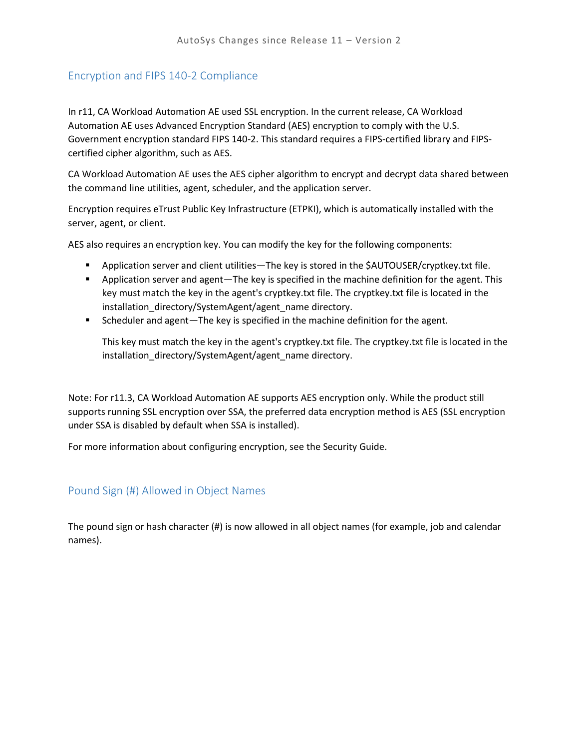## Encryption and FIPS 140-2 Compliance

In r11, CA Workload Automation AE used SSL encryption. In the current release, CA Workload Automation AE uses Advanced Encryption Standard (AES) encryption to comply with the U.S. Government encryption standard FIPS 140-2. This standard requires a FIPS-certified library and FIPS-certified cipher algorithm, such as AES.

CA Workload Automation AE uses the AES cipher algorithm to encrypt and decrypt data shared between the command line utilities, agent, scheduler, and the application server.

Encryption requires eTrust Public Key Infrastructure (ETPKI), which is automatically installed with the server, agent, or client.

AES also requires an encryption key. You can modify the key for the following components:

- Application server and client utilities—The key is stored in the $AUTOUSER/cryptkey.txt file.
- Application server and agent—The key is specified in the machine definition for the agent. This key must match the key in the agent's cryptkey.txt file. The cryptkey.txt file is located in the installation_directory/SystemAgent/agent_name directory.
- Scheduler and agent—The key is specified in the machine definition for the agent.

  This key must match the key in the agent's cryptkey.txt file. The cryptkey.txt file is located in the installation_directory/SystemAgent/agent_name directory.

Note: For r11.3, CA Workload Automation AE supports AES encryption only. While the product still supports running SSL encryption over SSA, the preferred data encryption method is AES (SSL encryption under SSA is disabled by default when SSA is installed).

For more information about configuring encryption, see the Security Guide.

## Pound Sign (#) Allowed in Object Names

The pound sign or hash character (#) is now allowed in all object names (for example, job and calendar names).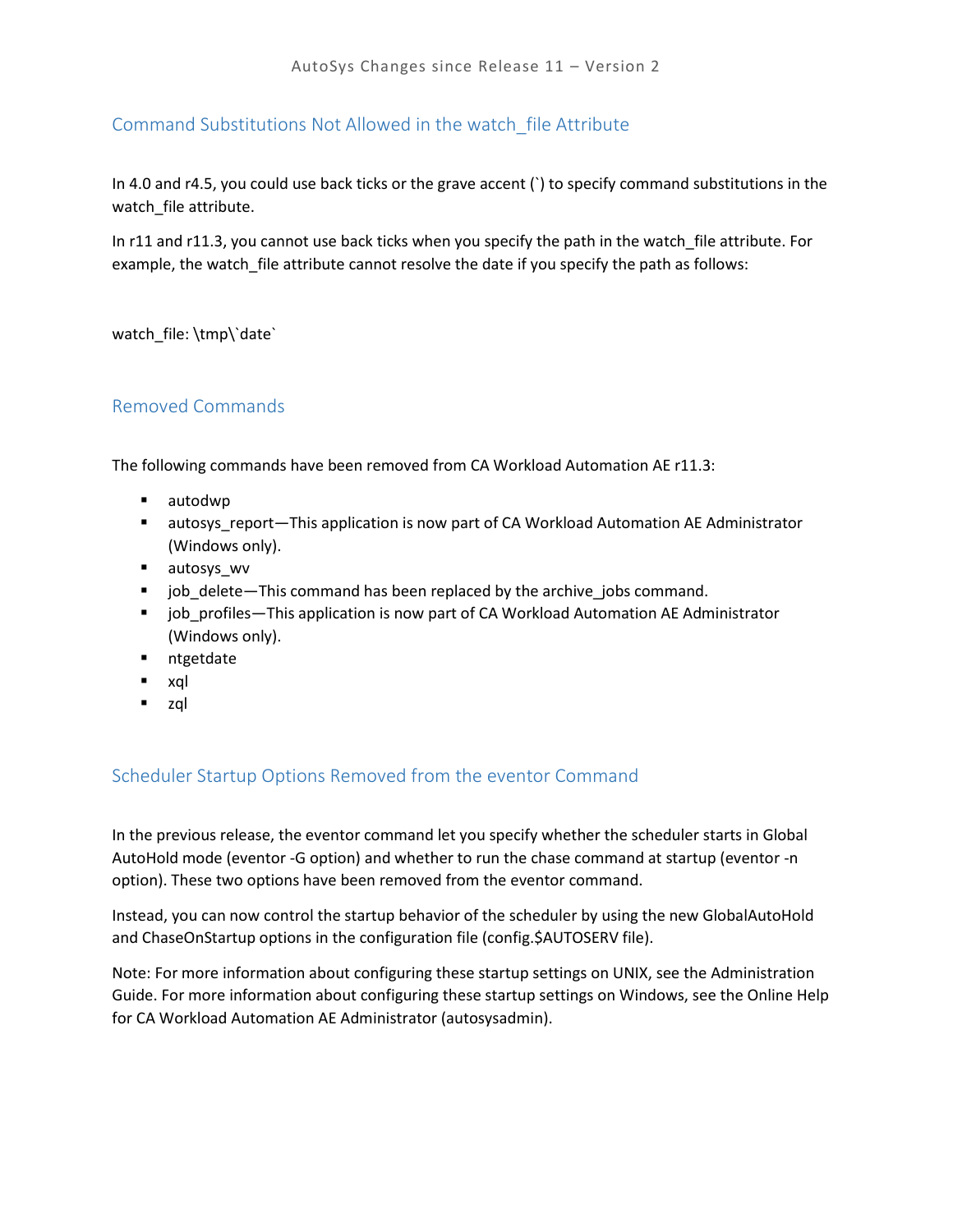## Command Substitutions Not Allowed in the watch_file Attribute

In 4.0 and r4.5, you could use back ticks or the grave accent (`) to specify command substitutions in the watch_file attribute.

In r11 and r11.3, you cannot use back ticks when you specify the path in the watch_file attribute. For example, the watch_file attribute cannot resolve the date if you specify the path as follows:

```
watch_file: \tmp\`date`
```

## Removed Commands

The following commands have been removed from CA Workload Automation AE r11.3:

- autodwp
- autosys_report—This application is now part of CA Workload Automation AE Administrator (Windows only).
- autosys_wv
- job_delete—This command has been replaced by the archive_jobs command.
- job_profiles—This application is now part of CA Workload Automation AE Administrator (Windows only).
- ntgetdate
- xql
- zql

## Scheduler Startup Options Removed from the eventor Command

In the previous release, the eventor command let you specify whether the scheduler starts in Global AutoHold mode (eventor -G option) and whether to run the chase command at startup (eventor -n option). These two options have been removed from the eventor command.

Instead, you can now control the startup behavior of the scheduler by using the new GlobalAutoHold and ChaseOnStartup options in the configuration file (config.$AUTOSERV file).

Note: For more information about configuring these startup settings on UNIX, see the Administration Guide. For more information about configuring these startup settings on Windows, see the Online Help for CA Workload Automation AE Administrator (autosysadmin).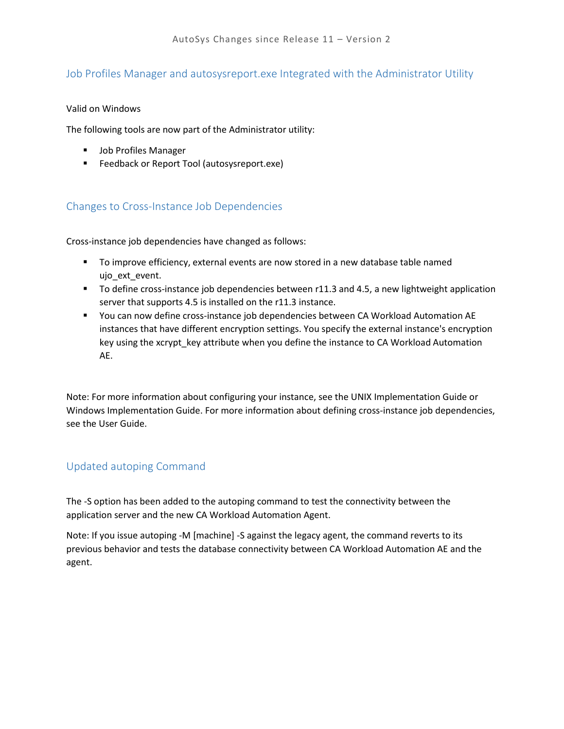## Job Profiles Manager and autosysreport.exe Integrated with the Administrator Utility

Valid on Windows

The following tools are now part of the Administrator utility:

- Job Profiles Manager
- Feedback or Report Tool (autosysreport.exe)

## Changes to Cross-Instance Job Dependencies

Cross-instance job dependencies have changed as follows:

- To improve efficiency, external events are now stored in a new database table named ujo_ext_event.
- To define cross-instance job dependencies between r11.3 and 4.5, a new lightweight application server that supports 4.5 is installed on the r11.3 instance.
- You can now define cross-instance job dependencies between CA Workload Automation AE instances that have different encryption settings. You specify the external instance's encryption key using the xcrypt_key attribute when you define the instance to CA Workload Automation AE.

Note: For more information about configuring your instance, see the UNIX Implementation Guide or Windows Implementation Guide. For more information about defining cross-instance job dependencies, see the User Guide.

## Updated autoping Command

The -S option has been added to the autoping command to test the connectivity between the application server and the new CA Workload Automation Agent.

Note: If you issue autoping -M [machine] -S against the legacy agent, the command reverts to its previous behavior and tests the database connectivity between CA Workload Automation AE and the agent.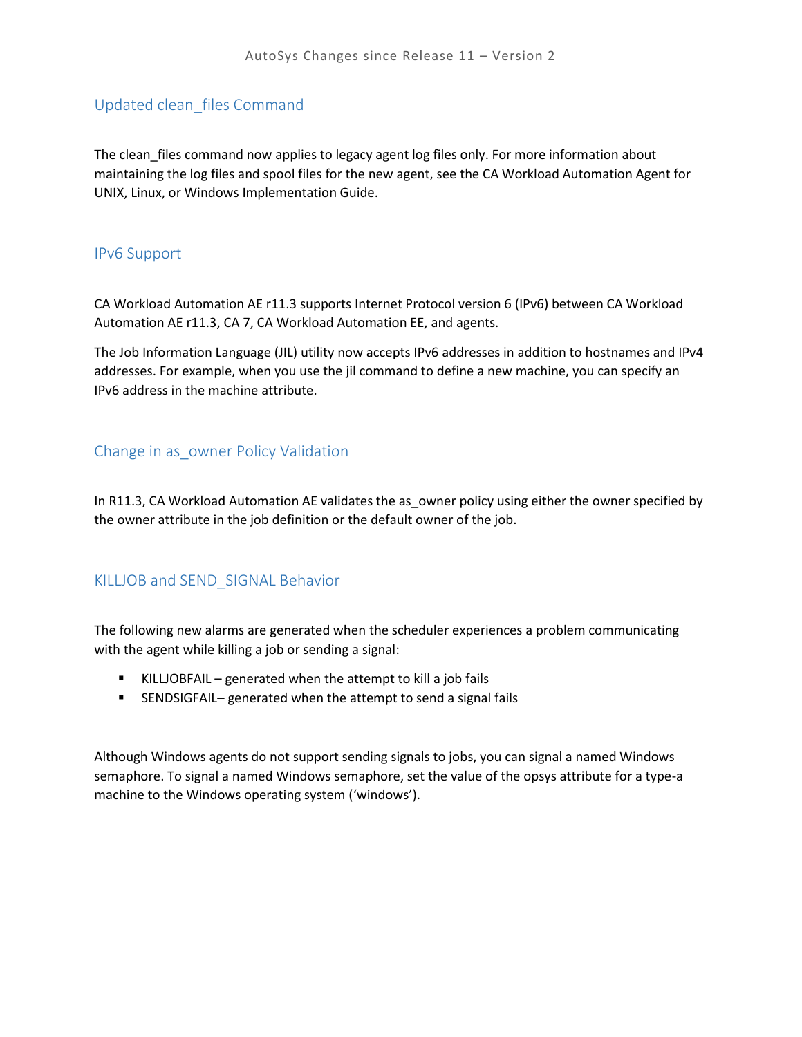## Updated clean_files Command

The clean_files command now applies to legacy agent log files only. For more information about maintaining the log files and spool files for the new agent, see the CA Workload Automation Agent for UNIX, Linux, or Windows Implementation Guide.

## IPv6 Support

CA Workload Automation AE r11.3 supports Internet Protocol version 6 (IPv6) between CA Workload Automation AE r11.3, CA 7, CA Workload Automation EE, and agents.

The Job Information Language (JIL) utility now accepts IPv6 addresses in addition to hostnames and IPv4 addresses. For example, when you use the jil command to define a new machine, you can specify an IPv6 address in the machine attribute.

## Change in as_owner Policy Validation

In R11.3, CA Workload Automation AE validates the as_owner policy using either the owner specified by the owner attribute in the job definition or the default owner of the job.

## KILLJOB and SEND_SIGNAL Behavior

The following new alarms are generated when the scheduler experiences a problem communicating with the agent while killing a job or sending a signal:

- KILLJOBFAIL – generated when the attempt to kill a job fails
- SENDSIGFAIL– generated when the attempt to send a signal fails

Although Windows agents do not support sending signals to jobs, you can signal a named Windows semaphore. To signal a named Windows semaphore, set the value of the opsys attribute for a type-a machine to the Windows operating system (‘windows’).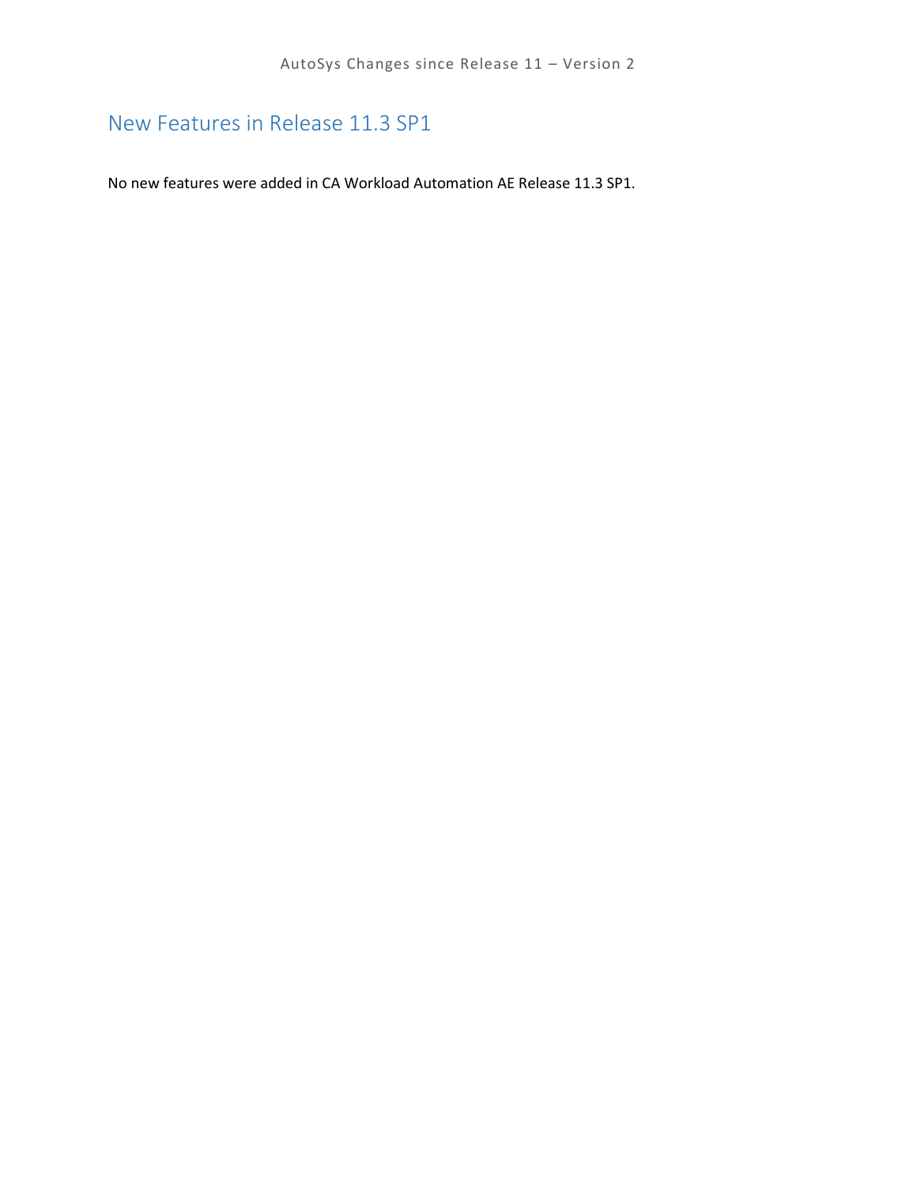## New Features in Release 11.3 SP1

No new features were added in CA Workload Automation AE Release 11.3 SP1.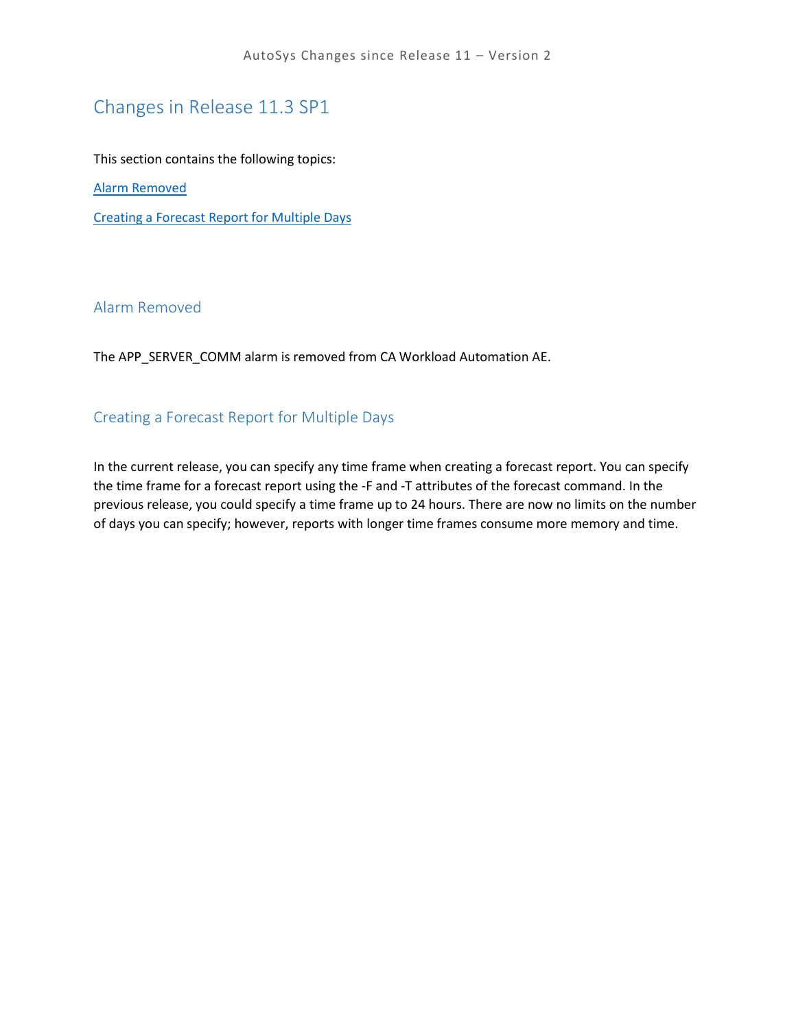# Changes in Release 11.3 SP1

This section contains the following topics:

Alarm Removed

Creating a Forecast Report for Multiple Days

## Alarm Removed

The APP_SERVER_COMM alarm is removed from CA Workload Automation AE.

## Creating a Forecast Report for Multiple Days

In the current release, you can specify any time frame when creating a forecast report. You can specify the time frame for a forecast report using the -F and -T attributes of the forecast command. In the previous release, you could specify a time frame up to 24 hours. There are now no limits on the number of days you can specify; however, reports with longer time frames consume more memory and time.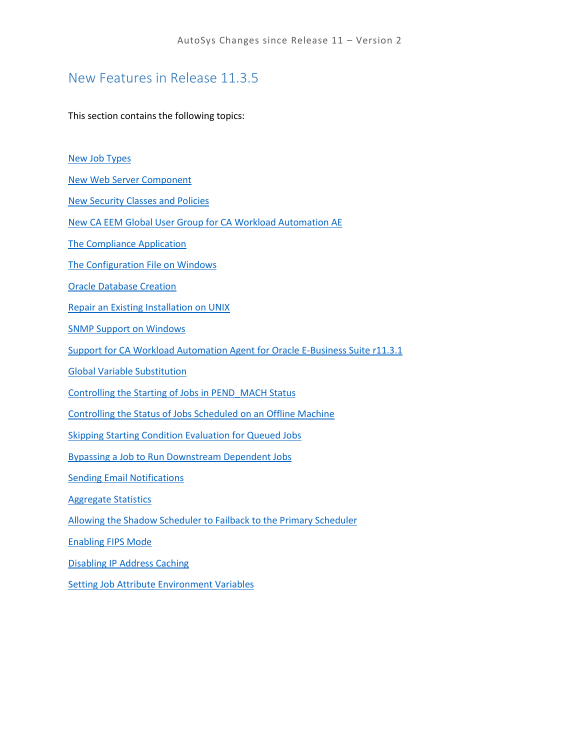# New Features in Release 11.3.5

This section contains the following topics:

New Job Types

New Web Server Component

New Security Classes and Policies

New CA EEM Global User Group for CA Workload Automation AE

The Compliance Application

The Configuration File on Windows

Oracle Database Creation

Repair an Existing Installation on UNIX

SNMP Support on Windows

Support for CA Workload Automation Agent for Oracle E-Business Suite r11.3.1

Global Variable Substitution

Controlling the Starting of Jobs in PEND_MACH Status

Controlling the Status of Jobs Scheduled on an Offline Machine

Skipping Starting Condition Evaluation for Queued Jobs

Bypassing a Job to Run Downstream Dependent Jobs

Sending Email Notifications

Aggregate Statistics

Allowing the Shadow Scheduler to Failback to the Primary Scheduler

Enabling FIPS Mode

Disabling IP Address Caching

Setting Job Attribute Environment Variables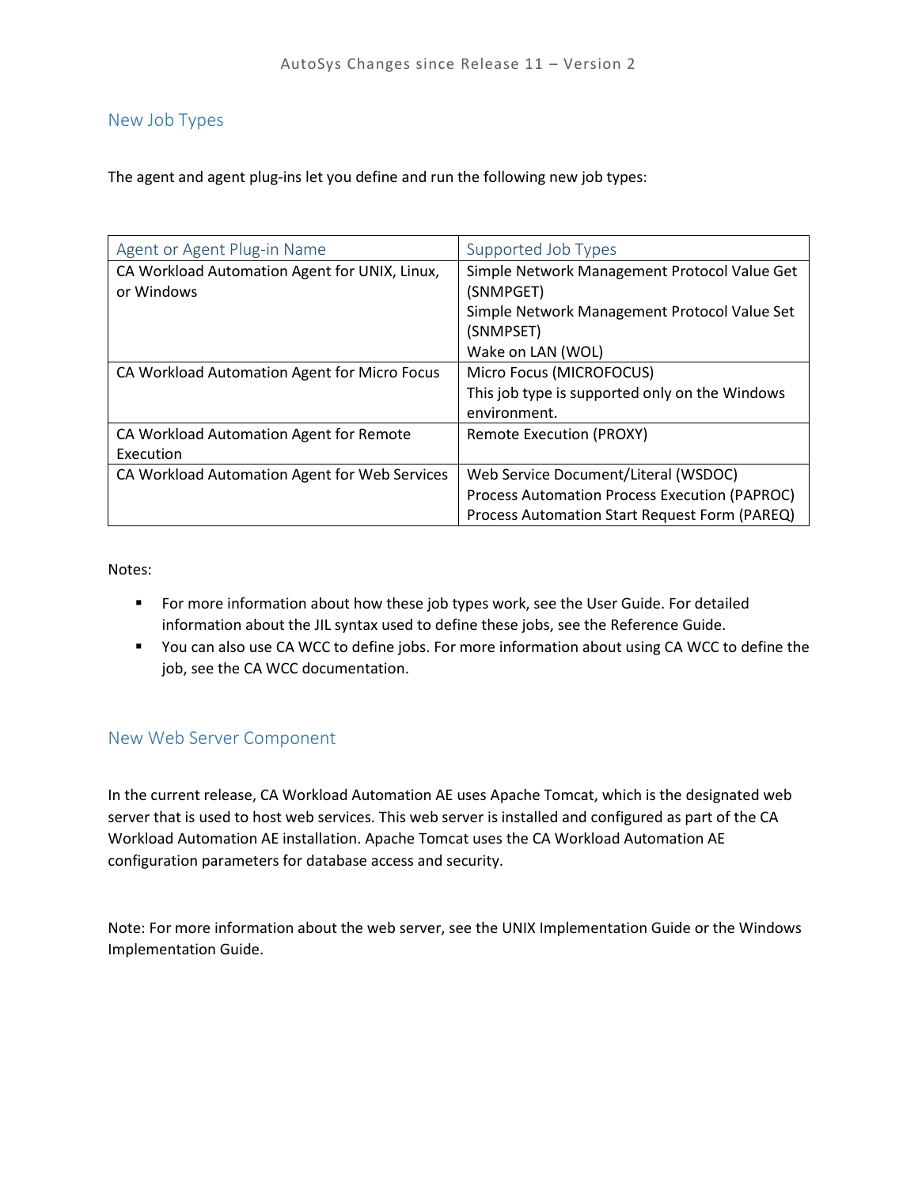## New Job Types

The agent and agent plug-ins let you define and run the following new job types:

| Agent or Agent Plug-in Name | Supported Job Types |
|---|---|
| CA Workload Automation Agent for UNIX, Linux, or Windows | Simple Network Management Protocol Value Get (SNMPGET)<br>Simple Network Management Protocol Value Set (SNMPSET)<br>Wake on LAN (WOL) |
| CA Workload Automation Agent for Micro Focus | Micro Focus (MICROFOCUS)<br>This job type is supported only on the Windows environment. |
| CA Workload Automation Agent for Remote Execution | Remote Execution (PROXY) |
| CA Workload Automation Agent for Web Services | Web Service Document/Literal (WSDOC)<br>Process Automation Process Execution (PAPROC)<br>Process Automation Start Request Form (PAREQ) |

Notes:

- For more information about how these job types work, see the User Guide. For detailed information about the JIL syntax used to define these jobs, see the Reference Guide.
- You can also use CA WCC to define jobs. For more information about using CA WCC to define the job, see the CA WCC documentation.

## New Web Server Component

In the current release, CA Workload Automation AE uses Apache Tomcat, which is the designated web server that is used to host web services. This web server is installed and configured as part of the CA Workload Automation AE installation. Apache Tomcat uses the CA Workload Automation AE configuration parameters for database access and security.

Note: For more information about the web server, see the UNIX Implementation Guide or the Windows Implementation Guide.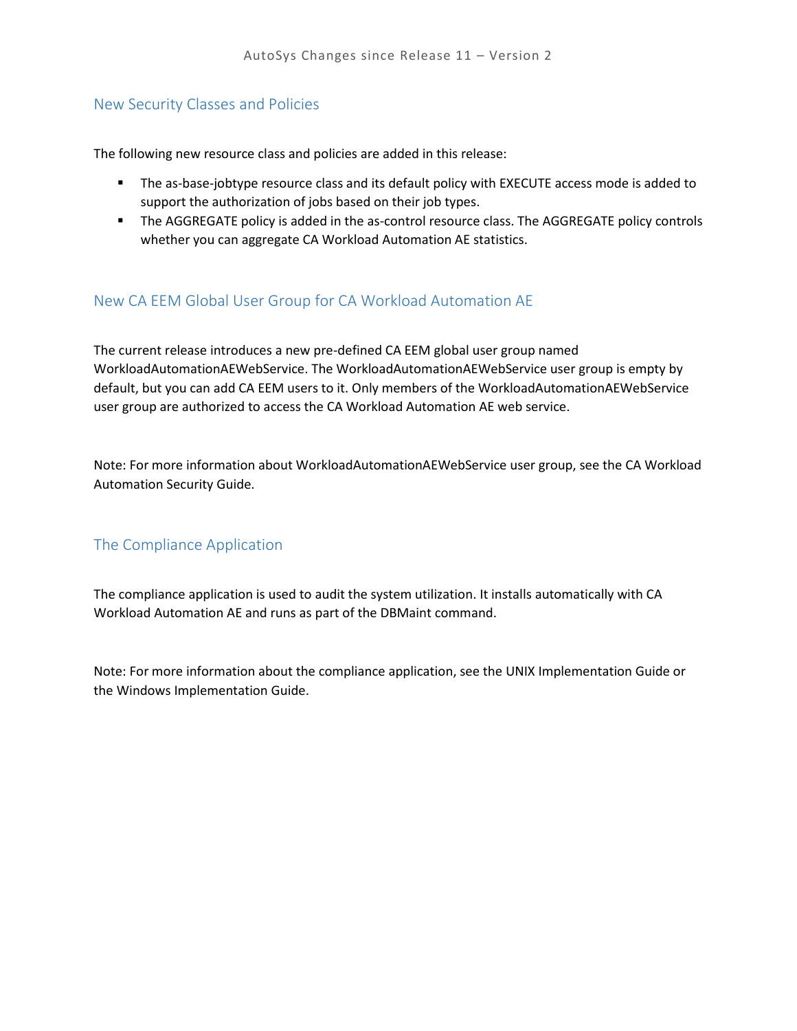## New Security Classes and Policies

The following new resource class and policies are added in this release:

- The as-base-jobtype resource class and its default policy with EXECUTE access mode is added to support the authorization of jobs based on their job types.
- The AGGREGATE policy is added in the as-control resource class. The AGGREGATE policy controls whether you can aggregate CA Workload Automation AE statistics.

## New CA EEM Global User Group for CA Workload Automation AE

The current release introduces a new pre-defined CA EEM global user group named WorkloadAutomationAEWebService. The WorkloadAutomationAEWebService user group is empty by default, but you can add CA EEM users to it. Only members of the WorkloadAutomationAEWebService user group are authorized to access the CA Workload Automation AE web service.

Note: For more information about WorkloadAutomationAEWebService user group, see the CA Workload Automation Security Guide.

## The Compliance Application

The compliance application is used to audit the system utilization. It installs automatically with CA Workload Automation AE and runs as part of the DBMaint command.

Note: For more information about the compliance application, see the UNIX Implementation Guide or the Windows Implementation Guide.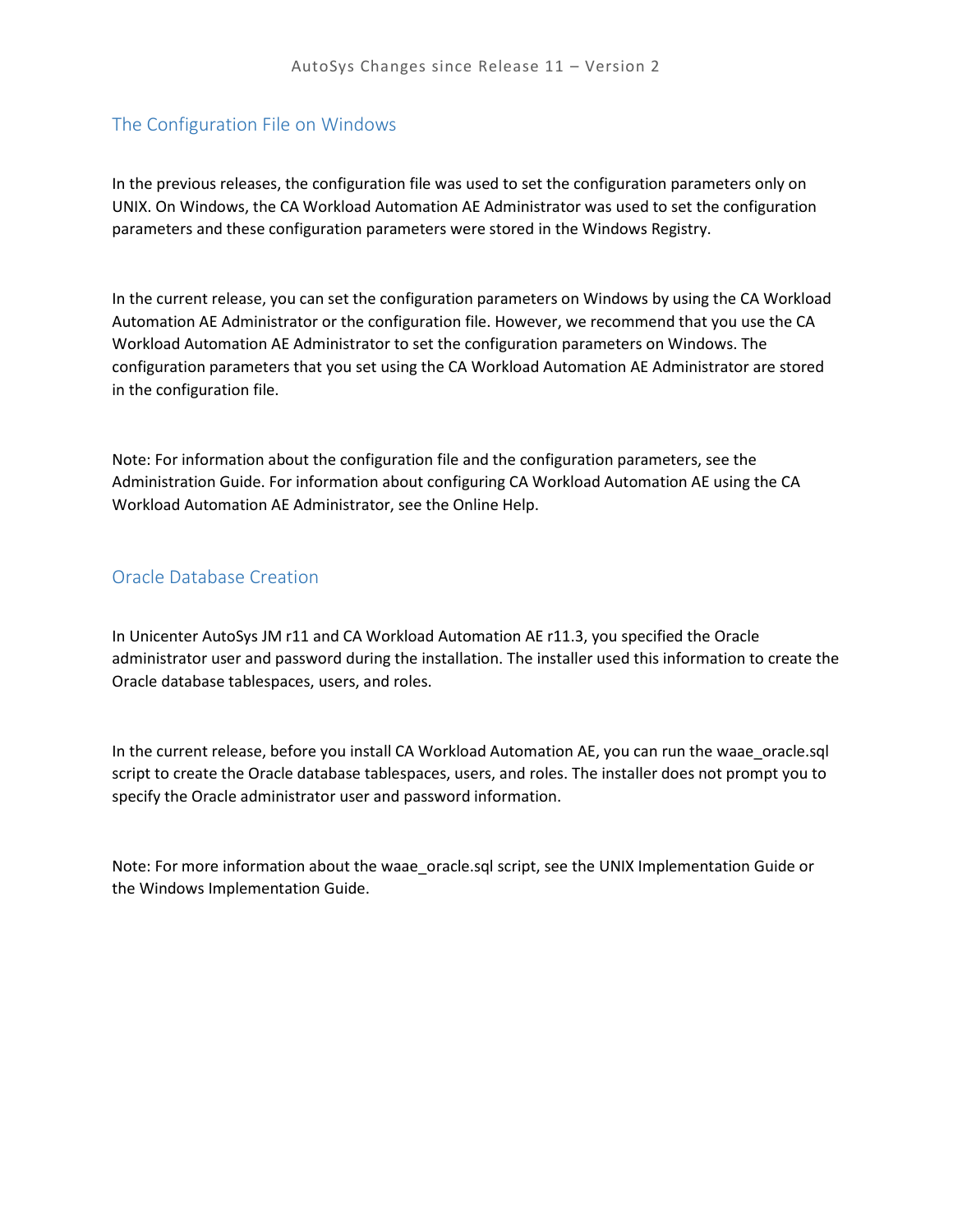## The Configuration File on Windows

In the previous releases, the configuration file was used to set the configuration parameters only on UNIX. On Windows, the CA Workload Automation AE Administrator was used to set the configuration parameters and these configuration parameters were stored in the Windows Registry.

In the current release, you can set the configuration parameters on Windows by using the CA Workload Automation AE Administrator or the configuration file. However, we recommend that you use the CA Workload Automation AE Administrator to set the configuration parameters on Windows. The configuration parameters that you set using the CA Workload Automation AE Administrator are stored in the configuration file.

Note: For information about the configuration file and the configuration parameters, see the Administration Guide. For information about configuring CA Workload Automation AE using the CA Workload Automation AE Administrator, see the Online Help.

## Oracle Database Creation

In Unicenter AutoSys JM r11 and CA Workload Automation AE r11.3, you specified the Oracle administrator user and password during the installation. The installer used this information to create the Oracle database tablespaces, users, and roles.

In the current release, before you install CA Workload Automation AE, you can run the waae_oracle.sql script to create the Oracle database tablespaces, users, and roles. The installer does not prompt you to specify the Oracle administrator user and password information.

Note: For more information about the waae_oracle.sql script, see the UNIX Implementation Guide or the Windows Implementation Guide.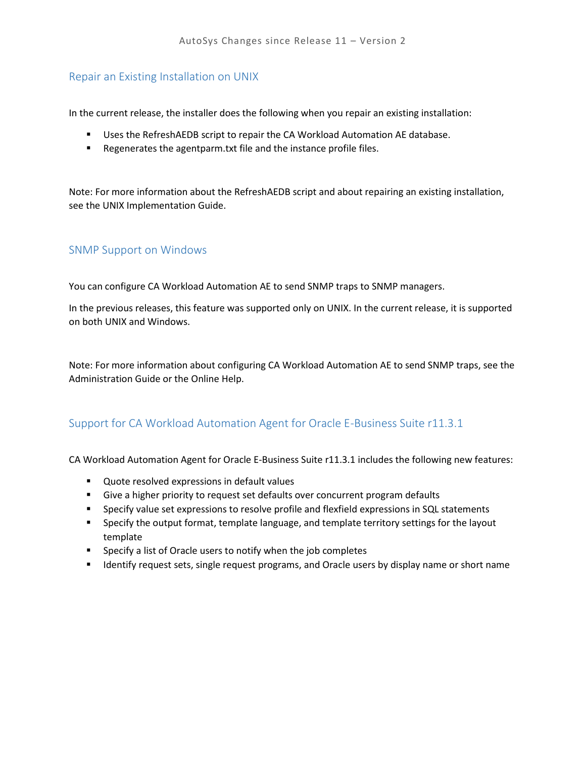## Repair an Existing Installation on UNIX

In the current release, the installer does the following when you repair an existing installation:

- Uses the RefreshAEDB script to repair the CA Workload Automation AE database.
- Regenerates the agentparm.txt file and the instance profile files.

Note: For more information about the RefreshAEDB script and about repairing an existing installation, see the UNIX Implementation Guide.

## SNMP Support on Windows

You can configure CA Workload Automation AE to send SNMP traps to SNMP managers.

In the previous releases, this feature was supported only on UNIX. In the current release, it is supported on both UNIX and Windows.

Note: For more information about configuring CA Workload Automation AE to send SNMP traps, see the Administration Guide or the Online Help.

## Support for CA Workload Automation Agent for Oracle E-Business Suite r11.3.1

CA Workload Automation Agent for Oracle E-Business Suite r11.3.1 includes the following new features:

- Quote resolved expressions in default values
- Give a higher priority to request set defaults over concurrent program defaults
- Specify value set expressions to resolve profile and flexfield expressions in SQL statements
- Specify the output format, template language, and template territory settings for the layout template
- Specify a list of Oracle users to notify when the job completes
- Identify request sets, single request programs, and Oracle users by display name or short name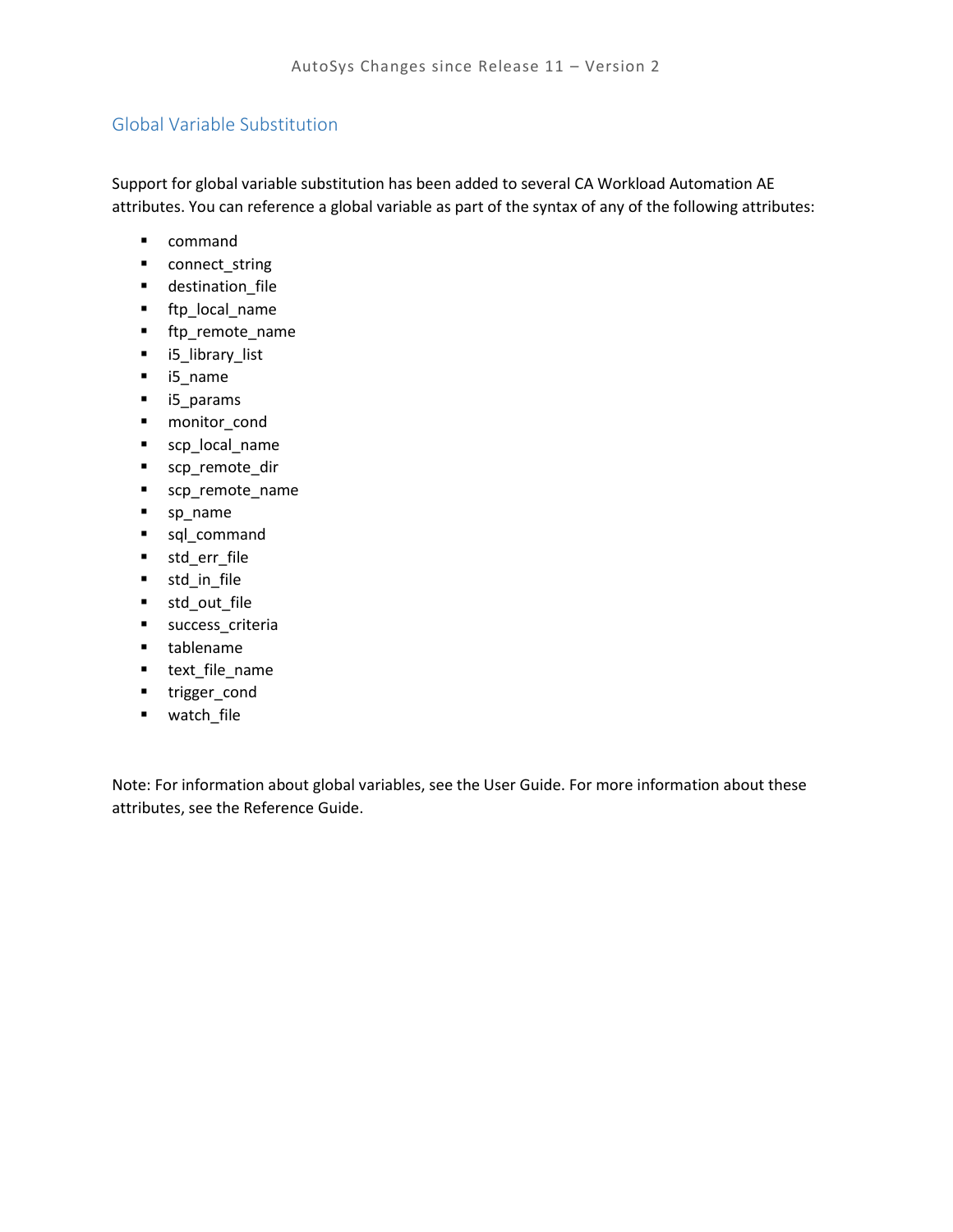## Global Variable Substitution

Support for global variable substitution has been added to several CA Workload Automation AE attributes. You can reference a global variable as part of the syntax of any of the following attributes:

- command
- connect_string
- destination_file
- ftp_local_name
- ftp_remote_name
- i5_library_list
- i5_name
- i5_params
- monitor_cond
- scp_local_name
- scp_remote_dir
- scp_remote_name
- sp_name
- sql_command
- std_err_file
- std_in_file
- std_out_file
- success_criteria
- tablename
- text_file_name
- trigger_cond
- watch_file

Note: For information about global variables, see the User Guide. For more information about these attributes, see the Reference Guide.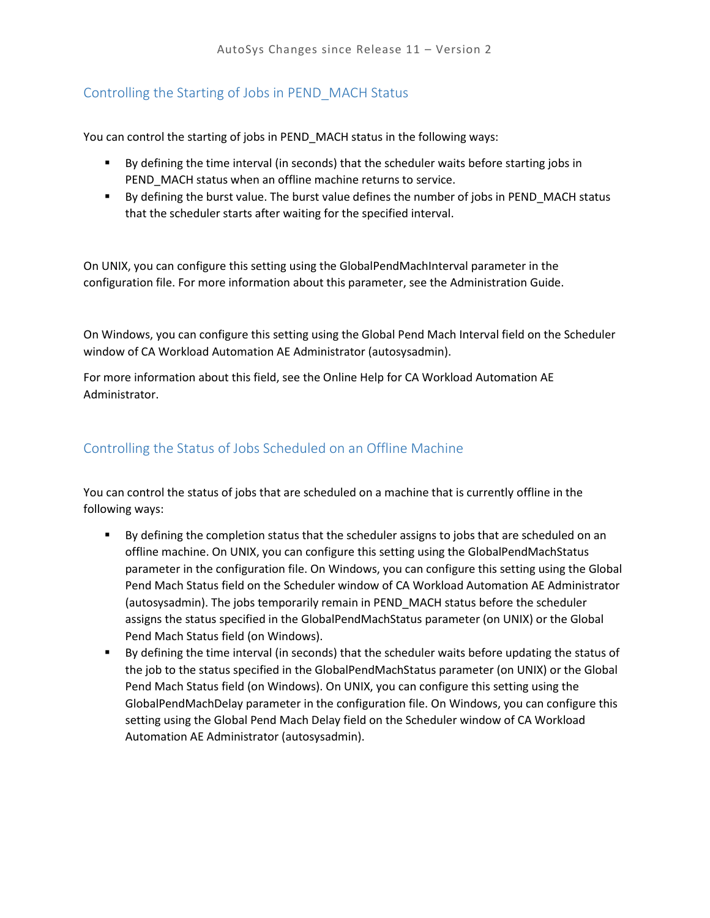## Controlling the Starting of Jobs in PEND_MACH Status

You can control the starting of jobs in PEND_MACH status in the following ways:

- By defining the time interval (in seconds) that the scheduler waits before starting jobs in PEND_MACH status when an offline machine returns to service.
- By defining the burst value. The burst value defines the number of jobs in PEND_MACH status that the scheduler starts after waiting for the specified interval.

On UNIX, you can configure this setting using the GlobalPendMachInterval parameter in the configuration file. For more information about this parameter, see the Administration Guide.

On Windows, you can configure this setting using the Global Pend Mach Interval field on the Scheduler window of CA Workload Automation AE Administrator (autosysadmin).

For more information about this field, see the Online Help for CA Workload Automation AE Administrator.

## Controlling the Status of Jobs Scheduled on an Offline Machine

You can control the status of jobs that are scheduled on a machine that is currently offline in the following ways:

- By defining the completion status that the scheduler assigns to jobs that are scheduled on an offline machine. On UNIX, you can configure this setting using the GlobalPendMachStatus parameter in the configuration file. On Windows, you can configure this setting using the Global Pend Mach Status field on the Scheduler window of CA Workload Automation AE Administrator (autosysadmin). The jobs temporarily remain in PEND_MACH status before the scheduler assigns the status specified in the GlobalPendMachStatus parameter (on UNIX) or the Global Pend Mach Status field (on Windows).
- By defining the time interval (in seconds) that the scheduler waits before updating the status of the job to the status specified in the GlobalPendMachStatus parameter (on UNIX) or the Global Pend Mach Status field (on Windows). On UNIX, you can configure this setting using the GlobalPendMachDelay parameter in the configuration file. On Windows, you can configure this setting using the Global Pend Mach Delay field on the Scheduler window of CA Workload Automation AE Administrator (autosysadmin).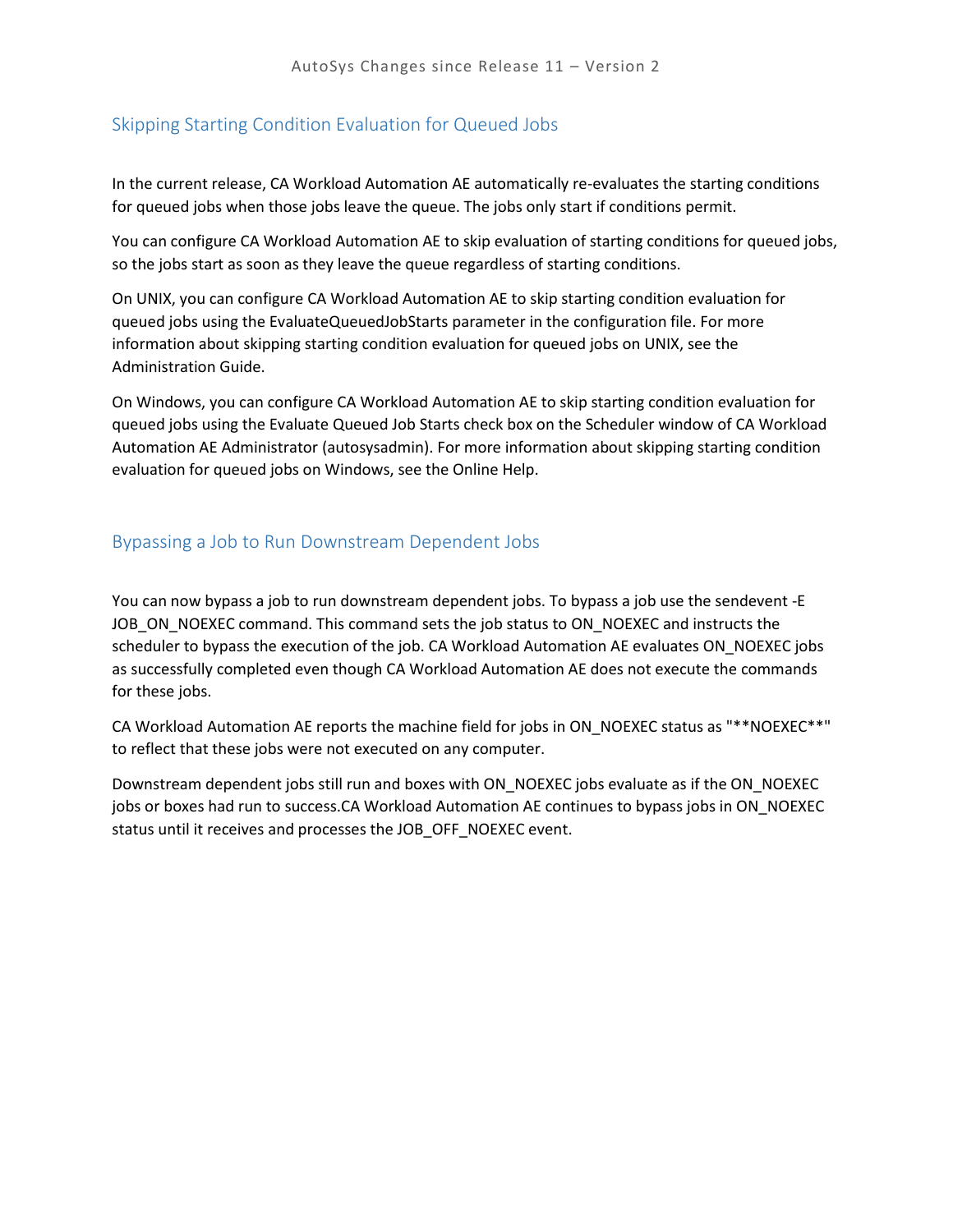## Skipping Starting Condition Evaluation for Queued Jobs

In the current release, CA Workload Automation AE automatically re-evaluates the starting conditions for queued jobs when those jobs leave the queue. The jobs only start if conditions permit.

You can configure CA Workload Automation AE to skip evaluation of starting conditions for queued jobs, so the jobs start as soon as they leave the queue regardless of starting conditions.

On UNIX, you can configure CA Workload Automation AE to skip starting condition evaluation for queued jobs using the EvaluateQueuedJobStarts parameter in the configuration file. For more information about skipping starting condition evaluation for queued jobs on UNIX, see the Administration Guide.

On Windows, you can configure CA Workload Automation AE to skip starting condition evaluation for queued jobs using the Evaluate Queued Job Starts check box on the Scheduler window of CA Workload Automation AE Administrator (autosysadmin). For more information about skipping starting condition evaluation for queued jobs on Windows, see the Online Help.

## Bypassing a Job to Run Downstream Dependent Jobs

You can now bypass a job to run downstream dependent jobs. To bypass a job use the sendevent -E JOB_ON_NOEXEC command. This command sets the job status to ON_NOEXEC and instructs the scheduler to bypass the execution of the job. CA Workload Automation AE evaluates ON_NOEXEC jobs as successfully completed even though CA Workload Automation AE does not execute the commands for these jobs.

CA Workload Automation AE reports the machine field for jobs in ON_NOEXEC status as "**NOEXEC**" to reflect that these jobs were not executed on any computer.

Downstream dependent jobs still run and boxes with ON_NOEXEC jobs evaluate as if the ON_NOEXEC jobs or boxes had run to success.CA Workload Automation AE continues to bypass jobs in ON_NOEXEC status until it receives and processes the JOB_OFF_NOEXEC event.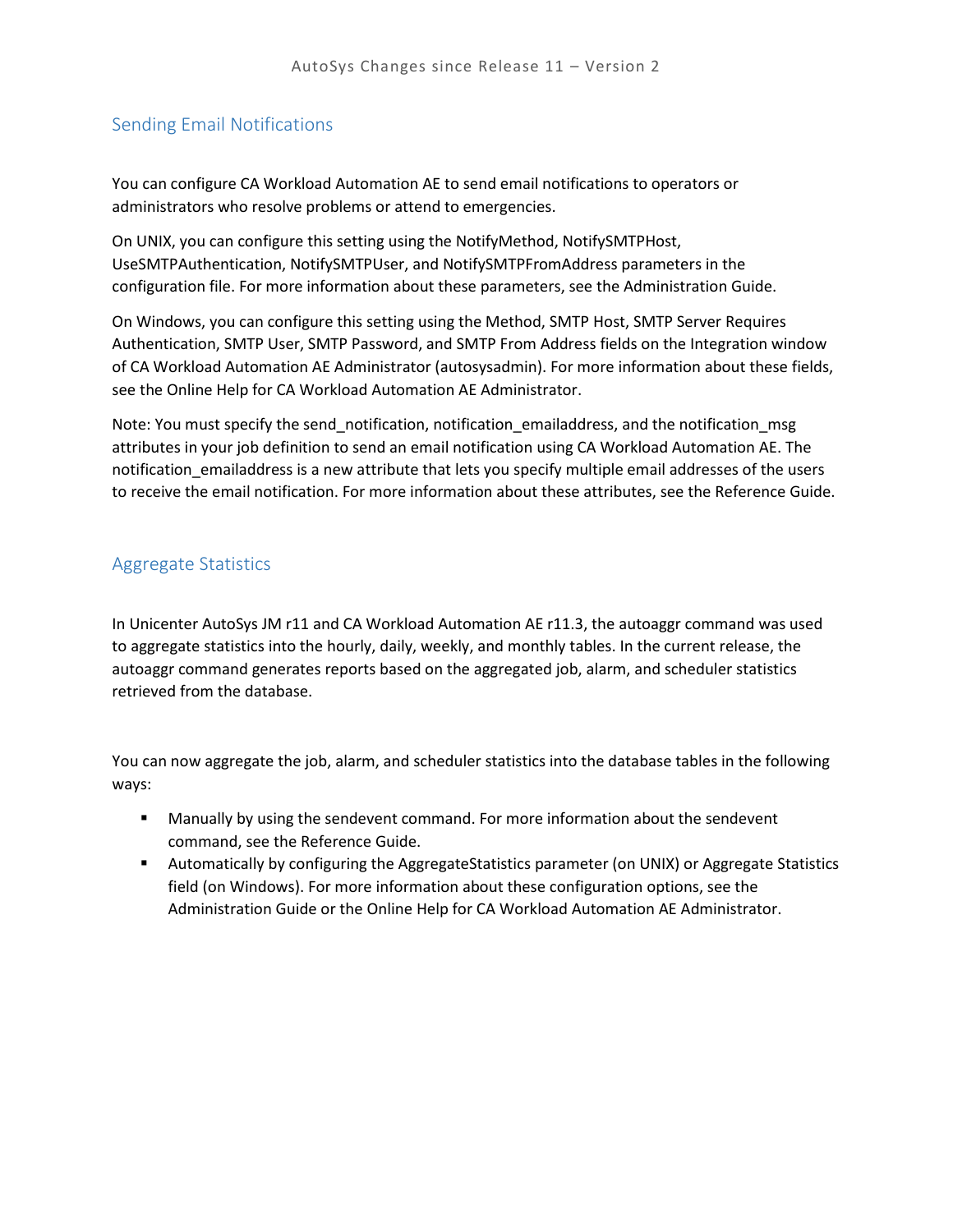## Sending Email Notifications

You can configure CA Workload Automation AE to send email notifications to operators or administrators who resolve problems or attend to emergencies.

On UNIX, you can configure this setting using the NotifyMethod, NotifySMTPHost, UseSMTPAuthentication, NotifySMTPUser, and NotifySMTPFromAddress parameters in the configuration file. For more information about these parameters, see the Administration Guide.

On Windows, you can configure this setting using the Method, SMTP Host, SMTP Server Requires Authentication, SMTP User, SMTP Password, and SMTP From Address fields on the Integration window of CA Workload Automation AE Administrator (autosysadmin). For more information about these fields, see the Online Help for CA Workload Automation AE Administrator.

Note: You must specify the send_notification, notification_emailaddress, and the notification_msg attributes in your job definition to send an email notification using CA Workload Automation AE. The notification_emailaddress is a new attribute that lets you specify multiple email addresses of the users to receive the email notification. For more information about these attributes, see the Reference Guide.

## Aggregate Statistics

In Unicenter AutoSys JM r11 and CA Workload Automation AE r11.3, the autoaggr command was used to aggregate statistics into the hourly, daily, weekly, and monthly tables. In the current release, the autoaggr command generates reports based on the aggregated job, alarm, and scheduler statistics retrieved from the database.

You can now aggregate the job, alarm, and scheduler statistics into the database tables in the following ways:

- Manually by using the sendevent command. For more information about the sendevent command, see the Reference Guide.
- Automatically by configuring the AggregateStatistics parameter (on UNIX) or Aggregate Statistics field (on Windows). For more information about these configuration options, see the Administration Guide or the Online Help for CA Workload Automation AE Administrator.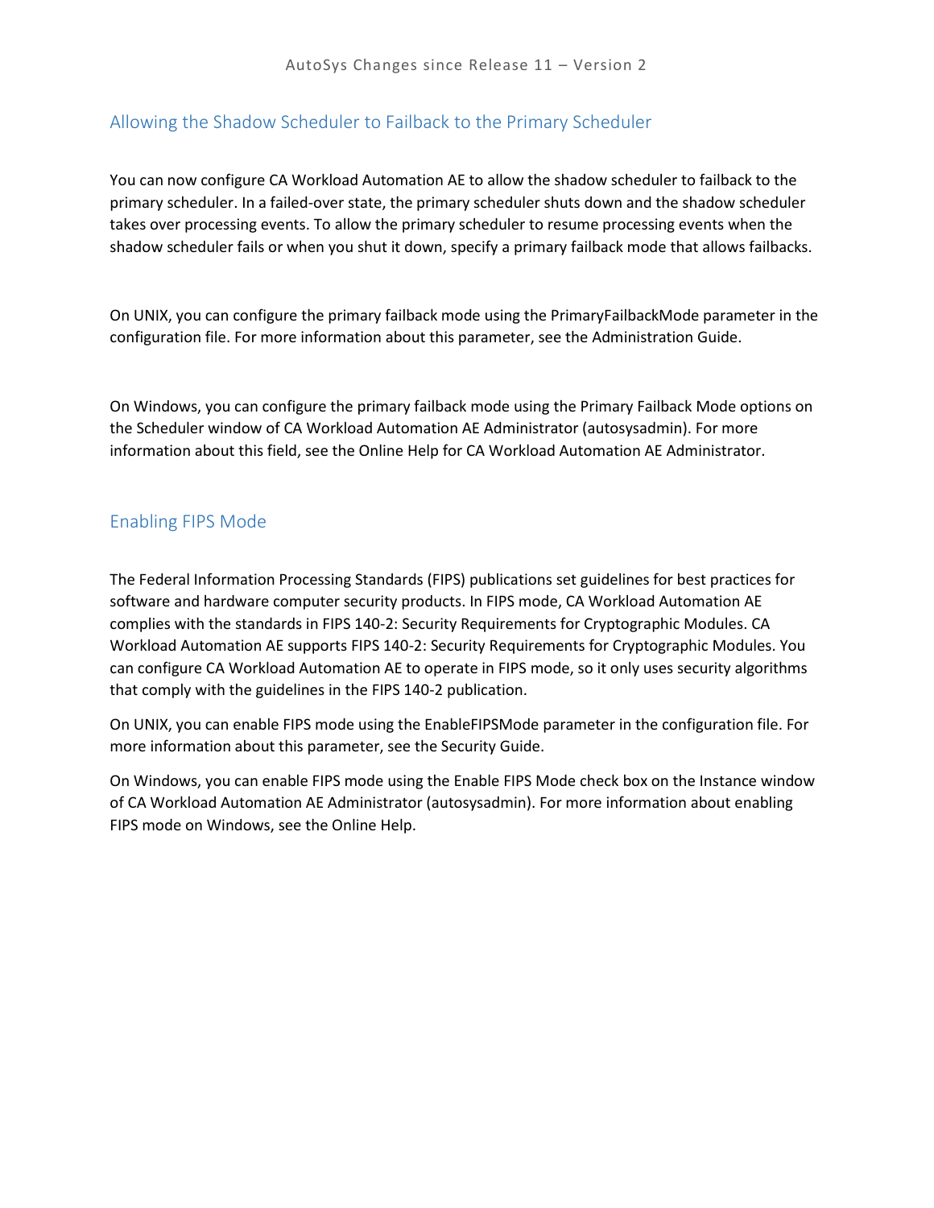## Allowing the Shadow Scheduler to Failback to the Primary Scheduler

You can now configure CA Workload Automation AE to allow the shadow scheduler to failback to the primary scheduler. In a failed-over state, the primary scheduler shuts down and the shadow scheduler takes over processing events. To allow the primary scheduler to resume processing events when the shadow scheduler fails or when you shut it down, specify a primary failback mode that allows failbacks.

On UNIX, you can configure the primary failback mode using the PrimaryFailbackMode parameter in the configuration file. For more information about this parameter, see the Administration Guide.

On Windows, you can configure the primary failback mode using the Primary Failback Mode options on the Scheduler window of CA Workload Automation AE Administrator (autosysadmin). For more information about this field, see the Online Help for CA Workload Automation AE Administrator.

## Enabling FIPS Mode

The Federal Information Processing Standards (FIPS) publications set guidelines for best practices for software and hardware computer security products. In FIPS mode, CA Workload Automation AE complies with the standards in FIPS 140-2: Security Requirements for Cryptographic Modules. CA Workload Automation AE supports FIPS 140-2: Security Requirements for Cryptographic Modules. You can configure CA Workload Automation AE to operate in FIPS mode, so it only uses security algorithms that comply with the guidelines in the FIPS 140-2 publication.

On UNIX, you can enable FIPS mode using the EnableFIPSMode parameter in the configuration file. For more information about this parameter, see the Security Guide.

On Windows, you can enable FIPS mode using the Enable FIPS Mode check box on the Instance window of CA Workload Automation AE Administrator (autosysadmin). For more information about enabling FIPS mode on Windows, see the Online Help.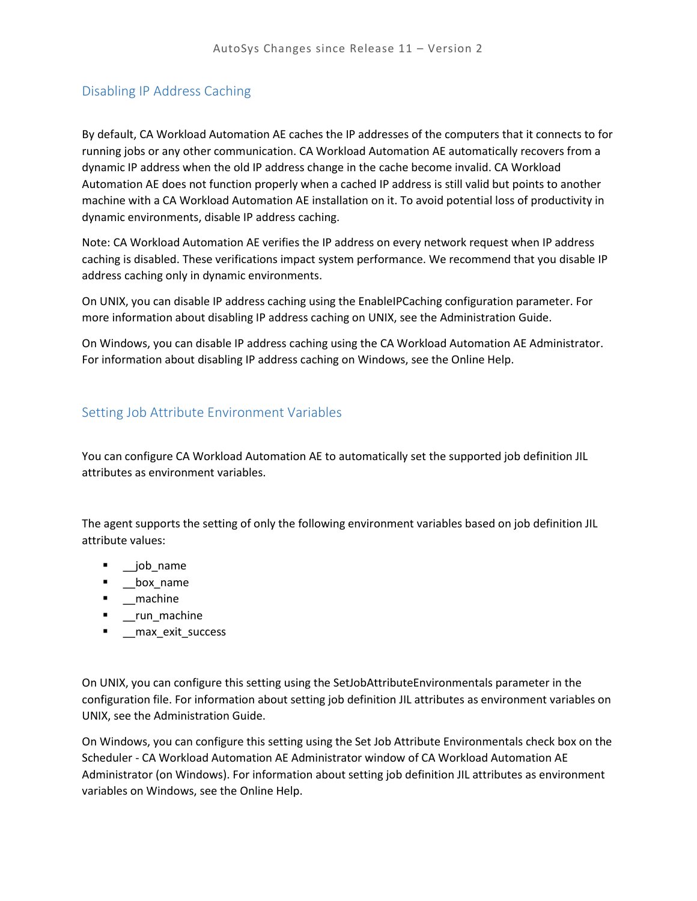## Disabling IP Address Caching

By default, CA Workload Automation AE caches the IP addresses of the computers that it connects to for running jobs or any other communication. CA Workload Automation AE automatically recovers from a dynamic IP address when the old IP address change in the cache become invalid. CA Workload Automation AE does not function properly when a cached IP address is still valid but points to another machine with a CA Workload Automation AE installation on it. To avoid potential loss of productivity in dynamic environments, disable IP address caching.

Note: CA Workload Automation AE verifies the IP address on every network request when IP address caching is disabled. These verifications impact system performance. We recommend that you disable IP address caching only in dynamic environments.

On UNIX, you can disable IP address caching using the EnableIPCaching configuration parameter. For more information about disabling IP address caching on UNIX, see the Administration Guide.

On Windows, you can disable IP address caching using the CA Workload Automation AE Administrator. For information about disabling IP address caching on Windows, see the Online Help.

## Setting Job Attribute Environment Variables

You can configure CA Workload Automation AE to automatically set the supported job definition JIL attributes as environment variables.

The agent supports the setting of only the following environment variables based on job definition JIL attribute values:

- __job_name
- __box_name
- __machine
- __run_machine
- __max_exit_success

On UNIX, you can configure this setting using the SetJobAttributeEnvironmentals parameter in the configuration file. For information about setting job definition JIL attributes as environment variables on UNIX, see the Administration Guide.

On Windows, you can configure this setting using the Set Job Attribute Environmentals check box on the Scheduler - CA Workload Automation AE Administrator window of CA Workload Automation AE Administrator (on Windows). For information about setting job definition JIL attributes as environment variables on Windows, see the Online Help.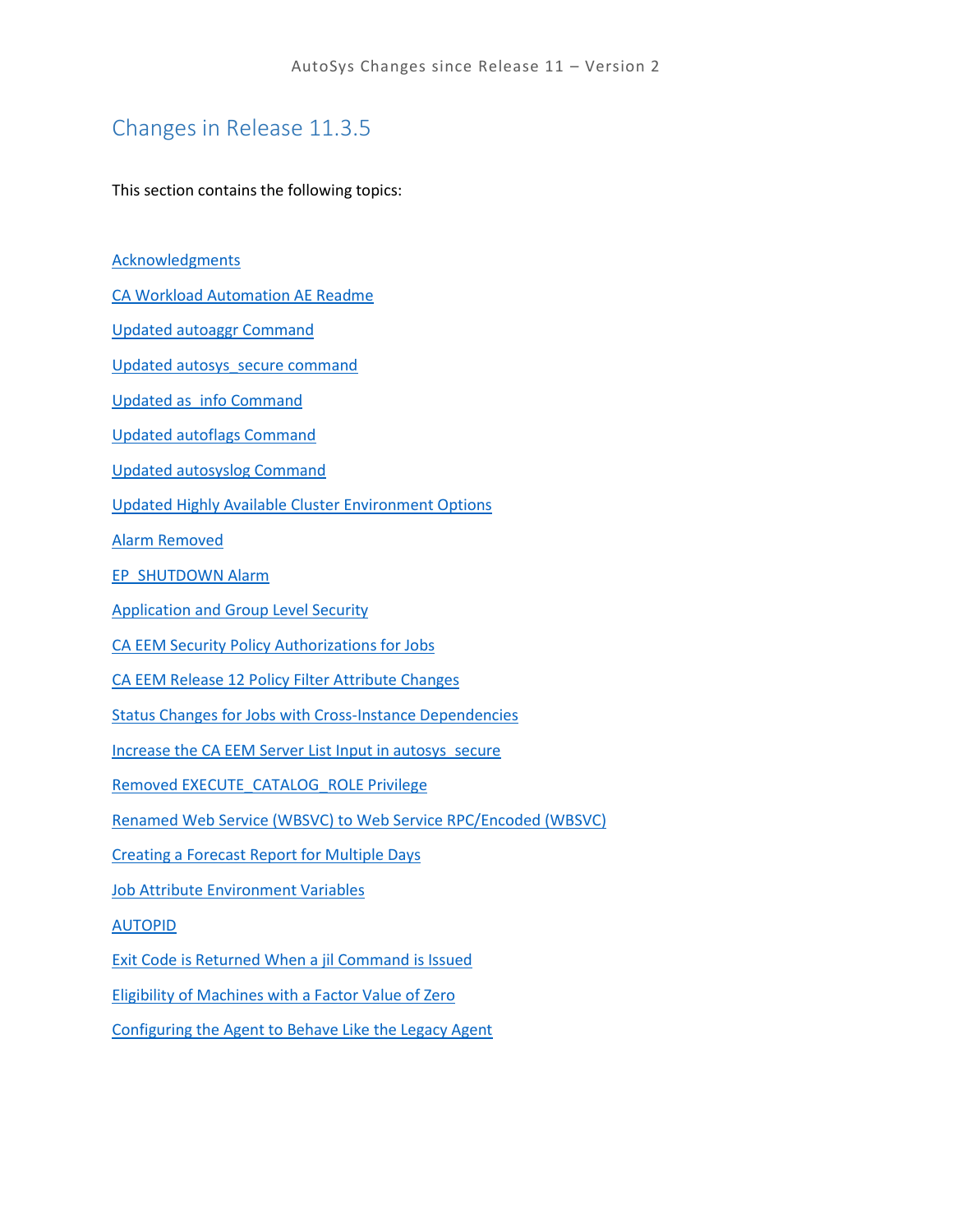## Changes in Release 11.3.5

This section contains the following topics:

Acknowledgments

CA Workload Automation AE Readme

Updated autoaggr Command

Updated autosys_secure command

Updated as_info Command

Updated autoflags Command

Updated autosyslog Command

Updated Highly Available Cluster Environment Options

Alarm Removed

EP_SHUTDOWN Alarm

Application and Group Level Security

CA EEM Security Policy Authorizations for Jobs

CA EEM Release 12 Policy Filter Attribute Changes

Status Changes for Jobs with Cross-Instance Dependencies

Increase the CA EEM Server List Input in autosys_secure

Removed EXECUTE_CATALOG_ROLE Privilege

Renamed Web Service (WBSVC) to Web Service RPC/Encoded (WBSVC)

Creating a Forecast Report for Multiple Days

Job Attribute Environment Variables

AUTOPID

Exit Code is Returned When a jil Command is Issued

Eligibility of Machines with a Factor Value of Zero

Configuring the Agent to Behave Like the Legacy Agent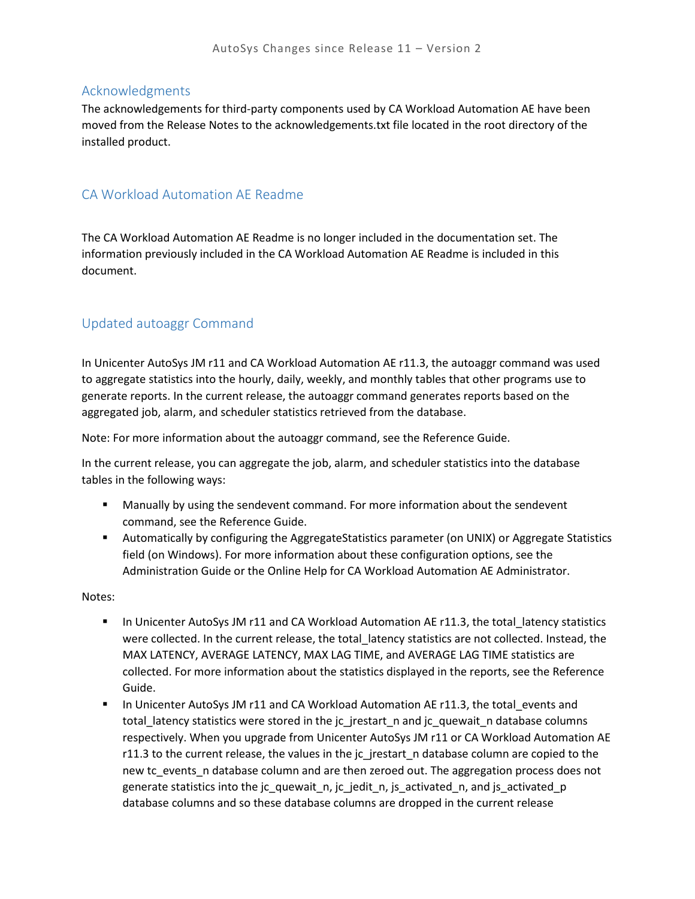## Acknowledgments

The acknowledgements for third-party components used by CA Workload Automation AE have been moved from the Release Notes to the acknowledgements.txt file located in the root directory of the installed product.

## CA Workload Automation AE Readme

The CA Workload Automation AE Readme is no longer included in the documentation set. The information previously included in the CA Workload Automation AE Readme is included in this document.

## Updated autoaggr Command

In Unicenter AutoSys JM r11 and CA Workload Automation AE r11.3, the autoaggr command was used to aggregate statistics into the hourly, daily, weekly, and monthly tables that other programs use to generate reports. In the current release, the autoaggr command generates reports based on the aggregated job, alarm, and scheduler statistics retrieved from the database.

Note: For more information about the autoaggr command, see the Reference Guide.

In the current release, you can aggregate the job, alarm, and scheduler statistics into the database tables in the following ways:

- Manually by using the sendevent command. For more information about the sendevent command, see the Reference Guide.
- Automatically by configuring the AggregateStatistics parameter (on UNIX) or Aggregate Statistics field (on Windows). For more information about these configuration options, see the Administration Guide or the Online Help for CA Workload Automation AE Administrator.

Notes:

- In Unicenter AutoSys JM r11 and CA Workload Automation AE r11.3, the total_latency statistics were collected. In the current release, the total_latency statistics are not collected. Instead, the MAX LATENCY, AVERAGE LATENCY, MAX LAG TIME, and AVERAGE LAG TIME statistics are collected. For more information about the statistics displayed in the reports, see the Reference Guide.
- In Unicenter AutoSys JM r11 and CA Workload Automation AE r11.3, the total_events and total_latency statistics were stored in the jc_jrestart_n and jc_quewait_n database columns respectively. When you upgrade from Unicenter AutoSys JM r11 or CA Workload Automation AE r11.3 to the current release, the values in the jc_jrestart_n database column are copied to the new tc_events_n database column and are then zeroed out. The aggregation process does not generate statistics into the jc_quewait_n, jc_jedit_n, js_activated_n, and js_activated_p database columns and so these database columns are dropped in the current release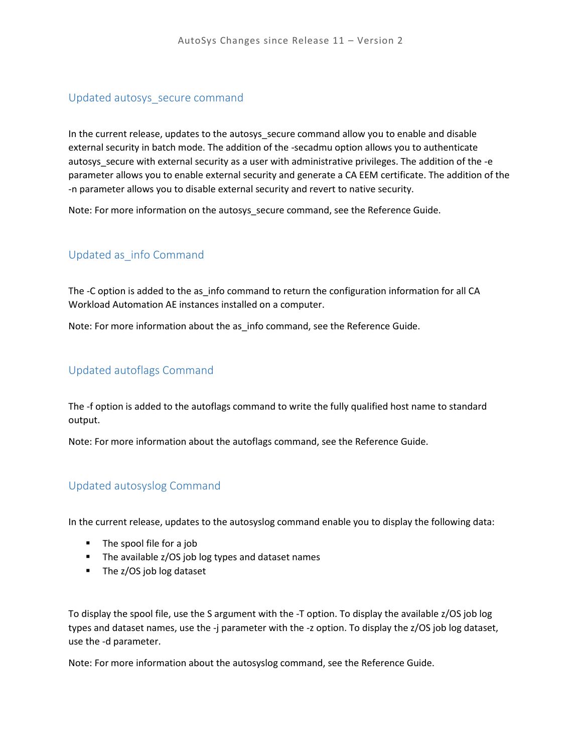## Updated autosys_secure command

In the current release, updates to the autosys_secure command allow you to enable and disable external security in batch mode. The addition of the -secadmu option allows you to authenticate autosys_secure with external security as a user with administrative privileges. The addition of the -e parameter allows you to enable external security and generate a CA EEM certificate. The addition of the -n parameter allows you to disable external security and revert to native security.

Note: For more information on the autosys_secure command, see the Reference Guide.

## Updated as_info Command

The -C option is added to the as_info command to return the configuration information for all CA Workload Automation AE instances installed on a computer.

Note: For more information about the as_info command, see the Reference Guide.

## Updated autoflags Command

The -f option is added to the autoflags command to write the fully qualified host name to standard output.

Note: For more information about the autoflags command, see the Reference Guide.

## Updated autosyslog Command

In the current release, updates to the autosyslog command enable you to display the following data:

- The spool file for a job
- The available z/OS job log types and dataset names
- The z/OS job log dataset

To display the spool file, use the S argument with the -T option. To display the available z/OS job log types and dataset names, use the -j parameter with the -z option. To display the z/OS job log dataset, use the -d parameter.

Note: For more information about the autosyslog command, see the Reference Guide.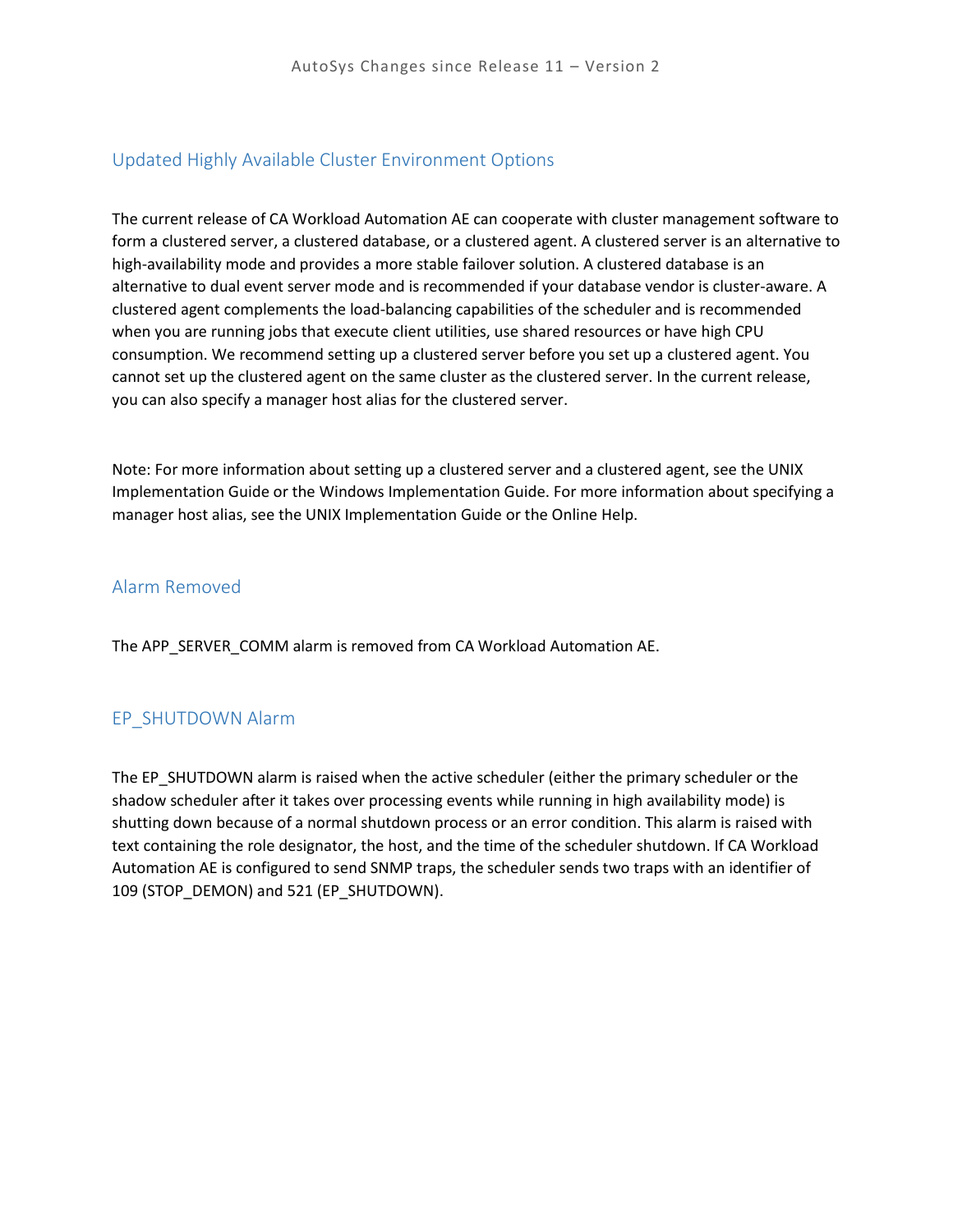## Updated Highly Available Cluster Environment Options

The current release of CA Workload Automation AE can cooperate with cluster management software to form a clustered server, a clustered database, or a clustered agent. A clustered server is an alternative to high-availability mode and provides a more stable failover solution. A clustered database is an alternative to dual event server mode and is recommended if your database vendor is cluster-aware. A clustered agent complements the load-balancing capabilities of the scheduler and is recommended when you are running jobs that execute client utilities, use shared resources or have high CPU consumption. We recommend setting up a clustered server before you set up a clustered agent. You cannot set up the clustered agent on the same cluster as the clustered server. In the current release, you can also specify a manager host alias for the clustered server.

Note: For more information about setting up a clustered server and a clustered agent, see the UNIX Implementation Guide or the Windows Implementation Guide. For more information about specifying a manager host alias, see the UNIX Implementation Guide or the Online Help.

## Alarm Removed

The APP_SERVER_COMM alarm is removed from CA Workload Automation AE.

## EP_SHUTDOWN Alarm

The EP_SHUTDOWN alarm is raised when the active scheduler (either the primary scheduler or the shadow scheduler after it takes over processing events while running in high availability mode) is shutting down because of a normal shutdown process or an error condition. This alarm is raised with text containing the role designator, the host, and the time of the scheduler shutdown. If CA Workload Automation AE is configured to send SNMP traps, the scheduler sends two traps with an identifier of 109 (STOP_DEMON) and 521 (EP_SHUTDOWN).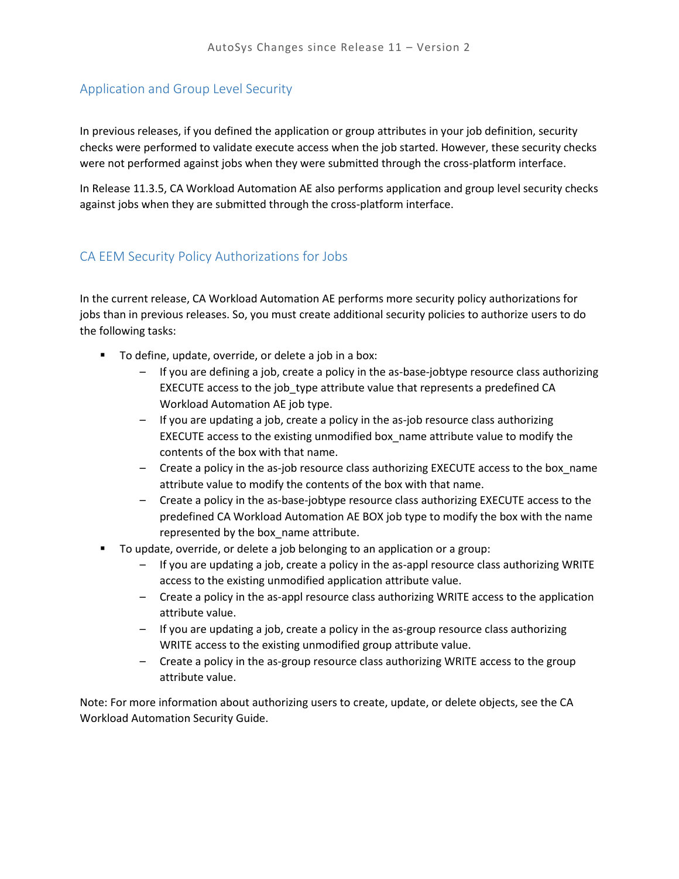## Application and Group Level Security

In previous releases, if you defined the application or group attributes in your job definition, security checks were performed to validate execute access when the job started. However, these security checks were not performed against jobs when they were submitted through the cross-platform interface.

In Release 11.3.5, CA Workload Automation AE also performs application and group level security checks against jobs when they are submitted through the cross-platform interface.

## CA EEM Security Policy Authorizations for Jobs

In the current release, CA Workload Automation AE performs more security policy authorizations for jobs than in previous releases. So, you must create additional security policies to authorize users to do the following tasks:

- To define, update, override, or delete a job in a box:
  - If you are defining a job, create a policy in the as-base-jobtype resource class authorizing EXECUTE access to the job_type attribute value that represents a predefined CA Workload Automation AE job type.
  - If you are updating a job, create a policy in the as-job resource class authorizing EXECUTE access to the existing unmodified box_name attribute value to modify the contents of the box with that name.
  - Create a policy in the as-job resource class authorizing EXECUTE access to the box_name attribute value to modify the contents of the box with that name.
  - Create a policy in the as-base-jobtype resource class authorizing EXECUTE access to the predefined CA Workload Automation AE BOX job type to modify the box with the name represented by the box_name attribute.
- To update, override, or delete a job belonging to an application or a group:
  - If you are updating a job, create a policy in the as-appl resource class authorizing WRITE access to the existing unmodified application attribute value.
  - Create a policy in the as-appl resource class authorizing WRITE access to the application attribute value.
  - If you are updating a job, create a policy in the as-group resource class authorizing WRITE access to the existing unmodified group attribute value.
  - Create a policy in the as-group resource class authorizing WRITE access to the group attribute value.

Note: For more information about authorizing users to create, update, or delete objects, see the CA Workload Automation Security Guide.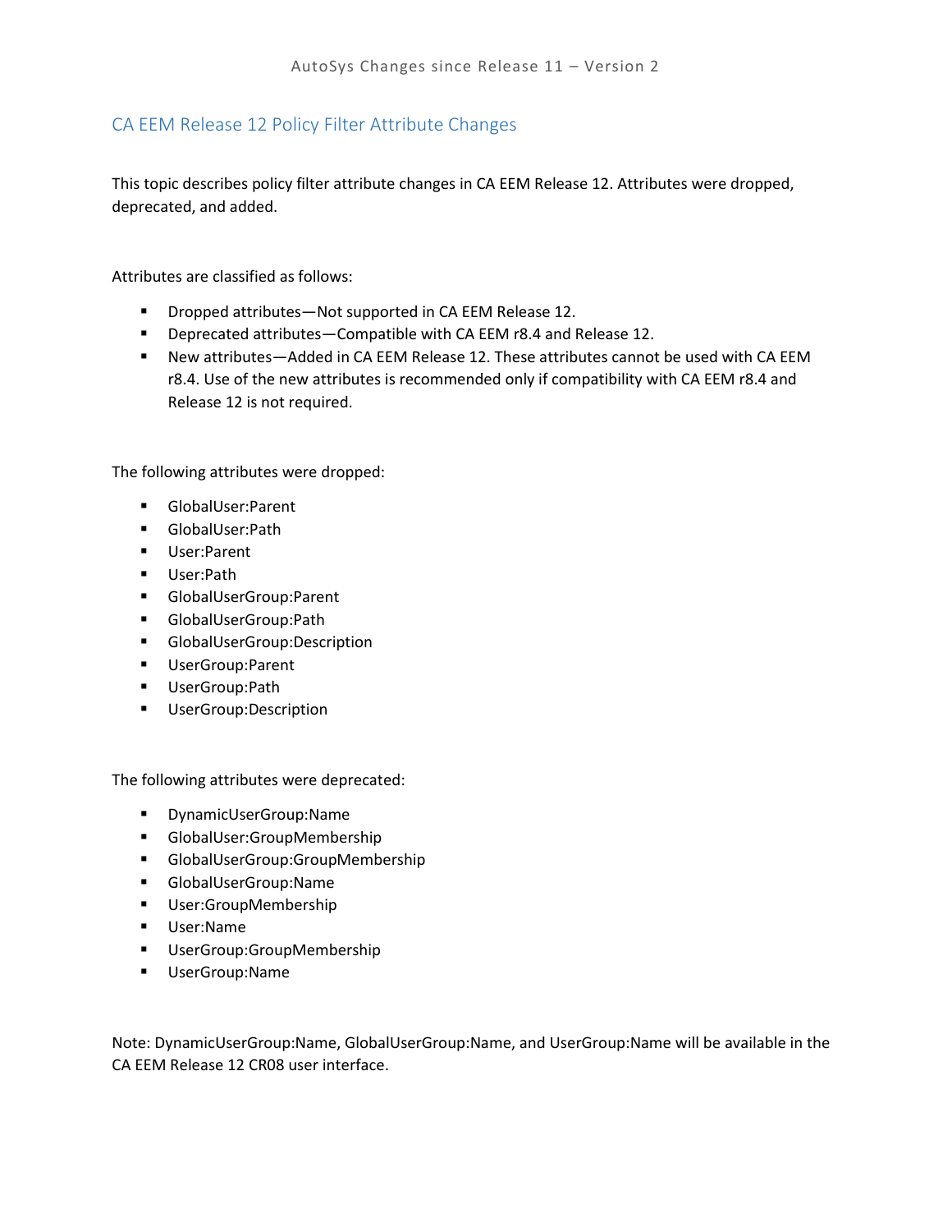## CA EEM Release 12 Policy Filter Attribute Changes

This topic describes policy filter attribute changes in CA EEM Release 12. Attributes were dropped, deprecated, and added.

Attributes are classified as follows:

- Dropped attributes—Not supported in CA EEM Release 12.
- Deprecated attributes—Compatible with CA EEM r8.4 and Release 12.
- New attributes—Added in CA EEM Release 12. These attributes cannot be used with CA EEM r8.4. Use of the new attributes is recommended only if compatibility with CA EEM r8.4 and Release 12 is not required.

The following attributes were dropped:

- GlobalUser:Parent
- GlobalUser:Path
- User:Parent
- User:Path
- GlobalUserGroup:Parent
- GlobalUserGroup:Path
- GlobalUserGroup:Description
- UserGroup:Parent
- UserGroup:Path
- UserGroup:Description

The following attributes were deprecated:

- DynamicUserGroup:Name
- GlobalUser:GroupMembership
- GlobalUserGroup:GroupMembership
- GlobalUserGroup:Name
- User:GroupMembership
- User:Name
- UserGroup:GroupMembership
- UserGroup:Name

Note: DynamicUserGroup:Name, GlobalUserGroup:Name, and UserGroup:Name will be available in the CA EEM Release 12 CR08 user interface.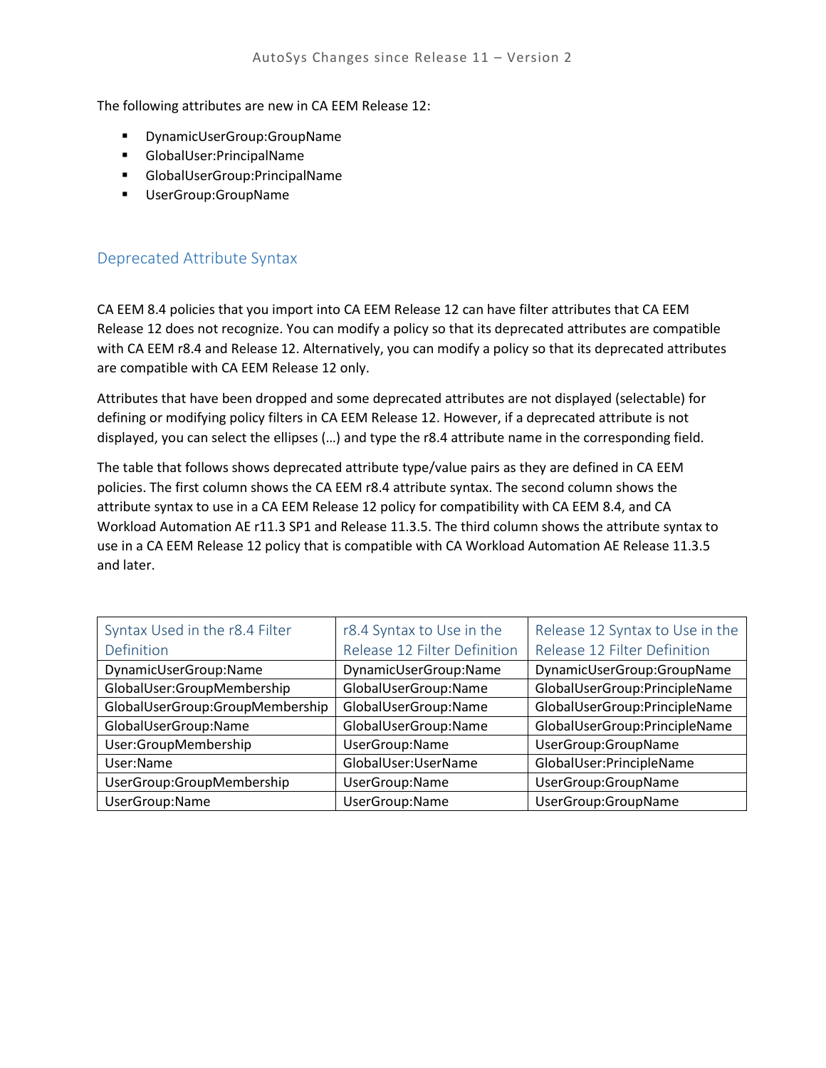The following attributes are new in CA EEM Release 12:

- DynamicUserGroup:GroupName
- GlobalUser:PrincipalName
- GlobalUserGroup:PrincipalName
- UserGroup:GroupName

## Deprecated Attribute Syntax

CA EEM 8.4 policies that you import into CA EEM Release 12 can have filter attributes that CA EEM Release 12 does not recognize. You can modify a policy so that its deprecated attributes are compatible with CA EEM r8.4 and Release 12. Alternatively, you can modify a policy so that its deprecated attributes are compatible with CA EEM Release 12 only.

Attributes that have been dropped and some deprecated attributes are not displayed (selectable) for defining or modifying policy filters in CA EEM Release 12. However, if a deprecated attribute is not displayed, you can select the ellipses (…) and type the r8.4 attribute name in the corresponding field.

The table that follows shows deprecated attribute type/value pairs as they are defined in CA EEM policies. The first column shows the CA EEM r8.4 attribute syntax. The second column shows the attribute syntax to use in a CA EEM Release 12 policy for compatibility with CA EEM 8.4, and CA Workload Automation AE r11.3 SP1 and Release 11.3.5. The third column shows the attribute syntax to use in a CA EEM Release 12 policy that is compatible with CA Workload Automation AE Release 11.3.5 and later.

| Syntax Used in the r8.4 Filter Definition | r8.4 Syntax to Use in the Release 12 Filter Definition | Release 12 Syntax to Use in the Release 12 Filter Definition |
|---|---|---|
| DynamicUserGroup:Name | DynamicUserGroup:Name | DynamicUserGroup:GroupName |
| GlobalUser:GroupMembership | GlobalUserGroup:Name | GlobalUserGroup:PrincipleName |
| GlobalUserGroup:GroupMembership | GlobalUserGroup:Name | GlobalUserGroup:PrincipleName |
| GlobalUserGroup:Name | GlobalUserGroup:Name | GlobalUserGroup:PrincipleName |
| User:GroupMembership | UserGroup:Name | UserGroup:GroupName |
| User:Name | GlobalUser:UserName | GlobalUser:PrincipleName |
| UserGroup:GroupMembership | UserGroup:Name | UserGroup:GroupName |
| UserGroup:Name | UserGroup:Name | UserGroup:GroupName |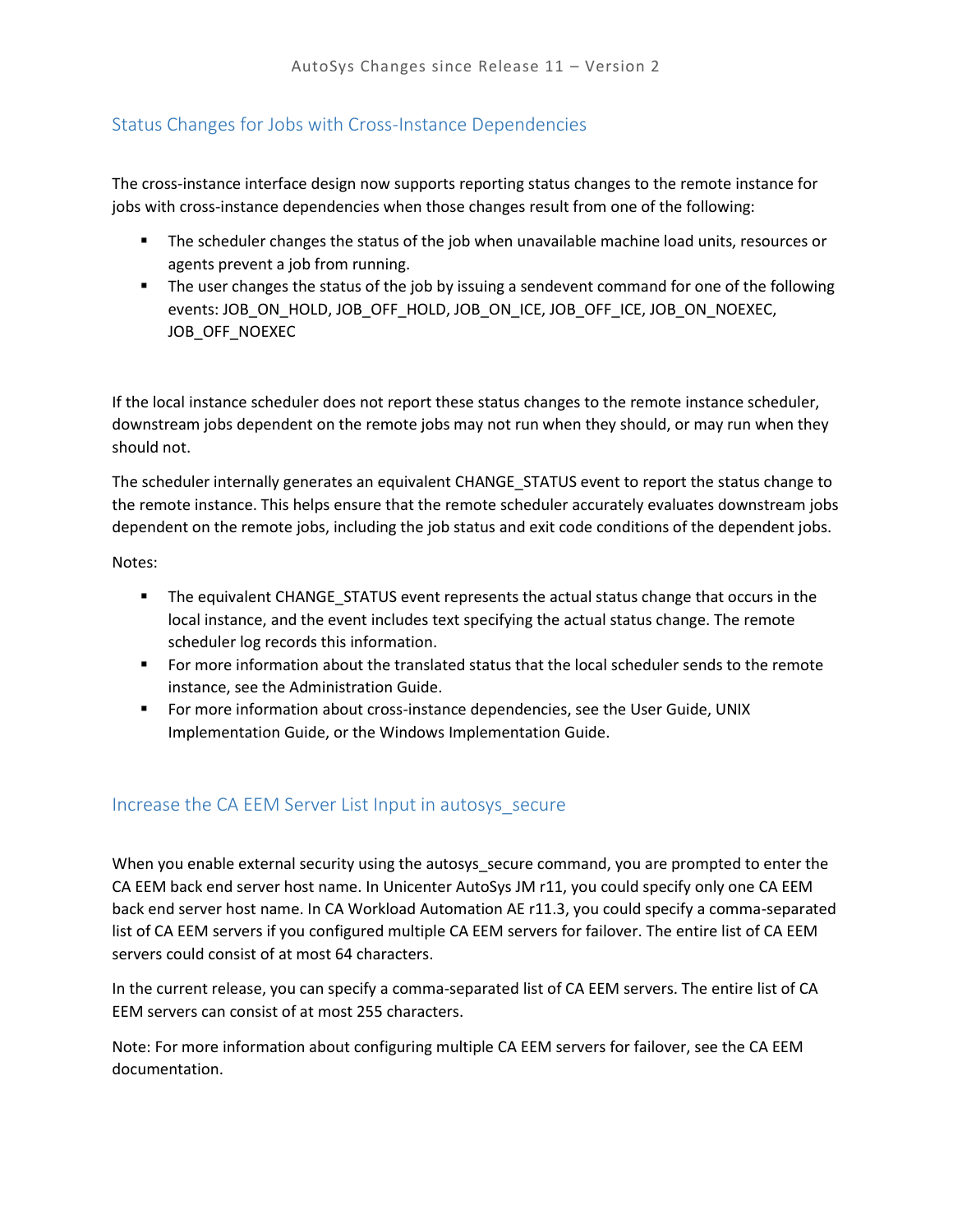## Status Changes for Jobs with Cross-Instance Dependencies

The cross-instance interface design now supports reporting status changes to the remote instance for jobs with cross-instance dependencies when those changes result from one of the following:

- The scheduler changes the status of the job when unavailable machine load units, resources or agents prevent a job from running.
- The user changes the status of the job by issuing a sendevent command for one of the following events: JOB_ON_HOLD, JOB_OFF_HOLD, JOB_ON_ICE, JOB_OFF_ICE, JOB_ON_NOEXEC, JOB_OFF_NOEXEC

If the local instance scheduler does not report these status changes to the remote instance scheduler, downstream jobs dependent on the remote jobs may not run when they should, or may run when they should not.

The scheduler internally generates an equivalent CHANGE_STATUS event to report the status change to the remote instance. This helps ensure that the remote scheduler accurately evaluates downstream jobs dependent on the remote jobs, including the job status and exit code conditions of the dependent jobs.

Notes:

- The equivalent CHANGE_STATUS event represents the actual status change that occurs in the local instance, and the event includes text specifying the actual status change. The remote scheduler log records this information.
- For more information about the translated status that the local scheduler sends to the remote instance, see the Administration Guide.
- For more information about cross-instance dependencies, see the User Guide, UNIX Implementation Guide, or the Windows Implementation Guide.

## Increase the CA EEM Server List Input in autosys_secure

When you enable external security using the autosys_secure command, you are prompted to enter the CA EEM back end server host name. In Unicenter AutoSys JM r11, you could specify only one CA EEM back end server host name. In CA Workload Automation AE r11.3, you could specify a comma-separated list of CA EEM servers if you configured multiple CA EEM servers for failover. The entire list of CA EEM servers could consist of at most 64 characters.

In the current release, you can specify a comma-separated list of CA EEM servers. The entire list of CA EEM servers can consist of at most 255 characters.

Note: For more information about configuring multiple CA EEM servers for failover, see the CA EEM documentation.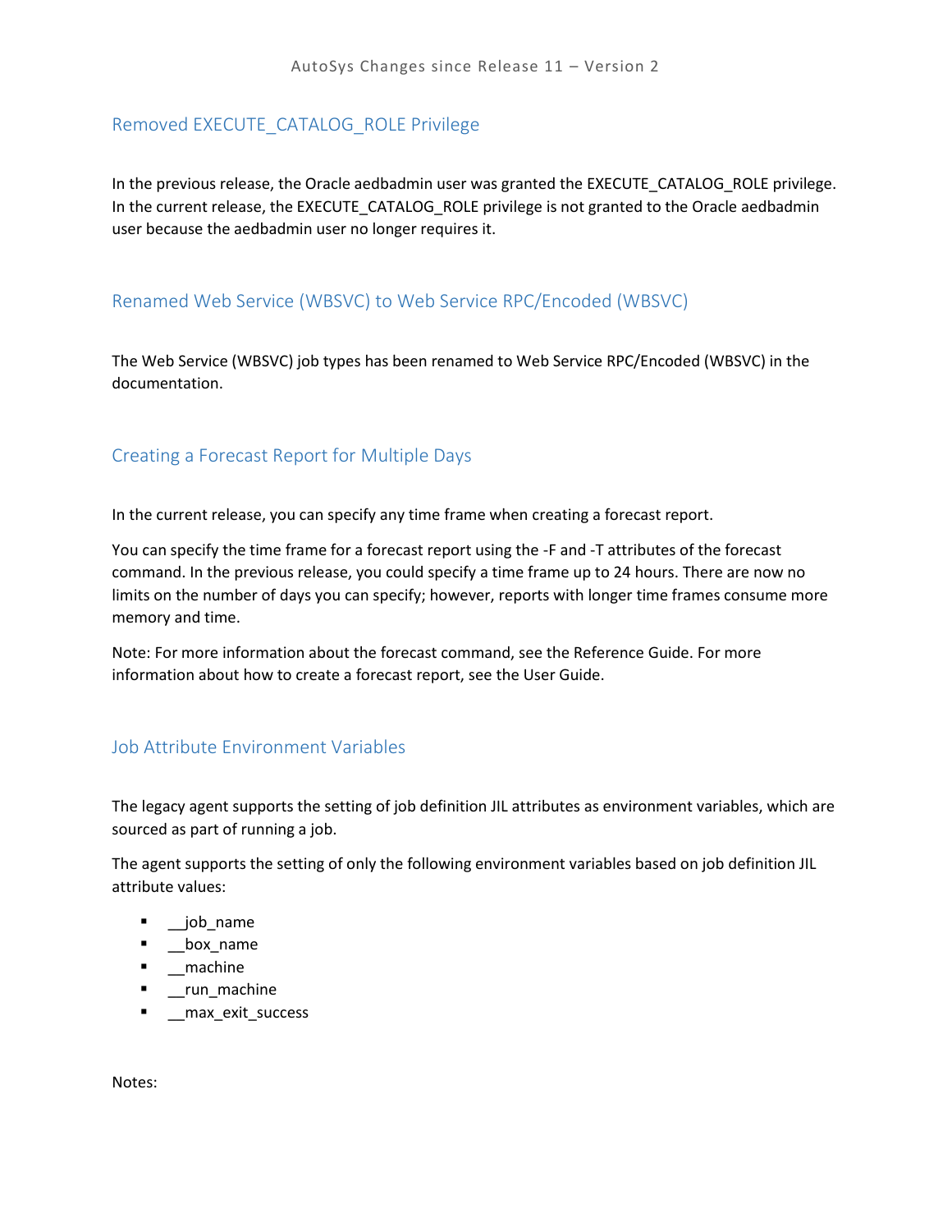## Removed EXECUTE_CATALOG_ROLE Privilege

In the previous release, the Oracle aedbadmin user was granted the EXECUTE_CATALOG_ROLE privilege. In the current release, the EXECUTE_CATALOG_ROLE privilege is not granted to the Oracle aedbadmin user because the aedbadmin user no longer requires it.

## Renamed Web Service (WBSVC) to Web Service RPC/Encoded (WBSVC)

The Web Service (WBSVC) job types has been renamed to Web Service RPC/Encoded (WBSVC) in the documentation.

## Creating a Forecast Report for Multiple Days

In the current release, you can specify any time frame when creating a forecast report.

You can specify the time frame for a forecast report using the -F and -T attributes of the forecast command. In the previous release, you could specify a time frame up to 24 hours. There are now no limits on the number of days you can specify; however, reports with longer time frames consume more memory and time.

Note: For more information about the forecast command, see the Reference Guide. For more information about how to create a forecast report, see the User Guide.

## Job Attribute Environment Variables

The legacy agent supports the setting of job definition JIL attributes as environment variables, which are sourced as part of running a job.

The agent supports the setting of only the following environment variables based on job definition JIL attribute values:

- __job_name
- __box_name
- __machine
- __run_machine
- __max_exit_success

Notes: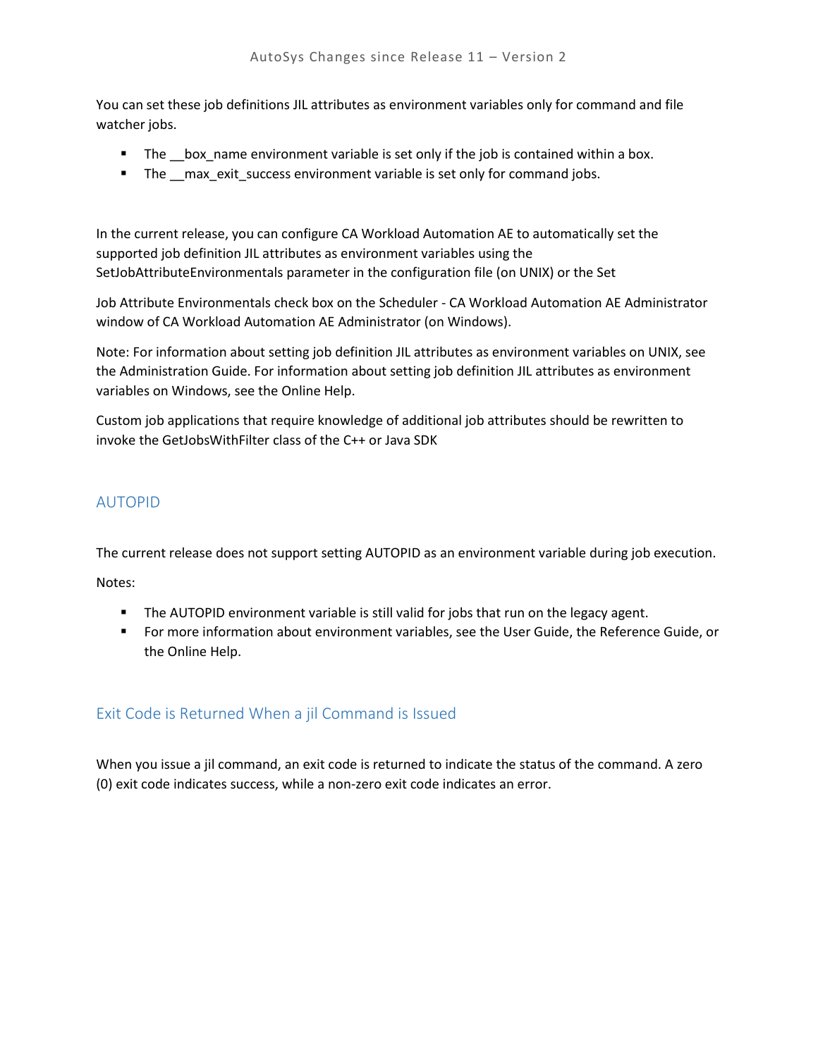You can set these job definitions JIL attributes as environment variables only for command and file watcher jobs.

- The __box_name environment variable is set only if the job is contained within a box.
- The __max_exit_success environment variable is set only for command jobs.

In the current release, you can configure CA Workload Automation AE to automatically set the supported job definition JIL attributes as environment variables using the SetJobAttributeEnvironmentals parameter in the configuration file (on UNIX) or the Set

Job Attribute Environmentals check box on the Scheduler - CA Workload Automation AE Administrator window of CA Workload Automation AE Administrator (on Windows).

Note: For information about setting job definition JIL attributes as environment variables on UNIX, see the Administration Guide. For information about setting job definition JIL attributes as environment variables on Windows, see the Online Help.

Custom job applications that require knowledge of additional job attributes should be rewritten to invoke the GetJobsWithFilter class of the C++ or Java SDK

## AUTOPID

The current release does not support setting AUTOPID as an environment variable during job execution.

Notes:

- The AUTOPID environment variable is still valid for jobs that run on the legacy agent.
- For more information about environment variables, see the User Guide, the Reference Guide, or the Online Help.

## Exit Code is Returned When a jil Command is Issued

When you issue a jil command, an exit code is returned to indicate the status of the command. A zero (0) exit code indicates success, while a non-zero exit code indicates an error.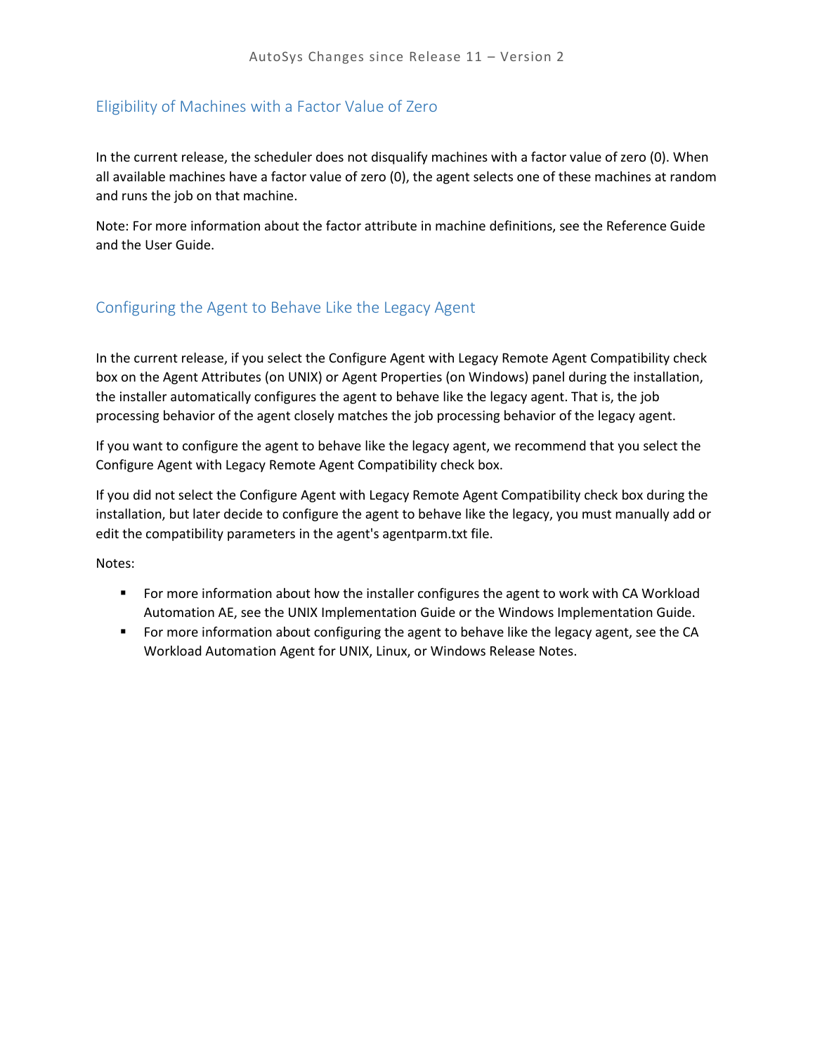## Eligibility of Machines with a Factor Value of Zero

In the current release, the scheduler does not disqualify machines with a factor value of zero (0). When all available machines have a factor value of zero (0), the agent selects one of these machines at random and runs the job on that machine.

Note: For more information about the factor attribute in machine definitions, see the Reference Guide and the User Guide.

## Configuring the Agent to Behave Like the Legacy Agent

In the current release, if you select the Configure Agent with Legacy Remote Agent Compatibility check box on the Agent Attributes (on UNIX) or Agent Properties (on Windows) panel during the installation, the installer automatically configures the agent to behave like the legacy agent. That is, the job processing behavior of the agent closely matches the job processing behavior of the legacy agent.

If you want to configure the agent to behave like the legacy agent, we recommend that you select the Configure Agent with Legacy Remote Agent Compatibility check box.

If you did not select the Configure Agent with Legacy Remote Agent Compatibility check box during the installation, but later decide to configure the agent to behave like the legacy, you must manually add or edit the compatibility parameters in the agent's agentparm.txt file.

Notes:

- For more information about how the installer configures the agent to work with CA Workload Automation AE, see the UNIX Implementation Guide or the Windows Implementation Guide.
- For more information about configuring the agent to behave like the legacy agent, see the CA Workload Automation Agent for UNIX, Linux, or Windows Release Notes.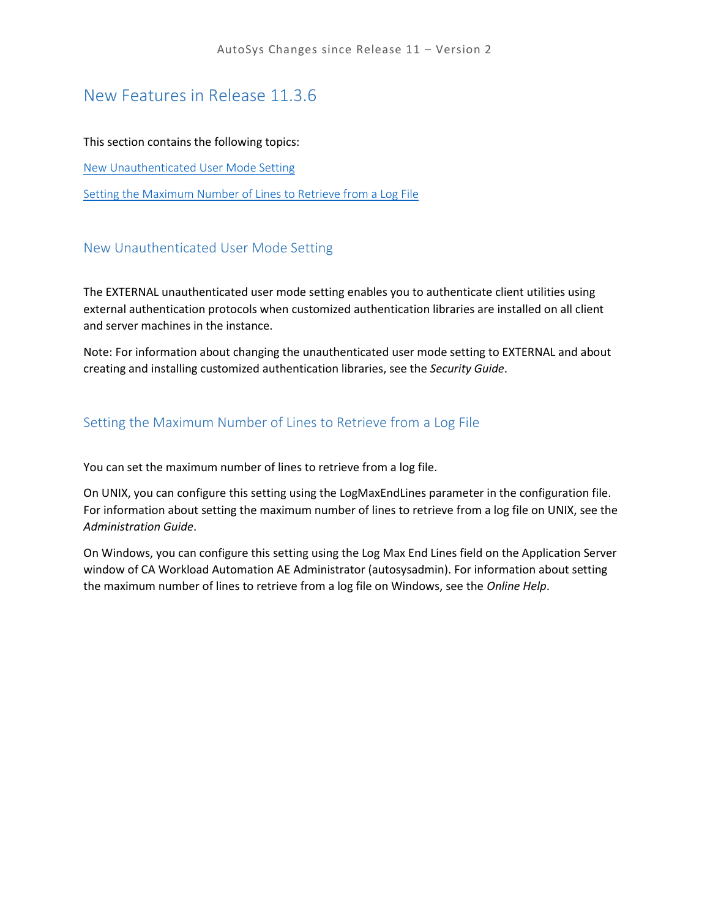# New Features in Release 11.3.6

This section contains the following topics:

[New Unauthenticated User Mode Setting](#)

[Setting the Maximum Number of Lines to Retrieve from a Log File](#)

## New Unauthenticated User Mode Setting

The EXTERNAL unauthenticated user mode setting enables you to authenticate client utilities using external authentication protocols when customized authentication libraries are installed on all client and server machines in the instance.

Note: For information about changing the unauthenticated user mode setting to EXTERNAL and about creating and installing customized authentication libraries, see the *Security Guide*.

## Setting the Maximum Number of Lines to Retrieve from a Log File

You can set the maximum number of lines to retrieve from a log file.

On UNIX, you can configure this setting using the LogMaxEndLines parameter in the configuration file. For information about setting the maximum number of lines to retrieve from a log file on UNIX, see the *Administration Guide*.

On Windows, you can configure this setting using the Log Max End Lines field on the Application Server window of CA Workload Automation AE Administrator (autosysadmin). For information about setting the maximum number of lines to retrieve from a log file on Windows, see the *Online Help*.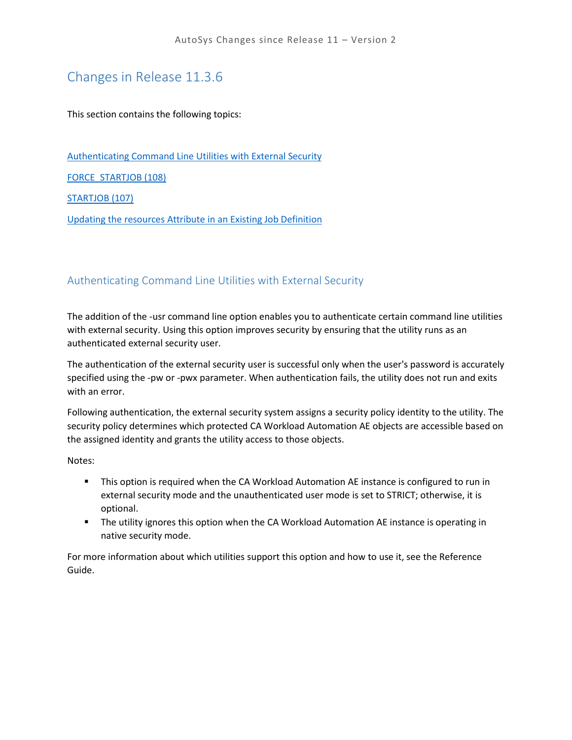# Changes in Release 11.3.6

This section contains the following topics:

[Authenticating Command Line Utilities with External Security](#)

[FORCE_STARTJOB (108)](#)

[STARTJOB (107)](#)

[Updating the resources Attribute in an Existing Job Definition](#)

## Authenticating Command Line Utilities with External Security

The addition of the -usr command line option enables you to authenticate certain command line utilities with external security. Using this option improves security by ensuring that the utility runs as an authenticated external security user.

The authentication of the external security user is successful only when the user's password is accurately specified using the -pw or -pwx parameter. When authentication fails, the utility does not run and exits with an error.

Following authentication, the external security system assigns a security policy identity to the utility. The security policy determines which protected CA Workload Automation AE objects are accessible based on the assigned identity and grants the utility access to those objects.

Notes:

- This option is required when the CA Workload Automation AE instance is configured to run in external security mode and the unauthenticated user mode is set to STRICT; otherwise, it is optional.
- The utility ignores this option when the CA Workload Automation AE instance is operating in native security mode.

For more information about which utilities support this option and how to use it, see the Reference Guide.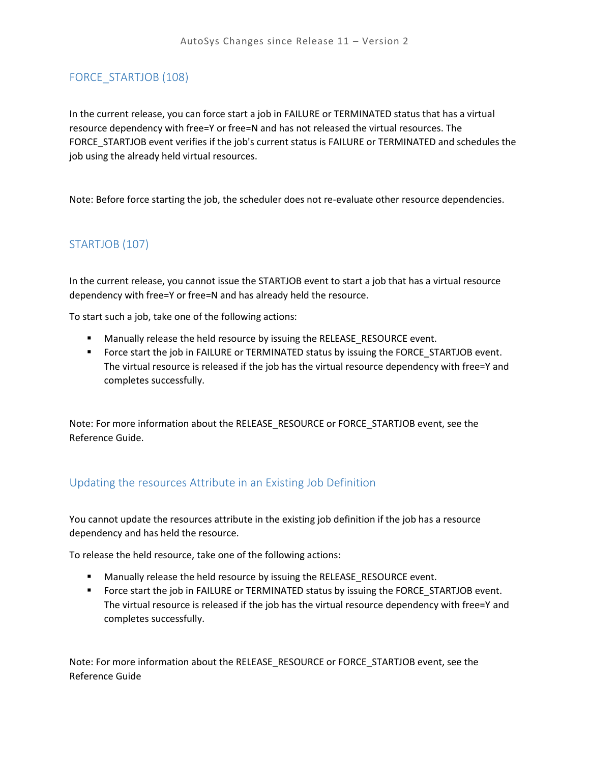## FORCE_STARTJOB (108)

In the current release, you can force start a job in FAILURE or TERMINATED status that has a virtual resource dependency with free=Y or free=N and has not released the virtual resources. The FORCE_STARTJOB event verifies if the job's current status is FAILURE or TERMINATED and schedules the job using the already held virtual resources.

Note: Before force starting the job, the scheduler does not re-evaluate other resource dependencies.

## STARTJOB (107)

In the current release, you cannot issue the STARTJOB event to start a job that has a virtual resource dependency with free=Y or free=N and has already held the resource.

To start such a job, take one of the following actions:

- Manually release the held resource by issuing the RELEASE_RESOURCE event.
- Force start the job in FAILURE or TERMINATED status by issuing the FORCE_STARTJOB event. The virtual resource is released if the job has the virtual resource dependency with free=Y and completes successfully.

Note: For more information about the RELEASE_RESOURCE or FORCE_STARTJOB event, see the Reference Guide.

## Updating the resources Attribute in an Existing Job Definition

You cannot update the resources attribute in the existing job definition if the job has a resource dependency and has held the resource.

To release the held resource, take one of the following actions:

- Manually release the held resource by issuing the RELEASE_RESOURCE event.
- Force start the job in FAILURE or TERMINATED status by issuing the FORCE_STARTJOB event. The virtual resource is released if the job has the virtual resource dependency with free=Y and completes successfully.

Note: For more information about the RELEASE_RESOURCE or FORCE_STARTJOB event, see the Reference Guide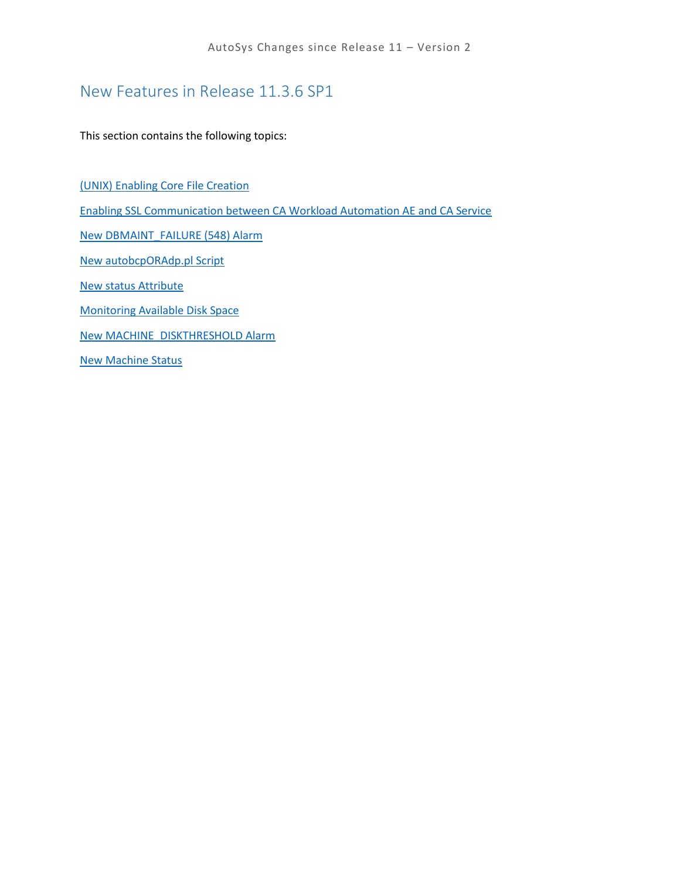## New Features in Release 11.3.6 SP1

This section contains the following topics:

(UNIX) Enabling Core File Creation

Enabling SSL Communication between CA Workload Automation AE and CA Service

New DBMAINT_FAILURE (548) Alarm

New autobcpORAdp.pl Script

New status Attribute

Monitoring Available Disk Space

New MACHINE_DISKTHRESHOLD Alarm

New Machine Status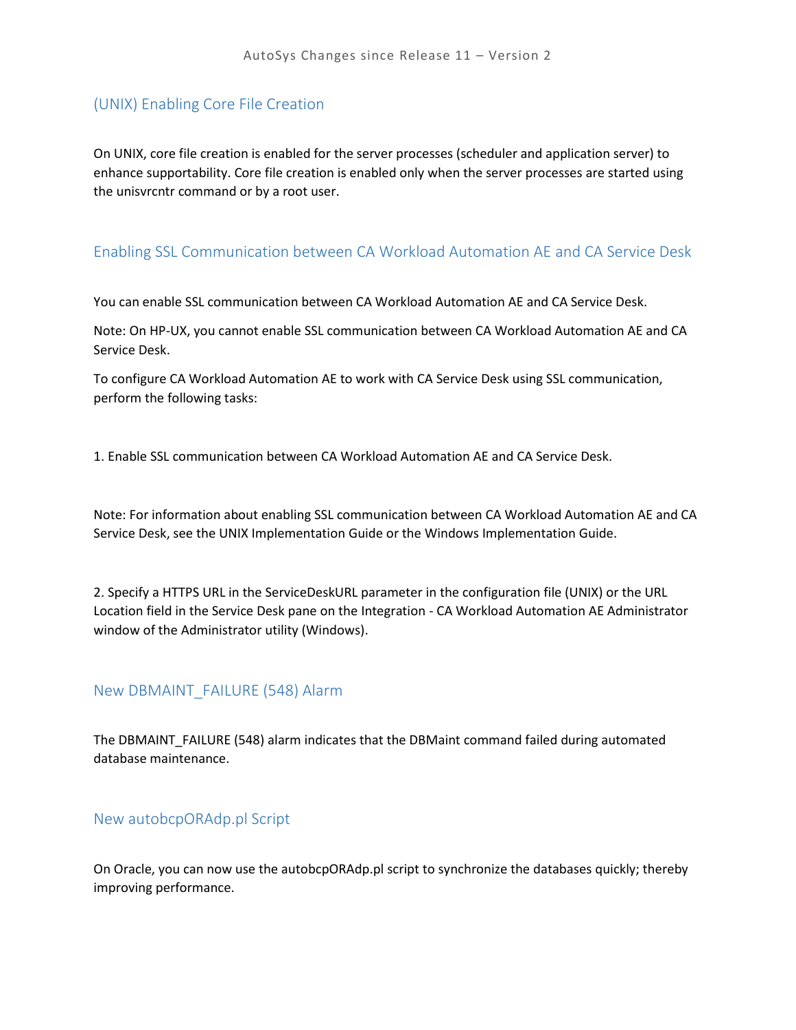## (UNIX) Enabling Core File Creation

On UNIX, core file creation is enabled for the server processes (scheduler and application server) to enhance supportability. Core file creation is enabled only when the server processes are started using the unisvrcntr command or by a root user.

## Enabling SSL Communication between CA Workload Automation AE and CA Service Desk

You can enable SSL communication between CA Workload Automation AE and CA Service Desk.

Note: On HP-UX, you cannot enable SSL communication between CA Workload Automation AE and CA Service Desk.

To configure CA Workload Automation AE to work with CA Service Desk using SSL communication, perform the following tasks:

1. Enable SSL communication between CA Workload Automation AE and CA Service Desk.

Note: For information about enabling SSL communication between CA Workload Automation AE and CA Service Desk, see the UNIX Implementation Guide or the Windows Implementation Guide.

2. Specify a HTTPS URL in the ServiceDeskURL parameter in the configuration file (UNIX) or the URL Location field in the Service Desk pane on the Integration - CA Workload Automation AE Administrator window of the Administrator utility (Windows).

## New DBMAINT_FAILURE (548) Alarm

The DBMAINT_FAILURE (548) alarm indicates that the DBMaint command failed during automated database maintenance.

## New autobcpORAdp.pl Script

On Oracle, you can now use the autobcpORAdp.pl script to synchronize the databases quickly; thereby improving performance.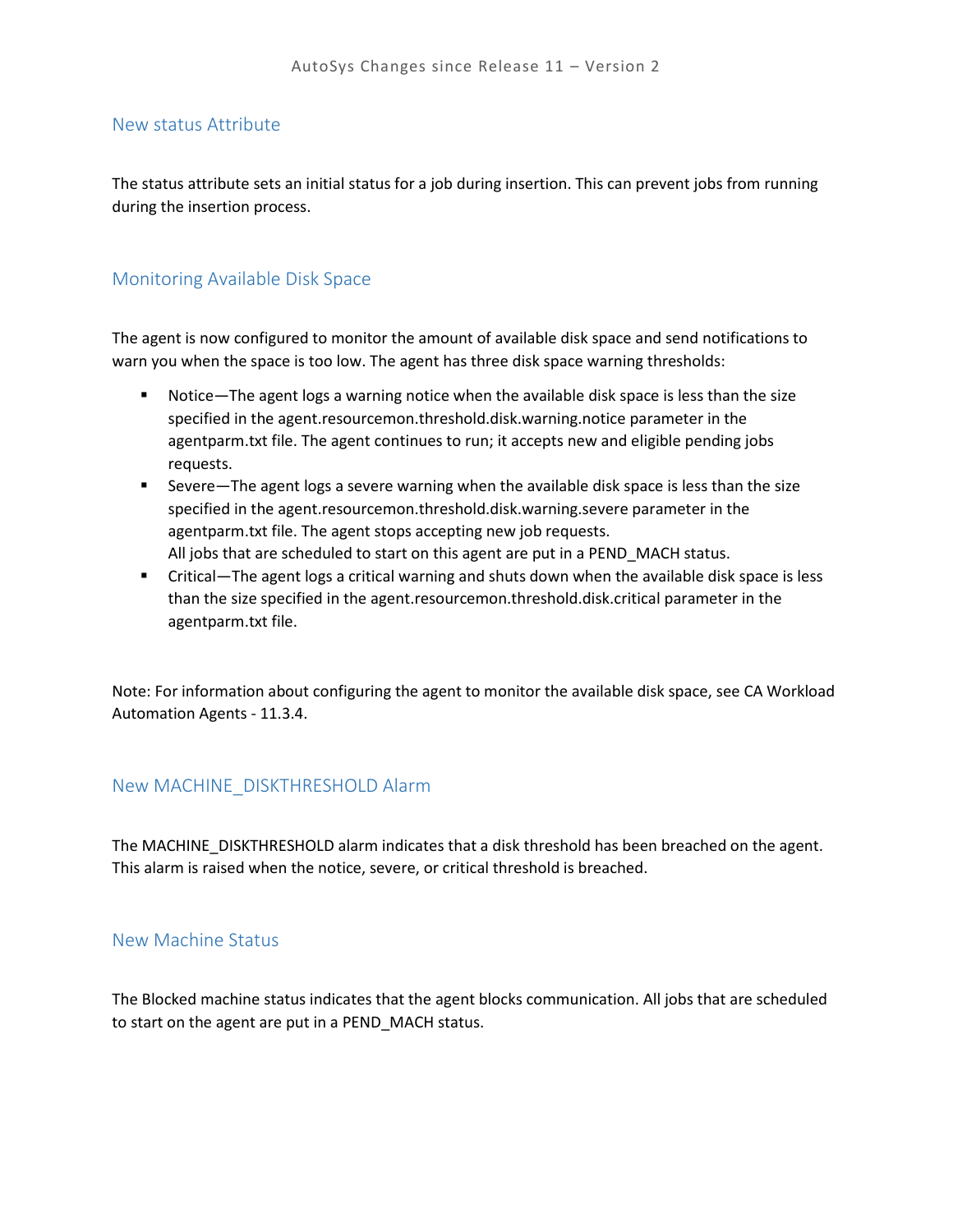## New status Attribute

The status attribute sets an initial status for a job during insertion. This can prevent jobs from running during the insertion process.

## Monitoring Available Disk Space

The agent is now configured to monitor the amount of available disk space and send notifications to warn you when the space is too low. The agent has three disk space warning thresholds:

- Notice—The agent logs a warning notice when the available disk space is less than the size specified in the agent.resourcemon.threshold.disk.warning.notice parameter in the agentparm.txt file. The agent continues to run; it accepts new and eligible pending jobs requests.
- Severe—The agent logs a severe warning when the available disk space is less than the size specified in the agent.resourcemon.threshold.disk.warning.severe parameter in the agentparm.txt file. The agent stops accepting new job requests.
  All jobs that are scheduled to start on this agent are put in a PEND_MACH status.
- Critical—The agent logs a critical warning and shuts down when the available disk space is less than the size specified in the agent.resourcemon.threshold.disk.critical parameter in the agentparm.txt file.

Note: For information about configuring the agent to monitor the available disk space, see CA Workload Automation Agents - 11.3.4.

## New MACHINE_DISKTHRESHOLD Alarm

The MACHINE_DISKTHRESHOLD alarm indicates that a disk threshold has been breached on the agent. This alarm is raised when the notice, severe, or critical threshold is breached.

## New Machine Status

The Blocked machine status indicates that the agent blocks communication. All jobs that are scheduled to start on the agent are put in a PEND_MACH status.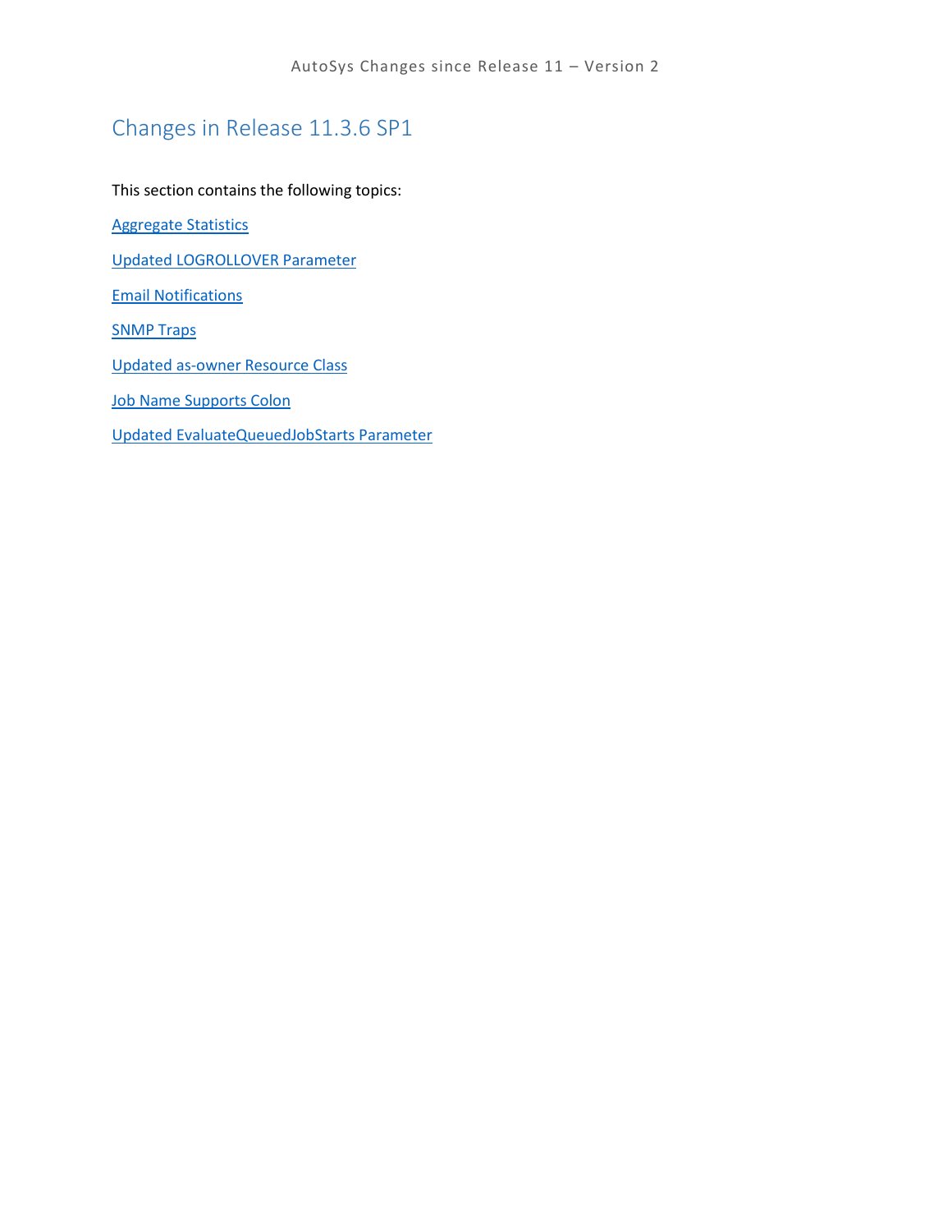# Changes in Release 11.3.6 SP1

This section contains the following topics:

Aggregate Statistics

Updated LOGROLLOVER Parameter

Email Notifications

SNMP Traps

Updated as-owner Resource Class

Job Name Supports Colon

Updated EvaluateQueuedJobStarts Parameter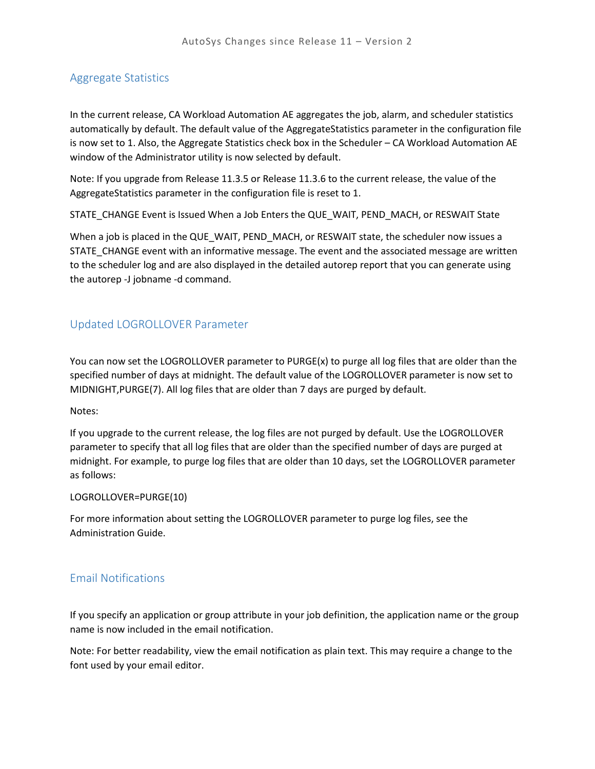## Aggregate Statistics

In the current release, CA Workload Automation AE aggregates the job, alarm, and scheduler statistics automatically by default. The default value of the AggregateStatistics parameter in the configuration file is now set to 1. Also, the Aggregate Statistics check box in the Scheduler – CA Workload Automation AE window of the Administrator utility is now selected by default.

Note: If you upgrade from Release 11.3.5 or Release 11.3.6 to the current release, the value of the AggregateStatistics parameter in the configuration file is reset to 1.

STATE_CHANGE Event is Issued When a Job Enters the QUE_WAIT, PEND_MACH, or RESWAIT State

When a job is placed in the QUE_WAIT, PEND_MACH, or RESWAIT state, the scheduler now issues a STATE_CHANGE event with an informative message. The event and the associated message are written to the scheduler log and are also displayed in the detailed autorep report that you can generate using the autorep -J jobname -d command.

## Updated LOGROLLOVER Parameter

You can now set the LOGROLLOVER parameter to PURGE(x) to purge all log files that are older than the specified number of days at midnight. The default value of the LOGROLLOVER parameter is now set to MIDNIGHT,PURGE(7). All log files that are older than 7 days are purged by default.

Notes:

If you upgrade to the current release, the log files are not purged by default. Use the LOGROLLOVER parameter to specify that all log files that are older than the specified number of days are purged at midnight. For example, to purge log files that are older than 10 days, set the LOGROLLOVER parameter as follows:

LOGROLLOVER=PURGE(10)

For more information about setting the LOGROLLOVER parameter to purge log files, see the Administration Guide.

## Email Notifications

If you specify an application or group attribute in your job definition, the application name or the group name is now included in the email notification.

Note: For better readability, view the email notification as plain text. This may require a change to the font used by your email editor.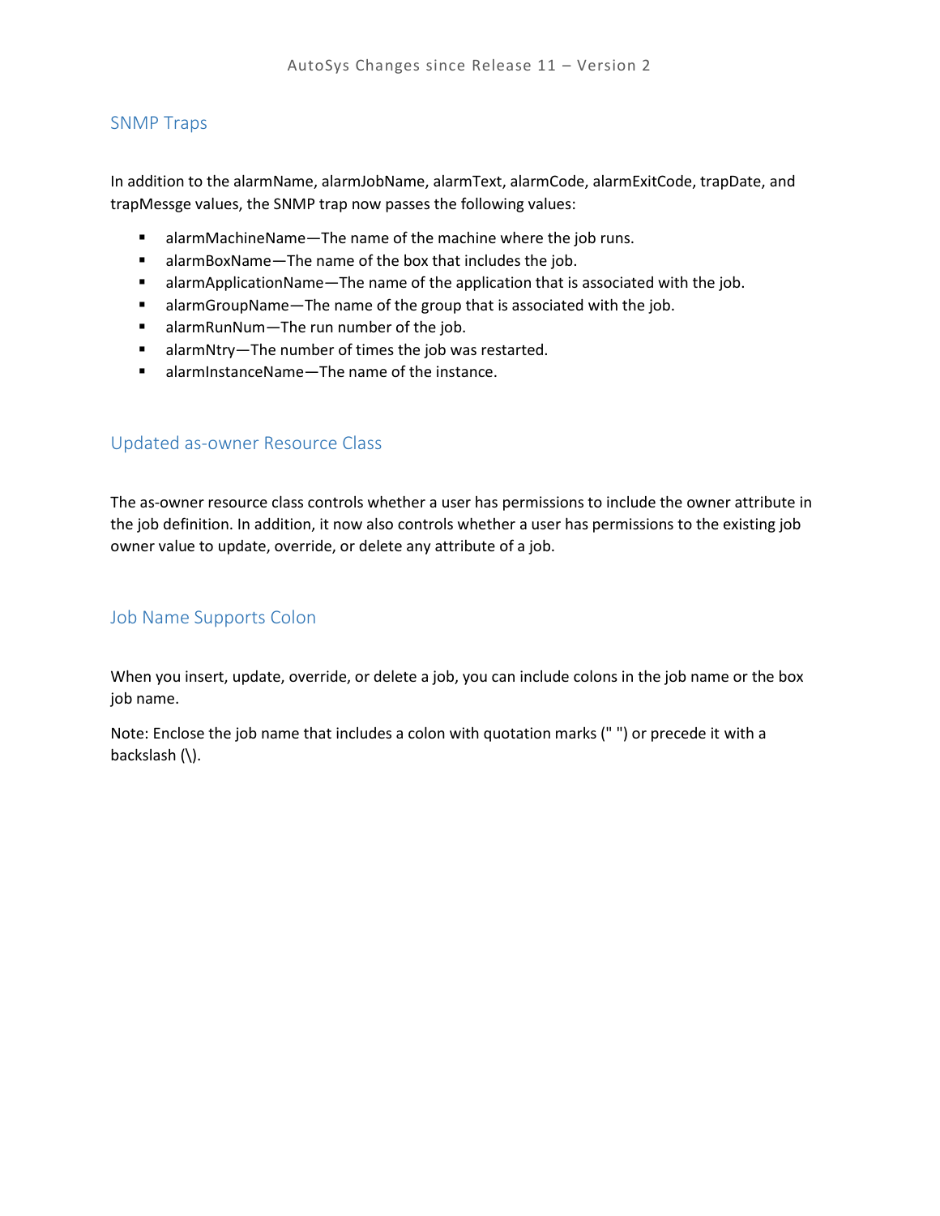## SNMP Traps

In addition to the alarmName, alarmJobName, alarmText, alarmCode, alarmExitCode, trapDate, and trapMessge values, the SNMP trap now passes the following values:

- alarmMachineName—The name of the machine where the job runs.
- alarmBoxName—The name of the box that includes the job.
- alarmApplicationName—The name of the application that is associated with the job.
- alarmGroupName—The name of the group that is associated with the job.
- alarmRunNum—The run number of the job.
- alarmNtry—The number of times the job was restarted.
- alarmInstanceName—The name of the instance.

## Updated as-owner Resource Class

The as-owner resource class controls whether a user has permissions to include the owner attribute in the job definition. In addition, it now also controls whether a user has permissions to the existing job owner value to update, override, or delete any attribute of a job.

## Job Name Supports Colon

When you insert, update, override, or delete a job, you can include colons in the job name or the box job name.

Note: Enclose the job name that includes a colon with quotation marks (" ") or precede it with a backslash (\).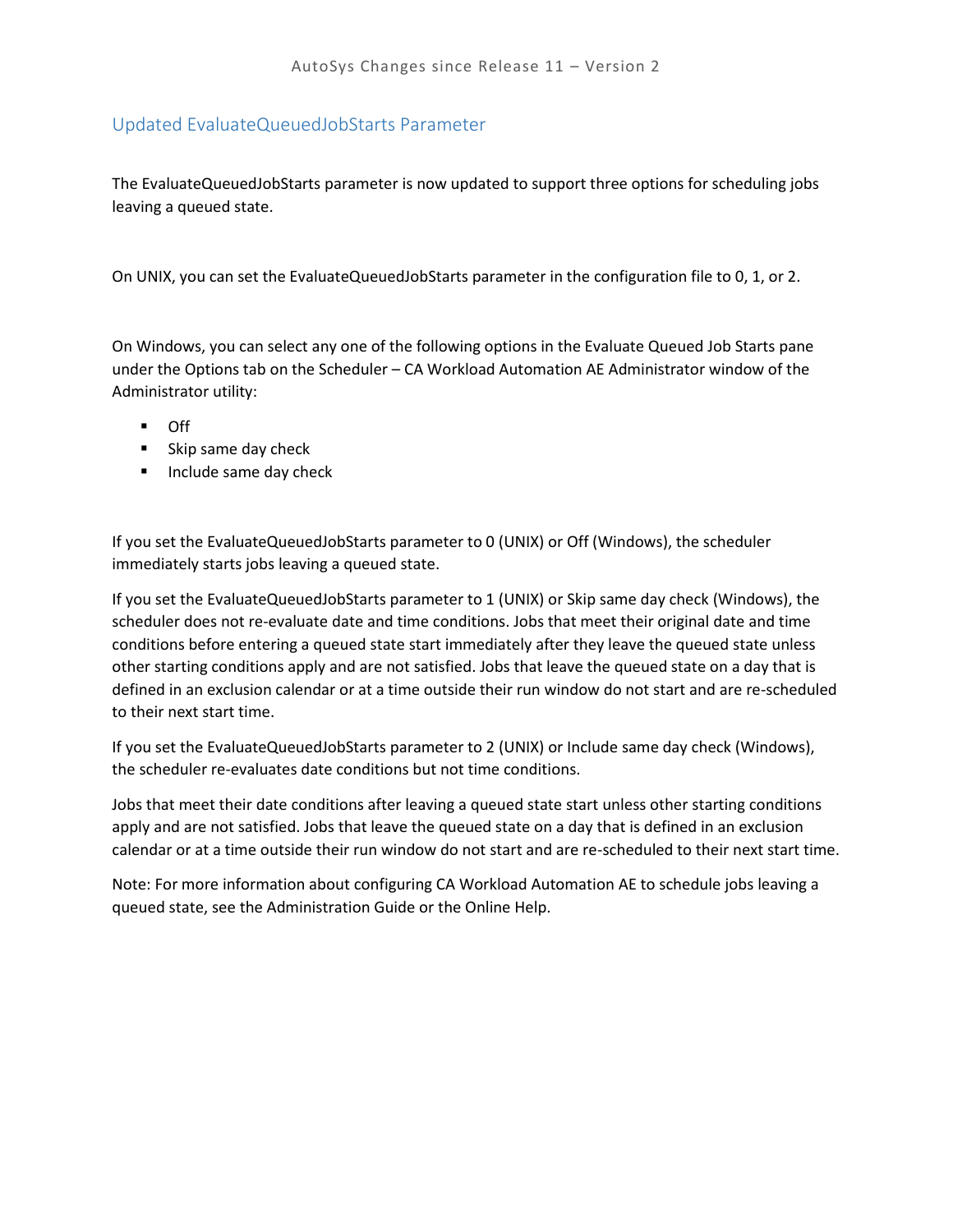## Updated EvaluateQueuedJobStarts Parameter

The EvaluateQueuedJobStarts parameter is now updated to support three options for scheduling jobs leaving a queued state.

On UNIX, you can set the EvaluateQueuedJobStarts parameter in the configuration file to 0, 1, or 2.

On Windows, you can select any one of the following options in the Evaluate Queued Job Starts pane under the Options tab on the Scheduler – CA Workload Automation AE Administrator window of the Administrator utility:

- Off
- Skip same day check
- Include same day check

If you set the EvaluateQueuedJobStarts parameter to 0 (UNIX) or Off (Windows), the scheduler immediately starts jobs leaving a queued state.

If you set the EvaluateQueuedJobStarts parameter to 1 (UNIX) or Skip same day check (Windows), the scheduler does not re-evaluate date and time conditions. Jobs that meet their original date and time conditions before entering a queued state start immediately after they leave the queued state unless other starting conditions apply and are not satisfied. Jobs that leave the queued state on a day that is defined in an exclusion calendar or at a time outside their run window do not start and are re-scheduled to their next start time.

If you set the EvaluateQueuedJobStarts parameter to 2 (UNIX) or Include same day check (Windows), the scheduler re-evaluates date conditions but not time conditions.

Jobs that meet their date conditions after leaving a queued state start unless other starting conditions apply and are not satisfied. Jobs that leave the queued state on a day that is defined in an exclusion calendar or at a time outside their run window do not start and are re-scheduled to their next start time.

Note: For more information about configuring CA Workload Automation AE to schedule jobs leaving a queued state, see the Administration Guide or the Online Help.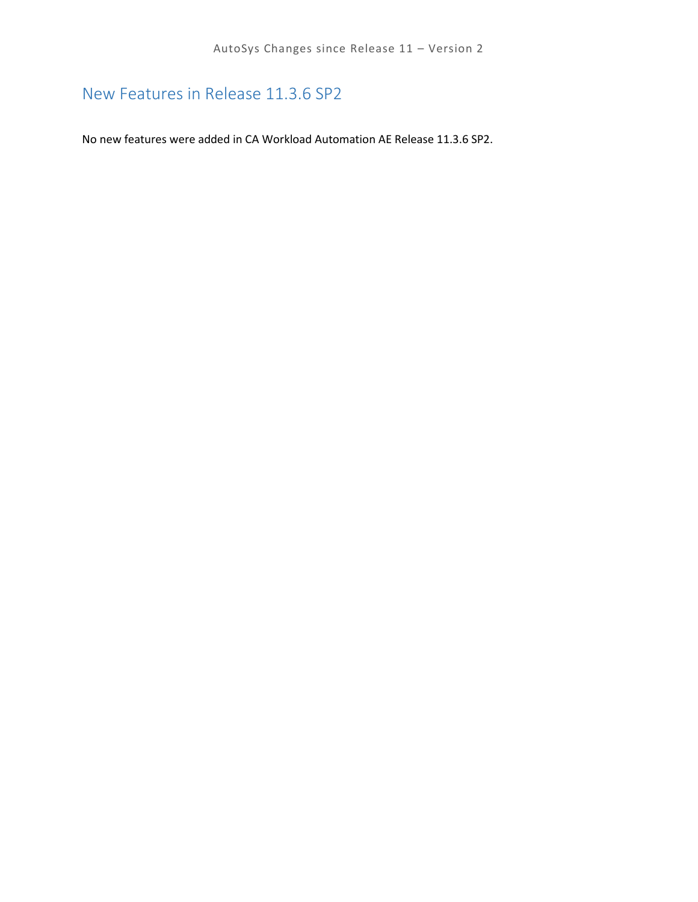# New Features in Release 11.3.6 SP2

No new features were added in CA Workload Automation AE Release 11.3.6 SP2.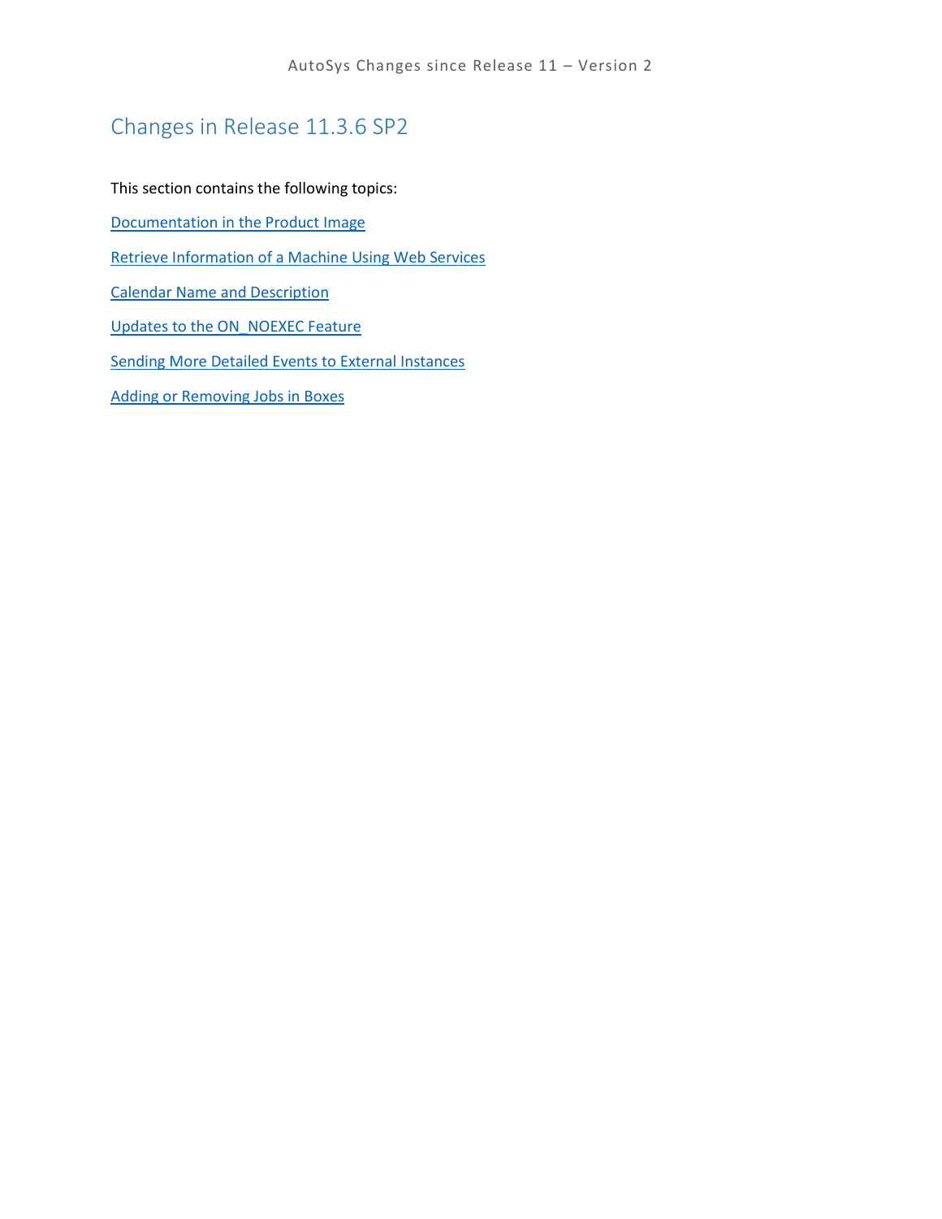## Changes in Release 11.3.6 SP2

This section contains the following topics:

[Documentation in the Product Image]

[Retrieve Information of a Machine Using Web Services]

[Calendar Name and Description]

[Updates to the ON_NOEXEC Feature]

[Sending More Detailed Events to External Instances]

[Adding or Removing Jobs in Boxes]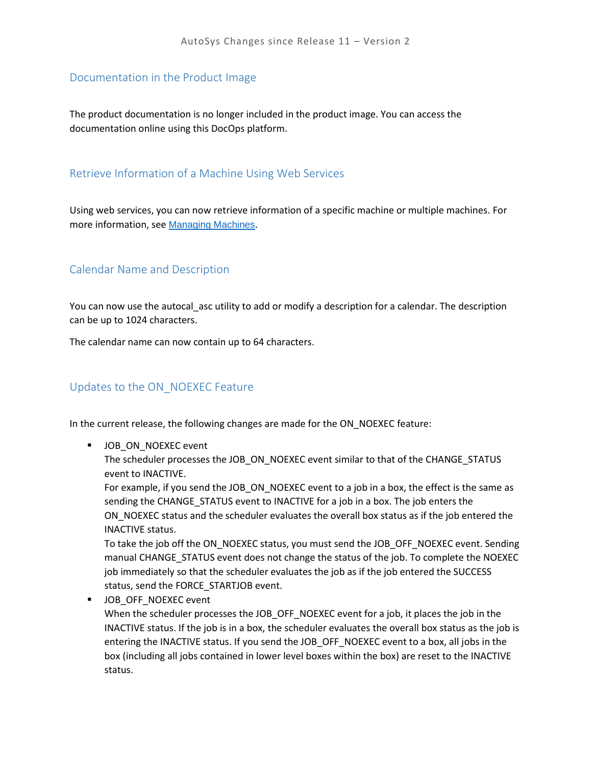## Documentation in the Product Image

The product documentation is no longer included in the product image. You can access the documentation online using this DocOps platform.

## Retrieve Information of a Machine Using Web Services

Using web services, you can now retrieve information of a specific machine or multiple machines. For more information, see Managing Machines.

## Calendar Name and Description

You can now use the autocal_asc utility to add or modify a description for a calendar. The description can be up to 1024 characters.

The calendar name can now contain up to 64 characters.

## Updates to the ON_NOEXEC Feature

In the current release, the following changes are made for the ON_NOEXEC feature:

- JOB_ON_NOEXEC event
  The scheduler processes the JOB_ON_NOEXEC event similar to that of the CHANGE_STATUS event to INACTIVE.
  For example, if you send the JOB_ON_NOEXEC event to a job in a box, the effect is the same as sending the CHANGE_STATUS event to INACTIVE for a job in a box. The job enters the ON_NOEXEC status and the scheduler evaluates the overall box status as if the job entered the INACTIVE status.
  To take the job off the ON_NOEXEC status, you must send the JOB_OFF_NOEXEC event. Sending manual CHANGE_STATUS event does not change the status of the job. To complete the NOEXEC job immediately so that the scheduler evaluates the job as if the job entered the SUCCESS status, send the FORCE_STARTJOB event.
- JOB_OFF_NOEXEC event
  When the scheduler processes the JOB_OFF_NOEXEC event for a job, it places the job in the INACTIVE status. If the job is in a box, the scheduler evaluates the overall box status as the job is entering the INACTIVE status. If you send the JOB_OFF_NOEXEC event to a box, all jobs in the box (including all jobs contained in lower level boxes within the box) are reset to the INACTIVE status.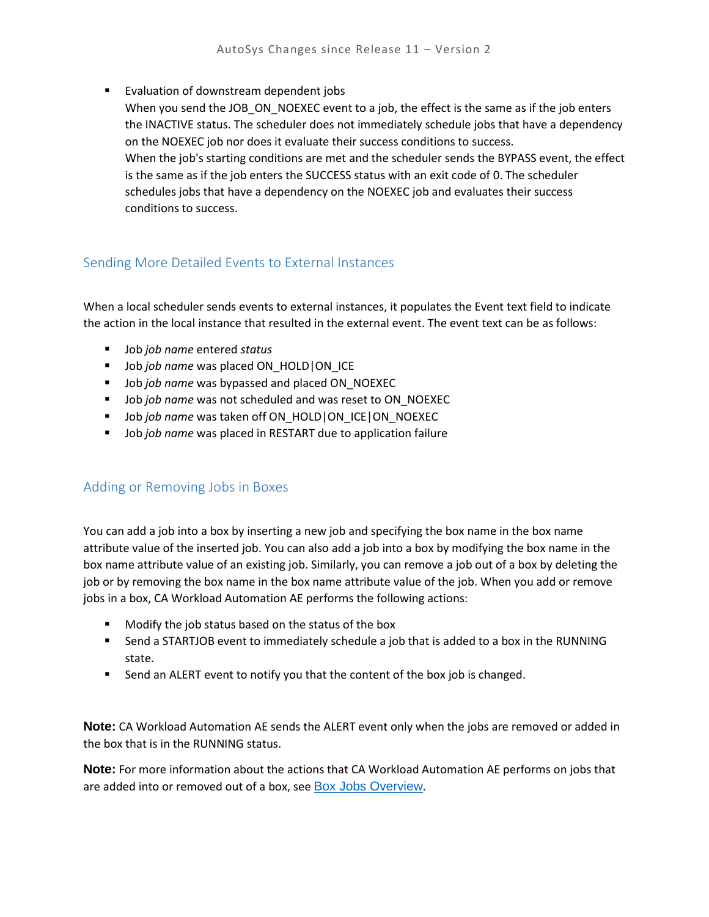- Evaluation of downstream dependent jobs
  When you send the JOB_ON_NOEXEC event to a job, the effect is the same as if the job enters the INACTIVE status. The scheduler does not immediately schedule jobs that have a dependency on the NOEXEC job nor does it evaluate their success conditions to success.
  When the job's starting conditions are met and the scheduler sends the BYPASS event, the effect is the same as if the job enters the SUCCESS status with an exit code of 0. The scheduler schedules jobs that have a dependency on the NOEXEC job and evaluates their success conditions to success.

## Sending More Detailed Events to External Instances

When a local scheduler sends events to external instances, it populates the Event text field to indicate the action in the local instance that resulted in the external event. The event text can be as follows:

- Job *job name* entered *status*
- Job *job name* was placed ON_HOLD|ON_ICE
- Job *job name* was bypassed and placed ON_NOEXEC
- Job *job name* was not scheduled and was reset to ON_NOEXEC
- Job *job name* was taken off ON_HOLD|ON_ICE|ON_NOEXEC
- Job *job name* was placed in RESTART due to application failure

## Adding or Removing Jobs in Boxes

You can add a job into a box by inserting a new job and specifying the box name in the box name attribute value of the inserted job. You can also add a job into a box by modifying the box name in the box name attribute value of an existing job. Similarly, you can remove a job out of a box by deleting the job or by removing the box name in the box name attribute value of the job. When you add or remove jobs in a box, CA Workload Automation AE performs the following actions:

- Modify the job status based on the status of the box
- Send a STARTJOB event to immediately schedule a job that is added to a box in the RUNNING state.
- Send an ALERT event to notify you that the content of the box job is changed.

**Note:** CA Workload Automation AE sends the ALERT event only when the jobs are removed or added in the box that is in the RUNNING status.

**Note:** For more information about the actions that CA Workload Automation AE performs on jobs that are added into or removed out of a box, see Box Jobs Overview.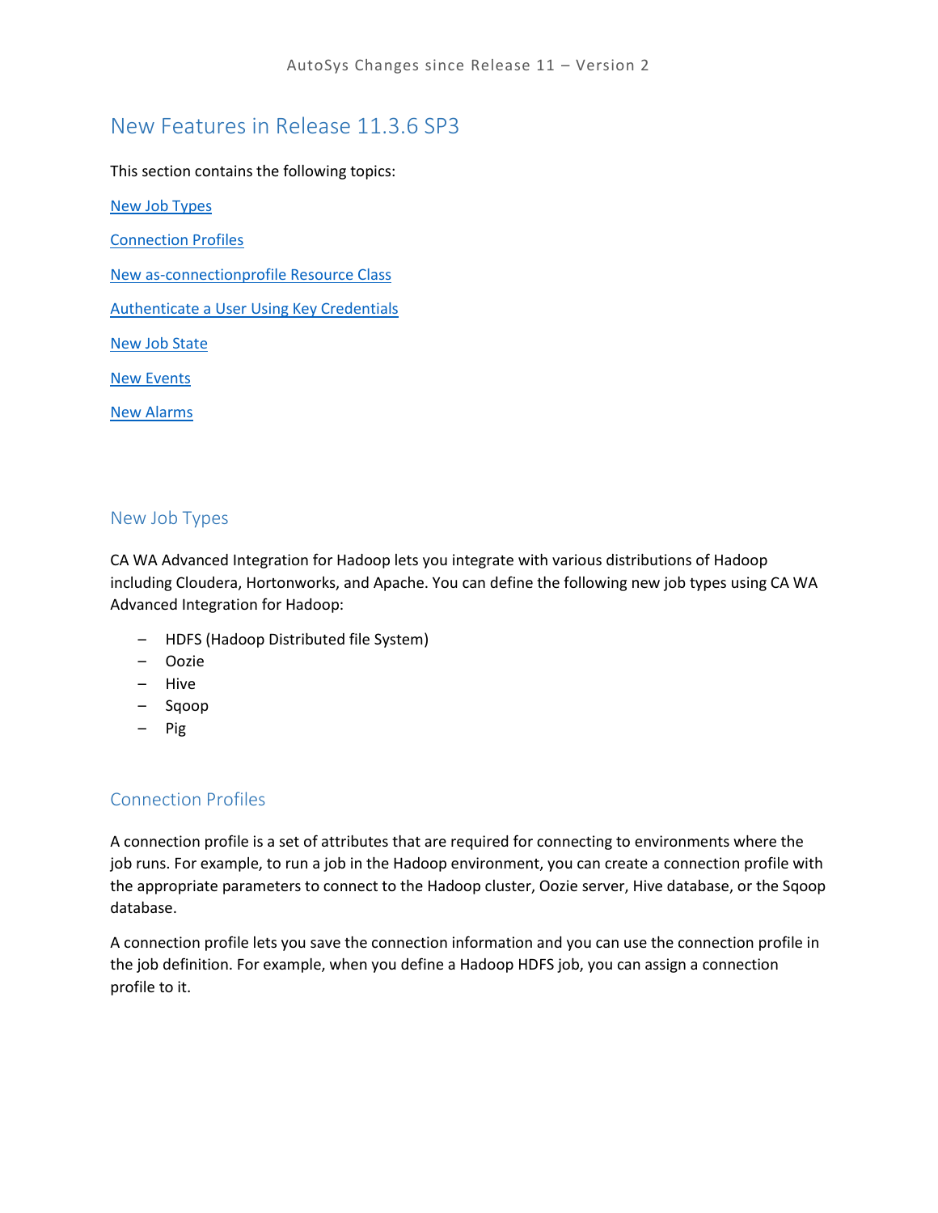## New Features in Release 11.3.6 SP3

This section contains the following topics:

New Job Types

Connection Profiles

New as-connectionprofile Resource Class

Authenticate a User Using Key Credentials

New Job State

New Events

New Alarms

### New Job Types

CA WA Advanced Integration for Hadoop lets you integrate with various distributions of Hadoop including Cloudera, Hortonworks, and Apache. You can define the following new job types using CA WA Advanced Integration for Hadoop:

- HDFS (Hadoop Distributed file System)
- Oozie
- Hive
- Sqoop
- Pig

### Connection Profiles

A connection profile is a set of attributes that are required for connecting to environments where the job runs. For example, to run a job in the Hadoop environment, you can create a connection profile with the appropriate parameters to connect to the Hadoop cluster, Oozie server, Hive database, or the Sqoop database.

A connection profile lets you save the connection information and you can use the connection profile in the job definition. For example, when you define a Hadoop HDFS job, you can assign a connection profile to it.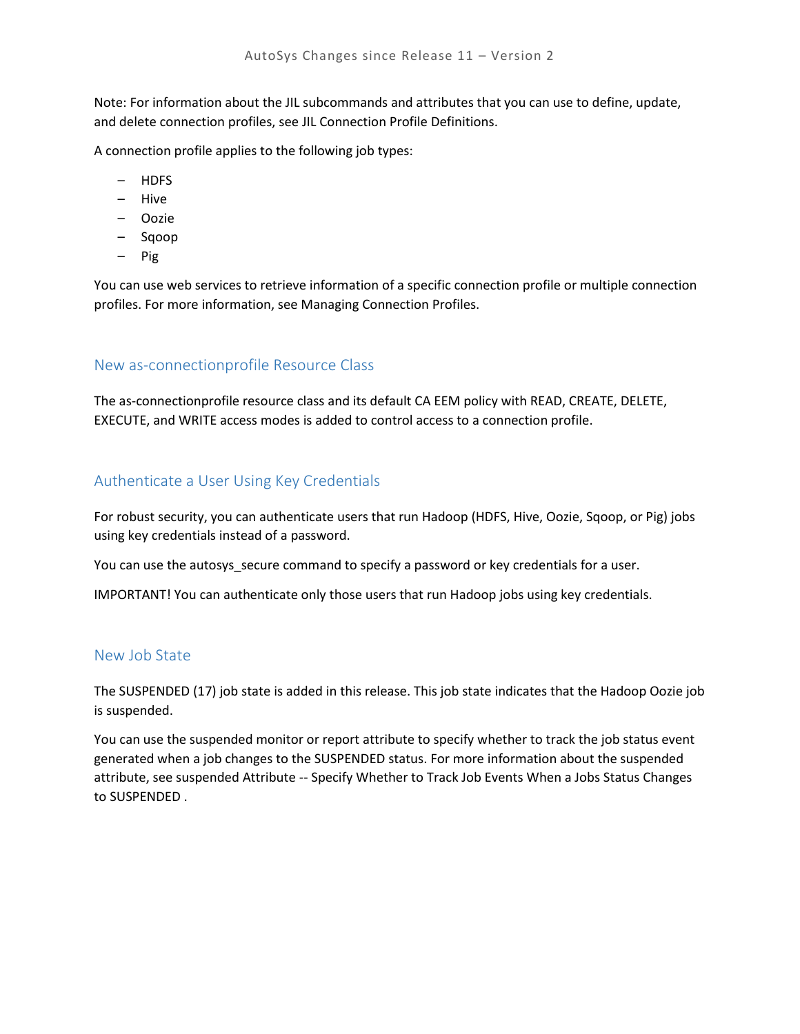Note: For information about the JIL subcommands and attributes that you can use to define, update, and delete connection profiles, see JIL Connection Profile Definitions.

A connection profile applies to the following job types:

- HDFS
- Hive
- Oozie
- Sqoop
- Pig

You can use web services to retrieve information of a specific connection profile or multiple connection profiles. For more information, see Managing Connection Profiles.

## New as-connectionprofile Resource Class

The as-connectionprofile resource class and its default CA EEM policy with READ, CREATE, DELETE, EXECUTE, and WRITE access modes is added to control access to a connection profile.

## Authenticate a User Using Key Credentials

For robust security, you can authenticate users that run Hadoop (HDFS, Hive, Oozie, Sqoop, or Pig) jobs using key credentials instead of a password.

You can use the autosys_secure command to specify a password or key credentials for a user.

IMPORTANT! You can authenticate only those users that run Hadoop jobs using key credentials.

## New Job State

The SUSPENDED (17) job state is added in this release. This job state indicates that the Hadoop Oozie job is suspended.

You can use the suspended monitor or report attribute to specify whether to track the job status event generated when a job changes to the SUSPENDED status. For more information about the suspended attribute, see suspended Attribute -- Specify Whether to Track Job Events When a Jobs Status Changes to SUSPENDED .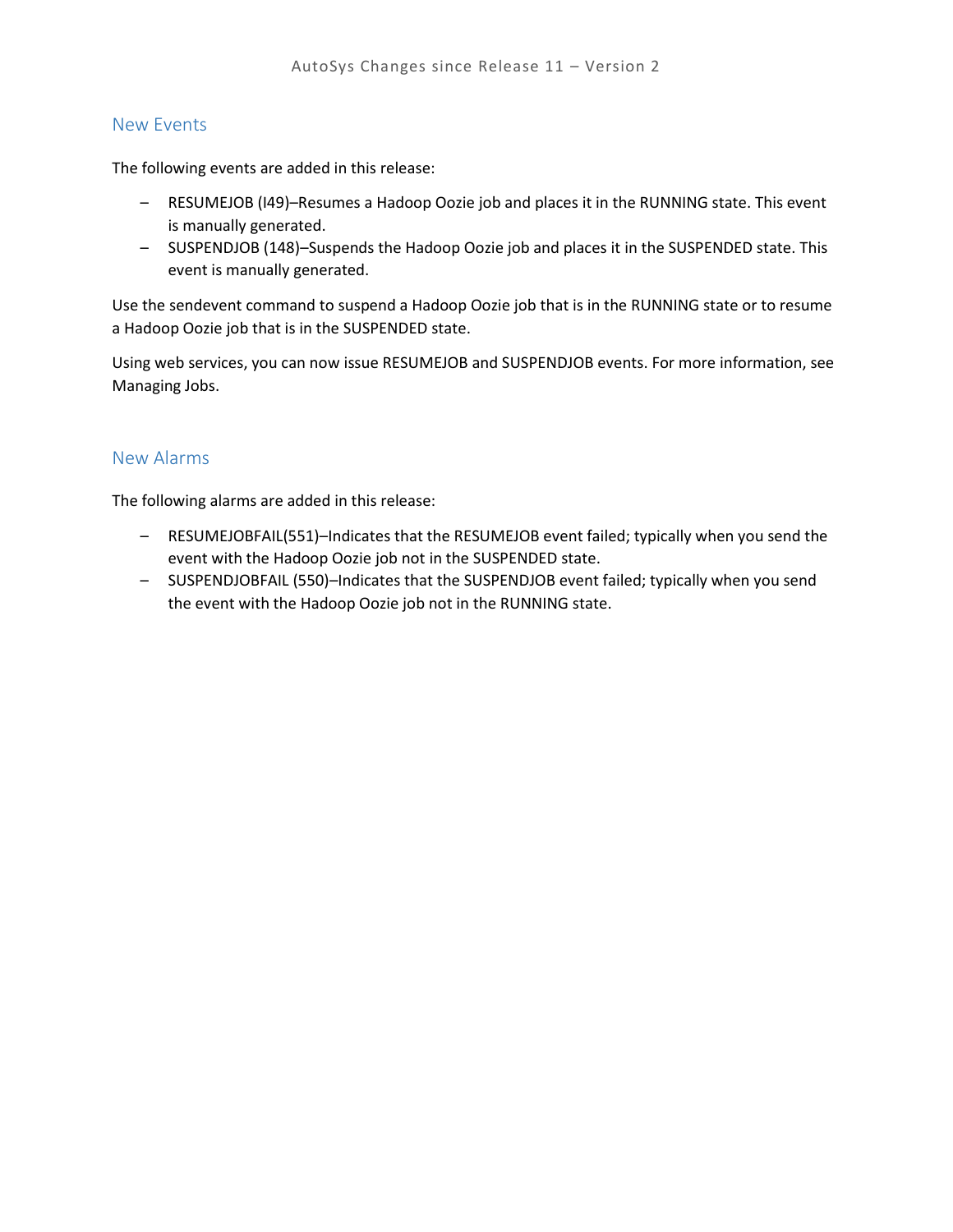## New Events

The following events are added in this release:

– RESUMEJOB (I49)–Resumes a Hadoop Oozie job and places it in the RUNNING state. This event is manually generated.
– SUSPENDJOB (148)–Suspends the Hadoop Oozie job and places it in the SUSPENDED state. This event is manually generated.

Use the sendevent command to suspend a Hadoop Oozie job that is in the RUNNING state or to resume a Hadoop Oozie job that is in the SUSPENDED state.

Using web services, you can now issue RESUMEJOB and SUSPENDJOB events. For more information, see Managing Jobs.

## New Alarms

The following alarms are added in this release:

– RESUMEJOBFAIL(551)–Indicates that the RESUMEJOB event failed; typically when you send the event with the Hadoop Oozie job not in the SUSPENDED state.
– SUSPENDJOBFAIL (550)–Indicates that the SUSPENDJOB event failed; typically when you send the event with the Hadoop Oozie job not in the RUNNING state.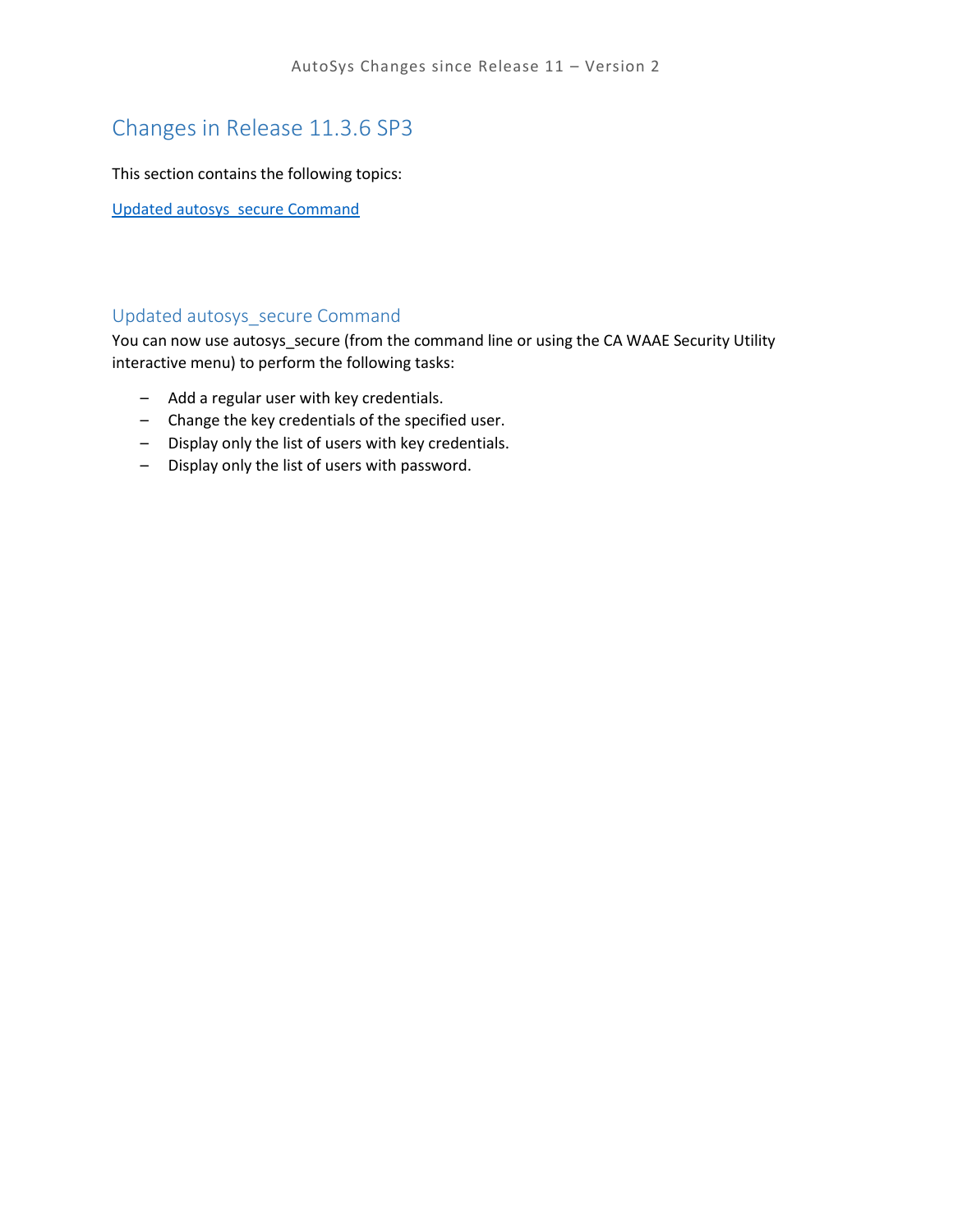# Changes in Release 11.3.6 SP3

This section contains the following topics:

Updated autosys_secure Command

## Updated autosys_secure Command

You can now use autosys_secure (from the command line or using the CA WAAE Security Utility interactive menu) to perform the following tasks:

- Add a regular user with key credentials.
- Change the key credentials of the specified user.
- Display only the list of users with key credentials.
- Display only the list of users with password.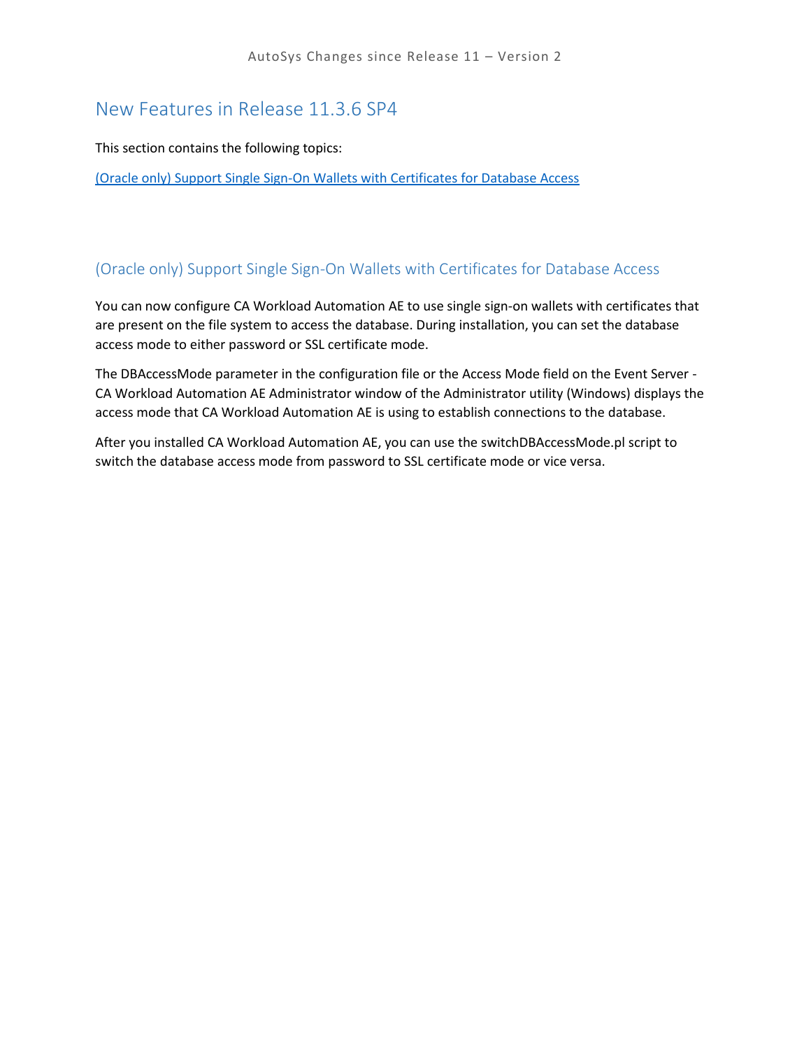# New Features in Release 11.3.6 SP4

This section contains the following topics:

[(Oracle only) Support Single Sign-On Wallets with Certificates for Database Access]

## (Oracle only) Support Single Sign-On Wallets with Certificates for Database Access

You can now configure CA Workload Automation AE to use single sign-on wallets with certificates that are present on the file system to access the database. During installation, you can set the database access mode to either password or SSL certificate mode.

The DBAccessMode parameter in the configuration file or the Access Mode field on the Event Server - CA Workload Automation AE Administrator window of the Administrator utility (Windows) displays the access mode that CA Workload Automation AE is using to establish connections to the database.

After you installed CA Workload Automation AE, you can use the switchDBAccessMode.pl script to switch the database access mode from password to SSL certificate mode or vice versa.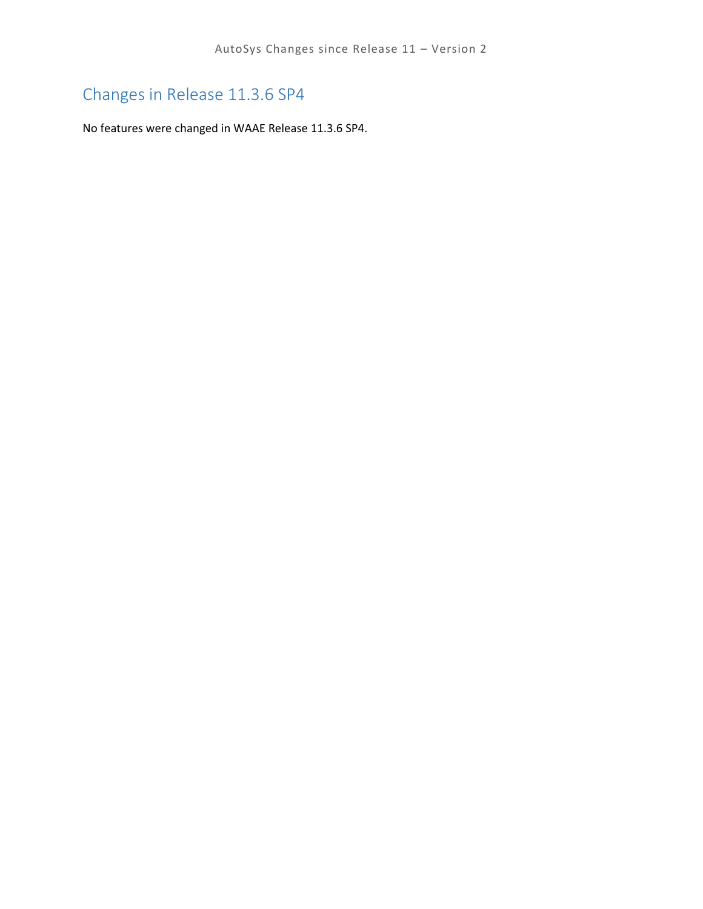## Changes in Release 11.3.6 SP4

No features were changed in WAAE Release 11.3.6 SP4.